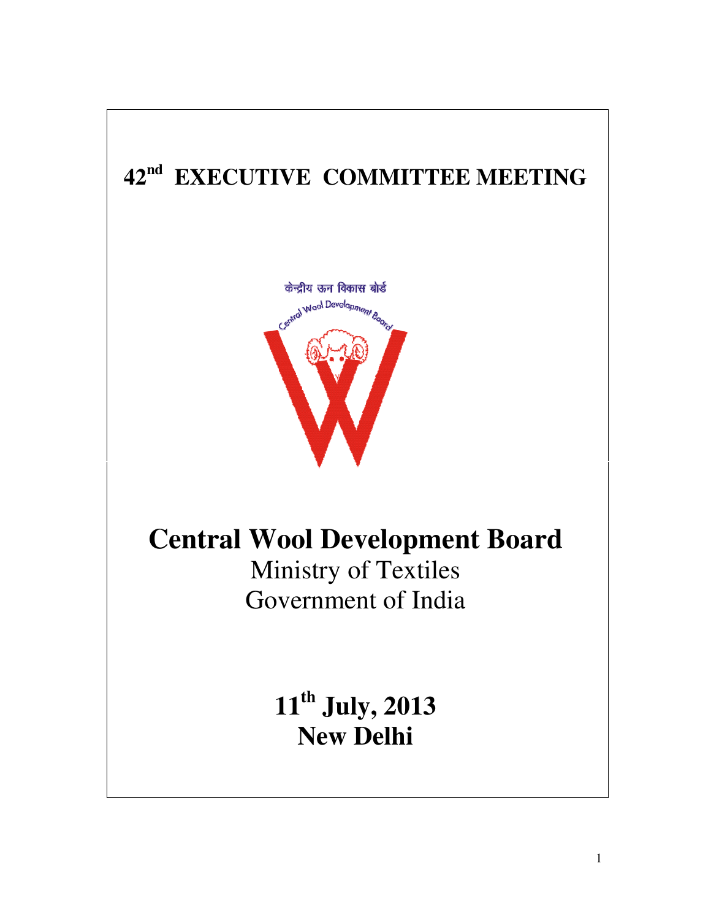# 42nd EXECUTIVE COMMITTEE MEETING

केन्द्रीय ऊन विकास बोर्ड

Central Wool Development Board

# Central Wool Development Board

Ministry of Textiles

Government of India

## 11th July, 2013

## New Delhi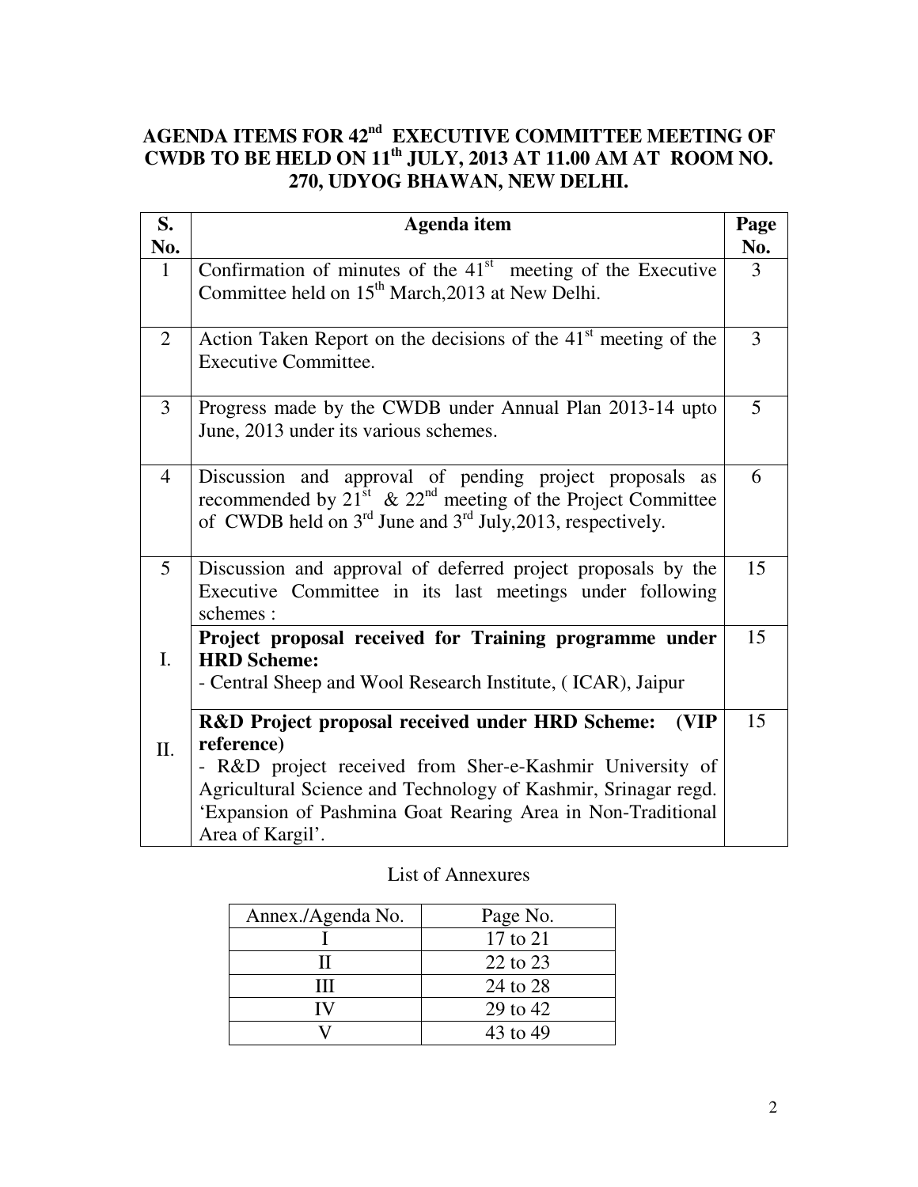# AGENDA ITEMS FOR 42nd EXECUTIVE COMMITTEE MEETING OF CWDB TO BE HELD ON 11th JULY, 2013 AT 11.00 AM AT ROOM NO. 270, UDYOG BHAWAN, NEW DELHI.

| S. No. | Agenda item | Page No. |
|---|---|---|
| 1 | Confirmation of minutes of the 41st meeting of the Executive Committee held on 15th March,2013 at New Delhi. | 3 |
| 2 | Action Taken Report on the decisions of the 41st meeting of the Executive Committee. | 3 |
| 3 | Progress made by the CWDB under Annual Plan 2013-14 upto June, 2013 under its various schemes. | 5 |
| 4 | Discussion and approval of pending project proposals as recommended by 21st & 22nd meeting of the Project Committee of CWDB held on 3rd June and 3rd July,2013, respectively. | 6 |
| 5 | Discussion and approval of deferred project proposals by the Executive Committee in its last meetings under following schemes : | 15 |
| I. | **Project proposal received for Training programme under HRD Scheme:**<br>- Central Sheep and Wool Research Institute, ( ICAR), Jaipur | 15 |
| II. | **R&D Project proposal received under HRD Scheme: (VIP reference)**<br>- R&D project received from Sher-e-Kashmir University of Agricultural Science and Technology of Kashmir, Srinagar regd. 'Expansion of Pashmina Goat Rearing Area in Non-Traditional Area of Kargil'. | 15 |

List of Annexures

| Annex./Agenda No. | Page No. |
|---|---|
| I | 17 to 21 |
| II | 22 to 23 |
| III | 24 to 28 |
| IV | 29 to 42 |
| V | 43 to 49 |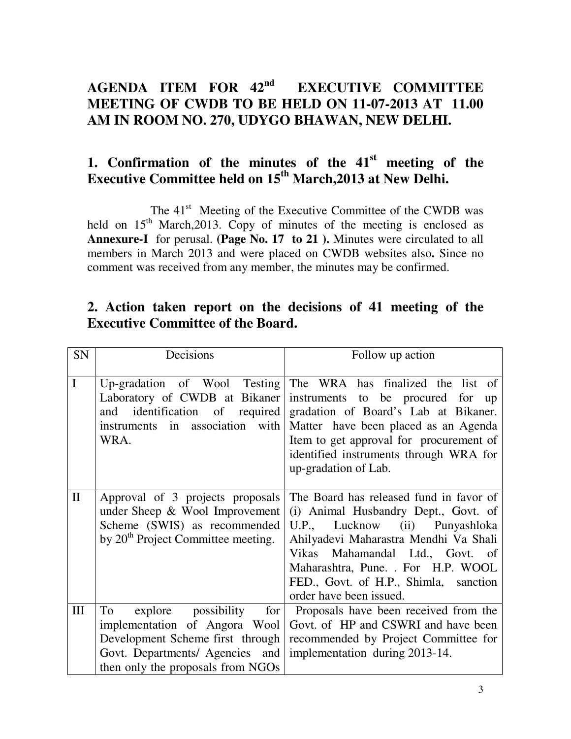# AGENDA ITEM FOR 42nd EXECUTIVE COMMITTEE MEETING OF CWDB TO BE HELD ON 11-07-2013 AT 11.00 AM IN ROOM NO. 270, UDYGO BHAWAN, NEW DELHI.

## 1. Confirmation of the minutes of the 41st meeting of the Executive Committee held on 15th March,2013 at New Delhi.

The 41st Meeting of the Executive Committee of the CWDB was held on 15th March,2013. Copy of minutes of the meeting is enclosed as **Annexure-I** for perusal. **(Page No. 17 to 21 ).** Minutes were circulated to all members in March 2013 and were placed on CWDB websites also**.** Since no comment was received from any member, the minutes may be confirmed.

## 2. Action taken report on the decisions of 41 meeting of the Executive Committee of the Board.

| SN | Decisions | Follow up action |
|---|---|---|
| I | Up-gradation of Wool Testing Laboratory of CWDB at Bikaner and identification of required instruments in association with WRA. | The WRA has finalized the list of instruments to be procured for up gradation of Board's Lab at Bikaner. Matter have been placed as an Agenda Item to get approval for procurement of identified instruments through WRA for up-gradation of Lab. |
| II | Approval of 3 projects proposals under Sheep & Wool Improvement Scheme (SWIS) as recommended by 20th Project Committee meeting. | The Board has released fund in favor of (i) Animal Husbandry Dept., Govt. of U.P., Lucknow (ii) Punyashloka Ahilyadevi Maharastra Mendhi Va Shali Vikas Mahamandal Ltd., Govt. of Maharashtra, Pune. . For H.P. WOOL FED., Govt. of H.P., Shimla, sanction order have been issued. |
| III | To explore possibility for implementation of Angora Wool Development Scheme first through Govt. Departments/ Agencies and then only the proposals from NGOs | Proposals have been received from the Govt. of HP and CSWRI and have been recommended by Project Committee for implementation during 2013-14. |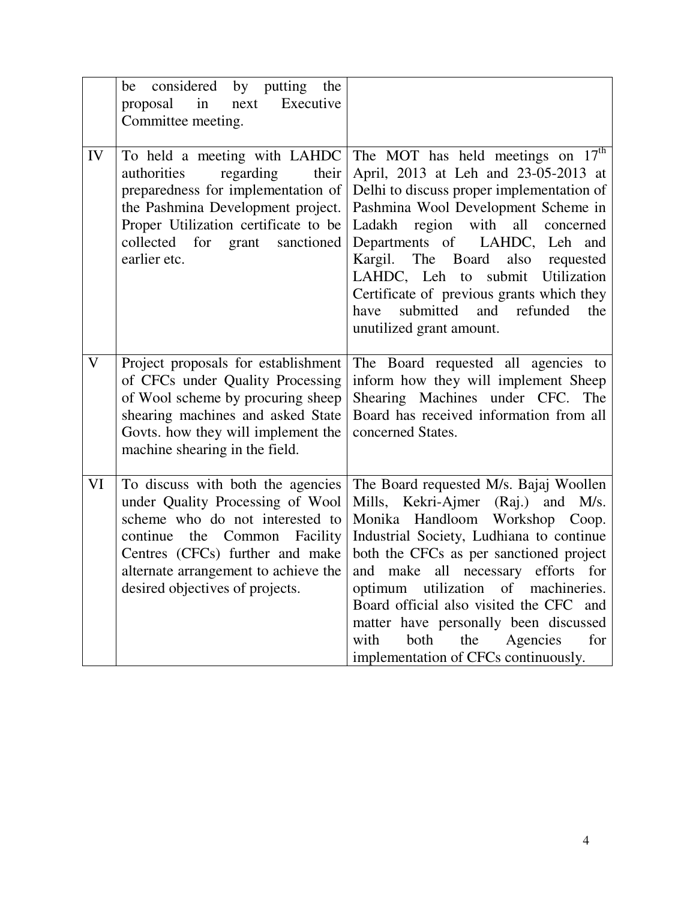| | | |
|---|---|---|
| | be considered by putting the proposal in next Executive Committee meeting. | |
| IV | To held a meeting with LAHDC authorities regarding their preparedness for implementation of the Pashmina Development project. Proper Utilization certificate to be collected for grant sanctioned earlier etc. | The MOT has held meetings on 17th April, 2013 at Leh and 23-05-2013 at Delhi to discuss proper implementation of Pashmina Wool Development Scheme in Ladakh region with all concerned Departments of LAHDC, Leh and Kargil. The Board also requested LAHDC, Leh to submit Utilization Certificate of previous grants which they have submitted and refunded the unutilized grant amount. |
| V | Project proposals for establishment of CFCs under Quality Processing of Wool scheme by procuring sheep shearing machines and asked State Govts. how they will implement the machine shearing in the field. | The Board requested all agencies to inform how they will implement Sheep Shearing Machines under CFC. The Board has received information from all concerned States. |
| VI | To discuss with both the agencies under Quality Processing of Wool scheme who do not interested to continue the Common Facility Centres (CFCs) further and make alternate arrangement to achieve the desired objectives of projects. | The Board requested M/s. Bajaj Woollen Mills, Kekri-Ajmer (Raj.) and M/s. Monika Handloom Workshop Coop. Industrial Society, Ludhiana to continue both the CFCs as per sanctioned project and make all necessary efforts for optimum utilization of machineries. Board official also visited the CFC and matter have personally been discussed with both the Agencies for implementation of CFCs continuously. |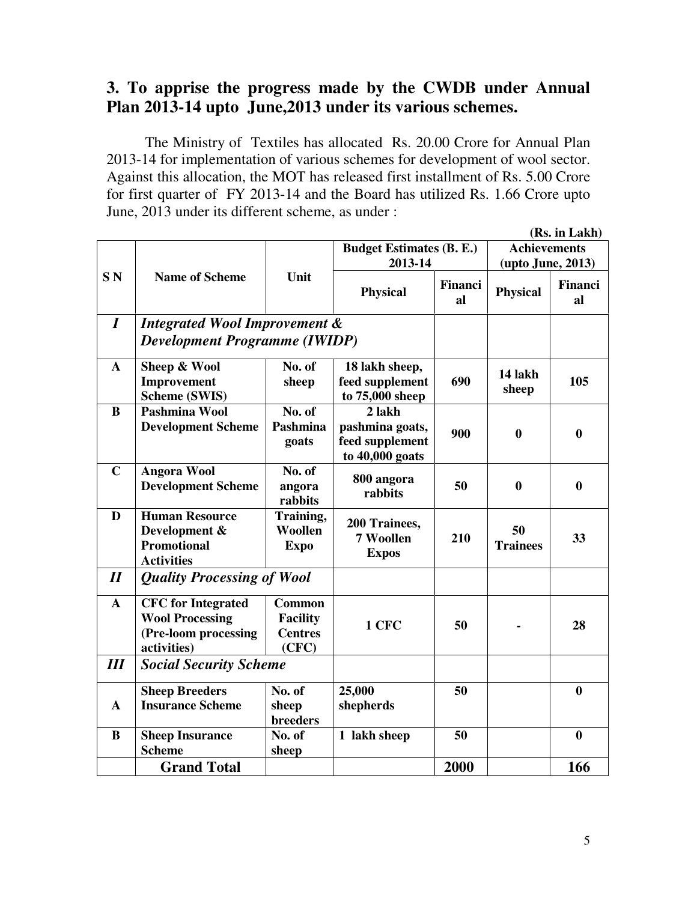## 3. To apprise the progress made by the CWDB under Annual Plan 2013-14 upto June,2013 under its various schemes.

The Ministry of Textiles has allocated Rs. 20.00 Crore for Annual Plan 2013-14 for implementation of various schemes for development of wool sector. Against this allocation, the MOT has released first installment of Rs. 5.00 Crore for first quarter of FY 2013-14 and the Board has utilized Rs. 1.66 Crore upto June, 2013 under its different scheme, as under :

**(Rs. in Lakh)**

| S N | Name of Scheme | Unit | Budget Estimates (B. E.) 2013-14 | | Achievements (upto June, 2013) | |
|---|---|---|---|---|---|---|
| | | | Physical | Financial | Physical | Financial |
| ***I*** | ***Integrated Wool Improvement & Development Programme (IWIDP)*** | | | | | |
| **A** | **Sheep & Wool Improvement Scheme (SWIS)** | **No. of sheep** | **18 lakh sheep, feed supplement to 75,000 sheep** | **690** | **14 lakh sheep** | **105** |
| **B** | **Pashmina Wool Development Scheme** | **No. of Pashmina goats** | **2 lakh pashmina goats, feed supplement to 40,000 goats** | **900** | **0** | **0** |
| **C** | **Angora Wool Development Scheme** | **No. of angora rabbits** | **800 angora rabbits** | **50** | **0** | **0** |
| **D** | **Human Resource Development & Promotional Activities** | **Training, Woollen Expo** | **200 Trainees, 7 Woollen Expos** | **210** | **50 Trainees** | **33** |
| ***II*** | ***Quality Processing of Wool*** | | | | | |
| **A** | **CFC for Integrated Wool Processing (Pre-loom processing activities)** | **Common Facility Centres (CFC)** | **1 CFC** | **50** | **-** | **28** |
| ***III*** | ***Social Security Scheme*** | | | | | |
| **A** | **Sheep Breeders Insurance Scheme** | **No. of sheep breeders** | **25,000 shepherds** | **50** | | **0** |
| **B** | **Sheep Insurance Scheme** | **No. of sheep** | **1 lakh sheep** | **50** | | **0** |
| | **Grand Total** | | | **2000** | | **166** |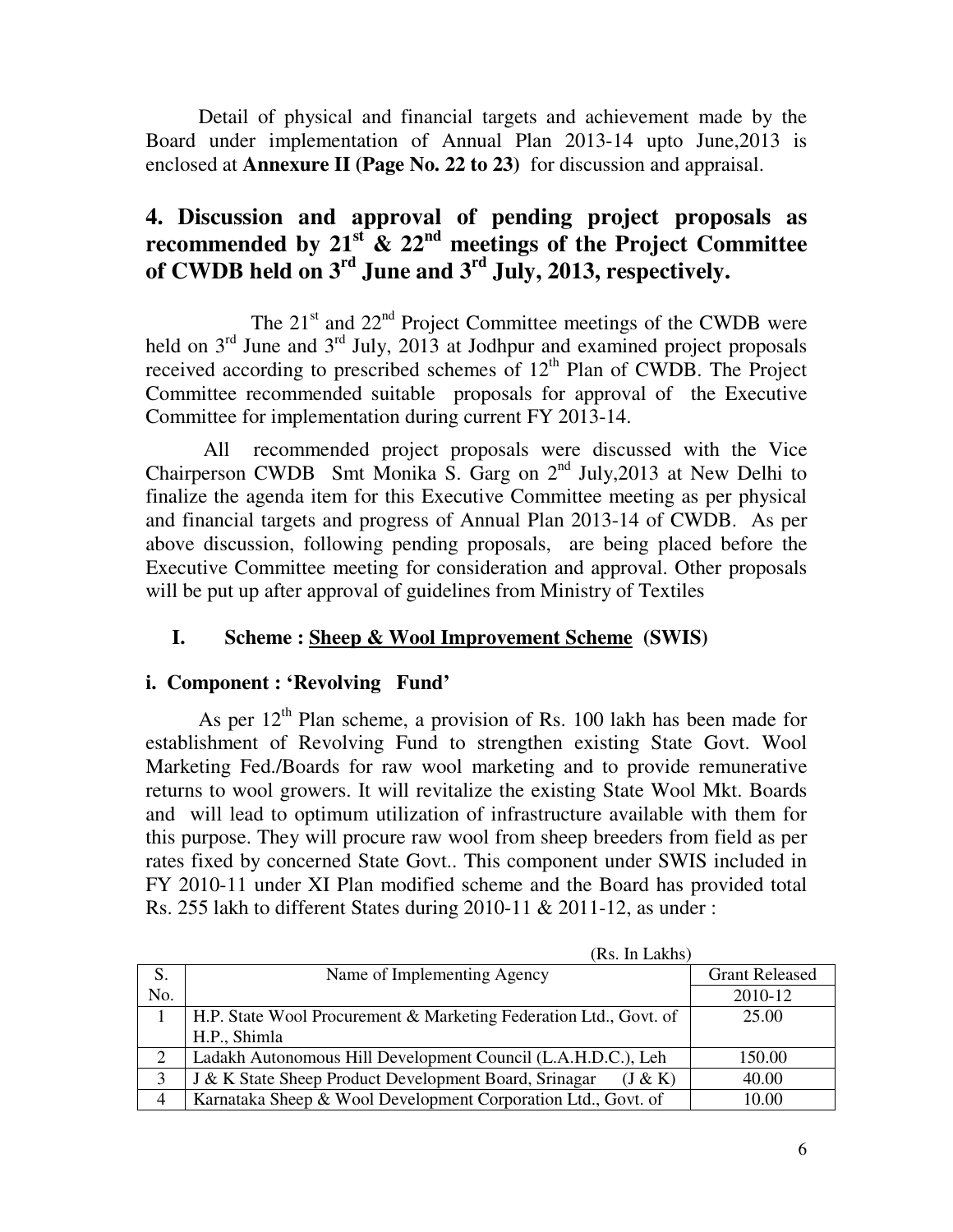Detail of physical and financial targets and achievement made by the Board under implementation of Annual Plan 2013-14 upto June,2013 is enclosed at **Annexure II (Page No. 22 to 23)** for discussion and appraisal.

## 4. Discussion and approval of pending project proposals as recommended by 21st & 22nd meetings of the Project Committee of CWDB held on 3rd June and 3rd July, 2013, respectively.

The 21st and 22nd Project Committee meetings of the CWDB were held on 3rd June and 3rd July, 2013 at Jodhpur and examined project proposals received according to prescribed schemes of 12th Plan of CWDB. The Project Committee recommended suitable proposals for approval of the Executive Committee for implementation during current FY 2013-14.

All recommended project proposals were discussed with the Vice Chairperson CWDB Smt Monika S. Garg on 2nd July,2013 at New Delhi to finalize the agenda item for this Executive Committee meeting as per physical and financial targets and progress of Annual Plan 2013-14 of CWDB. As per above discussion, following pending proposals, are being placed before the Executive Committee meeting for consideration and approval. Other proposals will be put up after approval of guidelines from Ministry of Textiles

### I. Scheme : Sheep & Wool Improvement Scheme (SWIS)

**i. Component : 'Revolving Fund'**

As per 12th Plan scheme, a provision of Rs. 100 lakh has been made for establishment of Revolving Fund to strengthen existing State Govt. Wool Marketing Fed./Boards for raw wool marketing and to provide remunerative returns to wool growers. It will revitalize the existing State Wool Mkt. Boards and will lead to optimum utilization of infrastructure available with them for this purpose. They will procure raw wool from sheep breeders from field as per rates fixed by concerned State Govt.. This component under SWIS included in FY 2010-11 under XI Plan modified scheme and the Board has provided total Rs. 255 lakh to different States during 2010-11 & 2011-12, as under :

(Rs. In Lakhs)

| S. No. | Name of Implementing Agency | Grant Released |
|---|---|---|
| | | 2010-12 |
| 1 | H.P. State Wool Procurement & Marketing Federation Ltd., Govt. of H.P., Shimla | 25.00 |
| 2 | Ladakh Autonomous Hill Development Council (L.A.H.D.C.), Leh | 150.00 |
| 3 | J & K State Sheep Product Development Board, Srinagar (J & K) | 40.00 |
| 4 | Karnataka Sheep & Wool Development Corporation Ltd., Govt. of | 10.00 |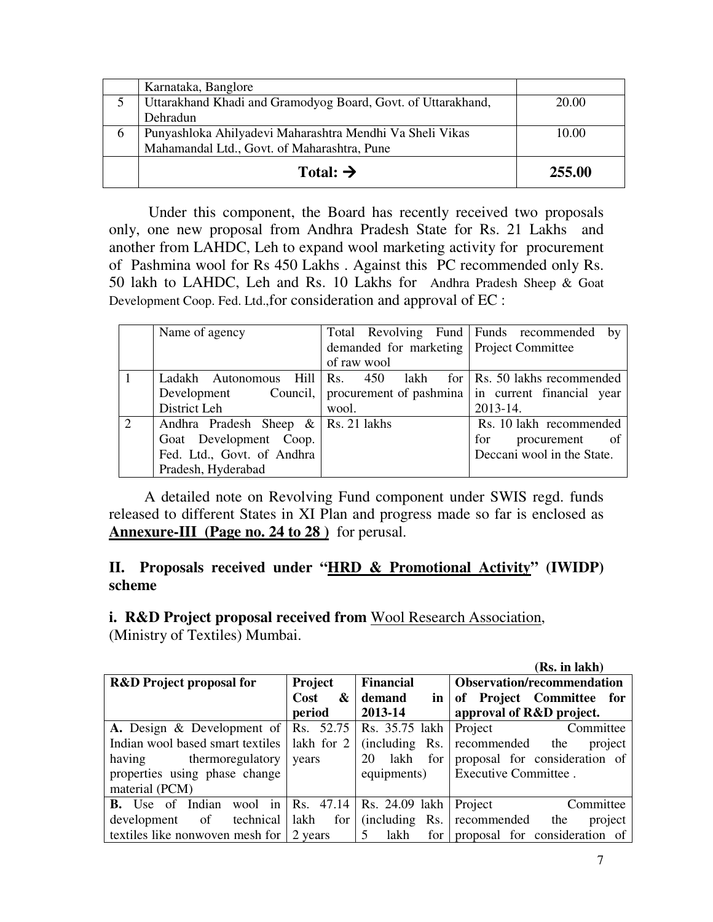|   | Karnataka, Banglore |   |
|---|---|---|
| 5 | Uttarakhand Khadi and Gramodyog Board, Govt. of Uttarakhand, Dehradun | 20.00 |
| 6 | Punyashloka Ahilyadevi Maharashtra Mendhi Va Sheli Vikas Mahamandal Ltd., Govt. of Maharashtra, Pune | 10.00 |
|   | **Total: →** | **255.00** |

Under this component, the Board has recently received two proposals only, one new proposal from Andhra Pradesh State for Rs. 21 Lakhs and another from LAHDC, Leh to expand wool marketing activity for procurement of Pashmina wool for Rs 450 Lakhs . Against this PC recommended only Rs. 50 lakh to LAHDC, Leh and Rs. 10 Lakhs for Andhra Pradesh Sheep & Goat Development Coop. Fed. Ltd.,for consideration and approval of EC :

|   | Name of agency | Total Revolving Fund demanded for marketing of raw wool | Funds recommended by Project Committee |
|---|---|---|---|
| 1 | Ladakh Autonomous Hill Development Council, District Leh | Rs. 450 lakh for procurement of pashmina wool. | Rs. 50 lakhs recommended in current financial year 2013-14. |
| 2 | Andhra Pradesh Sheep & Goat Development Coop. Fed. Ltd., Govt. of Andhra Pradesh, Hyderabad | Rs. 21 lakhs | Rs. 10 lakh recommended for procurement of Deccani wool in the State. |

A detailed note on Revolving Fund component under SWIS regd. funds released to different States in XI Plan and progress made so far is enclosed as **Annexure-III (Page no. 24 to 28 )** for perusal.

## II. Proposals received under "HRD & Promotional Activity" (IWIDP) scheme

**i. R&D Project proposal received from** Wool Research Association, (Ministry of Textiles) Mumbai.

**(Rs. in lakh)**

| **R&D Project proposal for** | **Project Cost & period** | **Financial demand in 2013-14** | **Observation/recommendation of Project Committee for approval of R&D project.** |
|---|---|---|---|
| **A.** Design & Development of Indian wool based smart textiles having thermoregulatory properties using phase change material (PCM) | Rs. 52.75 lakh for 2 years | Rs. 35.75 lakh (including Rs. 20 lakh for equipments) | Project Committee recommended the project proposal for consideration of Executive Committee . |
| **B.** Use of Indian wool in development of technical textiles like nonwoven mesh for | Rs. 47.14 lakh for 2 years | Rs. 24.09 lakh (including Rs. 5 lakh for | Project Committee recommended the project proposal for consideration of |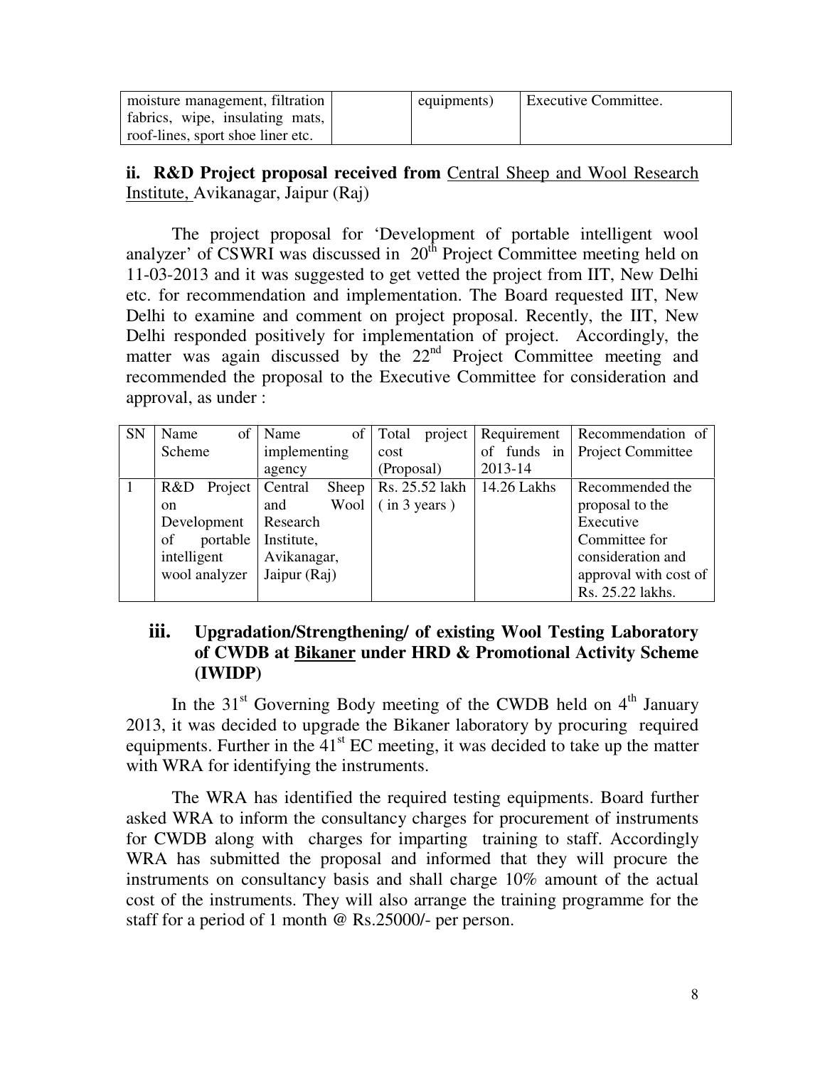| moisture management, filtration fabrics, wipe, insulating mats, roof-lines, sport shoe liner etc. | | equipments) | Executive Committee. |
|---|---|---|---|

**ii. R&D Project proposal received from** Central Sheep and Wool Research Institute, Avikanagar, Jaipur (Raj)

The project proposal for 'Development of portable intelligent wool analyzer' of CSWRI was discussed in 20th Project Committee meeting held on 11-03-2013 and it was suggested to get vetted the project from IIT, New Delhi etc. for recommendation and implementation. The Board requested IIT, New Delhi to examine and comment on project proposal. Recently, the IIT, New Delhi responded positively for implementation of project. Accordingly, the matter was again discussed by the 22nd Project Committee meeting and recommended the proposal to the Executive Committee for consideration and approval, as under :

| SN | Name of Scheme | Name of implementing agency | Total project cost (Proposal) | Requirement of funds in 2013-14 | Recommendation of Project Committee |
|---|---|---|---|---|---|
| 1 | R&D Project on Development of portable intelligent wool analyzer | Central Sheep and Wool Research Institute, Avikanagar, Jaipur (Raj) | Rs. 25.52 lakh ( in 3 years ) | 14.26 Lakhs | Recommended the proposal to the Executive Committee for consideration and approval with cost of Rs. 25.22 lakhs. |

### iii. Upgradation/Strengthening/ of existing Wool Testing Laboratory of CWDB at Bikaner under HRD & Promotional Activity Scheme (IWIDP)

In the 31st Governing Body meeting of the CWDB held on 4th January 2013, it was decided to upgrade the Bikaner laboratory by procuring required equipments. Further in the 41st EC meeting, it was decided to take up the matter with WRA for identifying the instruments.

The WRA has identified the required testing equipments. Board further asked WRA to inform the consultancy charges for procurement of instruments for CWDB along with charges for imparting training to staff. Accordingly WRA has submitted the proposal and informed that they will procure the instruments on consultancy basis and shall charge 10% amount of the actual cost of the instruments. They will also arrange the training programme for the staff for a period of 1 month @ Rs.25000/- per person.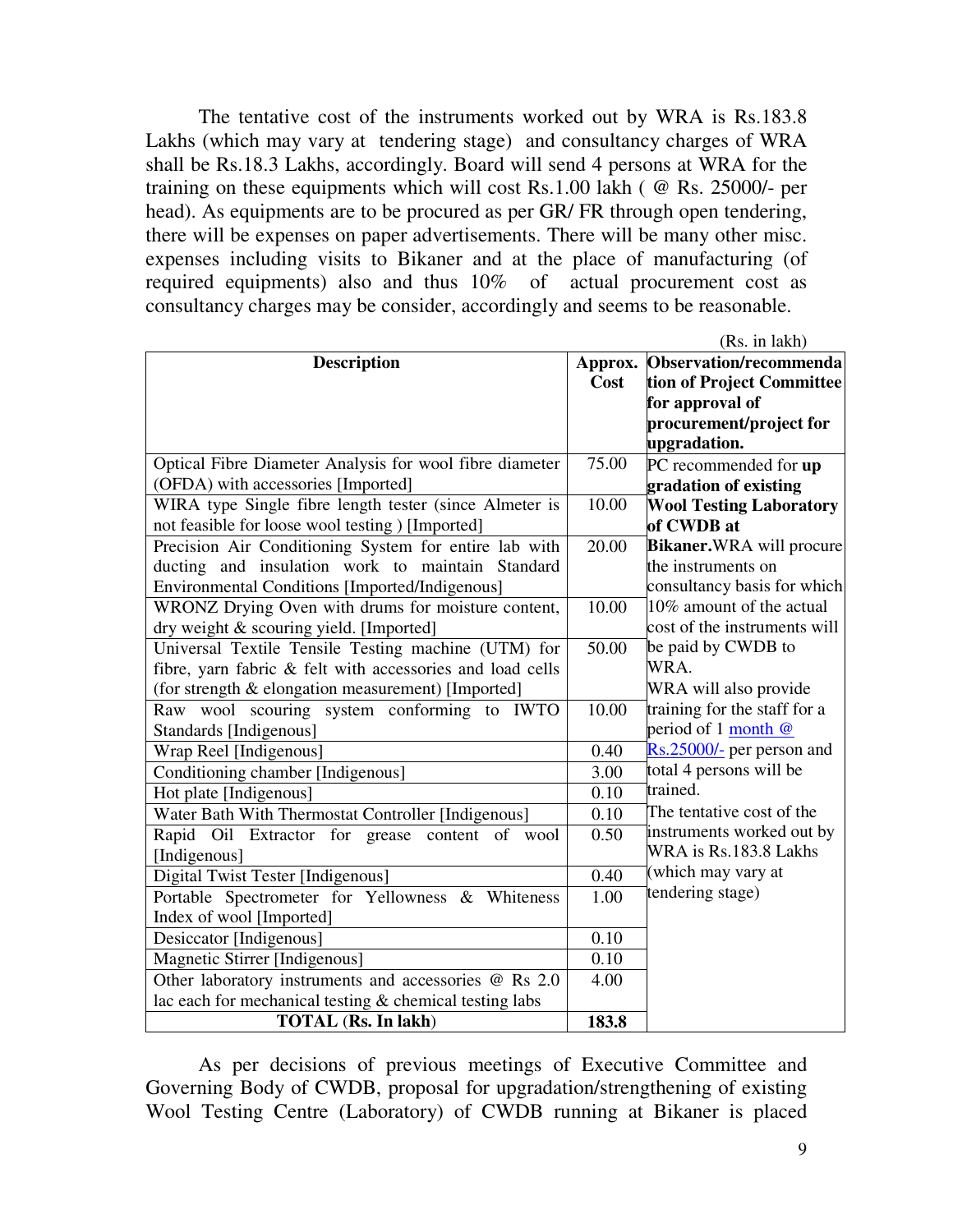The tentative cost of the instruments worked out by WRA is Rs.183.8 Lakhs (which may vary at tendering stage) and consultancy charges of WRA shall be Rs.18.3 Lakhs, accordingly. Board will send 4 persons at WRA for the training on these equipments which will cost Rs.1.00 lakh ( @ Rs. 25000/- per head). As equipments are to be procured as per GR/ FR through open tendering, there will be expenses on paper advertisements. There will be many other misc. expenses including visits to Bikaner and at the place of manufacturing (of required equipments) also and thus 10% of actual procurement cost as consultancy charges may be consider, accordingly and seems to be reasonable.

(Rs. in lakh)

| Description | Approx. Cost | Observation/recommendation of Project Committee for approval of procurement/project for upgradation. |
|---|---|---|
| Optical Fibre Diameter Analysis for wool fibre diameter (OFDA) with accessories [Imported] | 75.00 | PC recommended for **up gradation of existing Wool Testing Laboratory of CWDB at Bikaner.** WRA will procure the instruments on consultancy basis for which 10% amount of the actual cost of the instruments will be paid by CWDB to WRA. WRA will also provide training for the staff for a period of 1 month @ Rs.25000/- per person and total 4 persons will be trained. The tentative cost of the instruments worked out by WRA is Rs.183.8 Lakhs (which may vary at tendering stage) |
| WIRA type Single fibre length tester (since Almeter is not feasible for loose wool testing ) [Imported] | 10.00 | |
| Precision Air Conditioning System for entire lab with ducting and insulation work to maintain Standard Environmental Conditions [Imported/Indigenous] | 20.00 | |
| WRONZ Drying Oven with drums for moisture content, dry weight & scouring yield. [Imported] | 10.00 | |
| Universal Textile Tensile Testing machine (UTM) for fibre, yarn fabric & felt with accessories and load cells (for strength & elongation measurement) [Imported] | 50.00 | |
| Raw wool scouring system conforming to IWTO Standards [Indigenous] | 10.00 | |
| Wrap Reel [Indigenous] | 0.40 | |
| Conditioning chamber [Indigenous] | 3.00 | |
| Hot plate [Indigenous] | 0.10 | |
| Water Bath With Thermostat Controller [Indigenous] | 0.10 | |
| Rapid Oil Extractor for grease content of wool [Indigenous] | 0.50 | |
| Digital Twist Tester [Indigenous] | 0.40 | |
| Portable Spectrometer for Yellowness & Whiteness Index of wool [Imported] | 1.00 | |
| Desiccator [Indigenous] | 0.10 | |
| Magnetic Stirrer [Indigenous] | 0.10 | |
| Other laboratory instruments and accessories @ Rs 2.0 lac each for mechanical testing & chemical testing labs | 4.00 | |
| **TOTAL (Rs. In lakh)** | **183.8** | |

As per decisions of previous meetings of Executive Committee and Governing Body of CWDB, proposal for upgradation/strengthening of existing Wool Testing Centre (Laboratory) of CWDB running at Bikaner is placed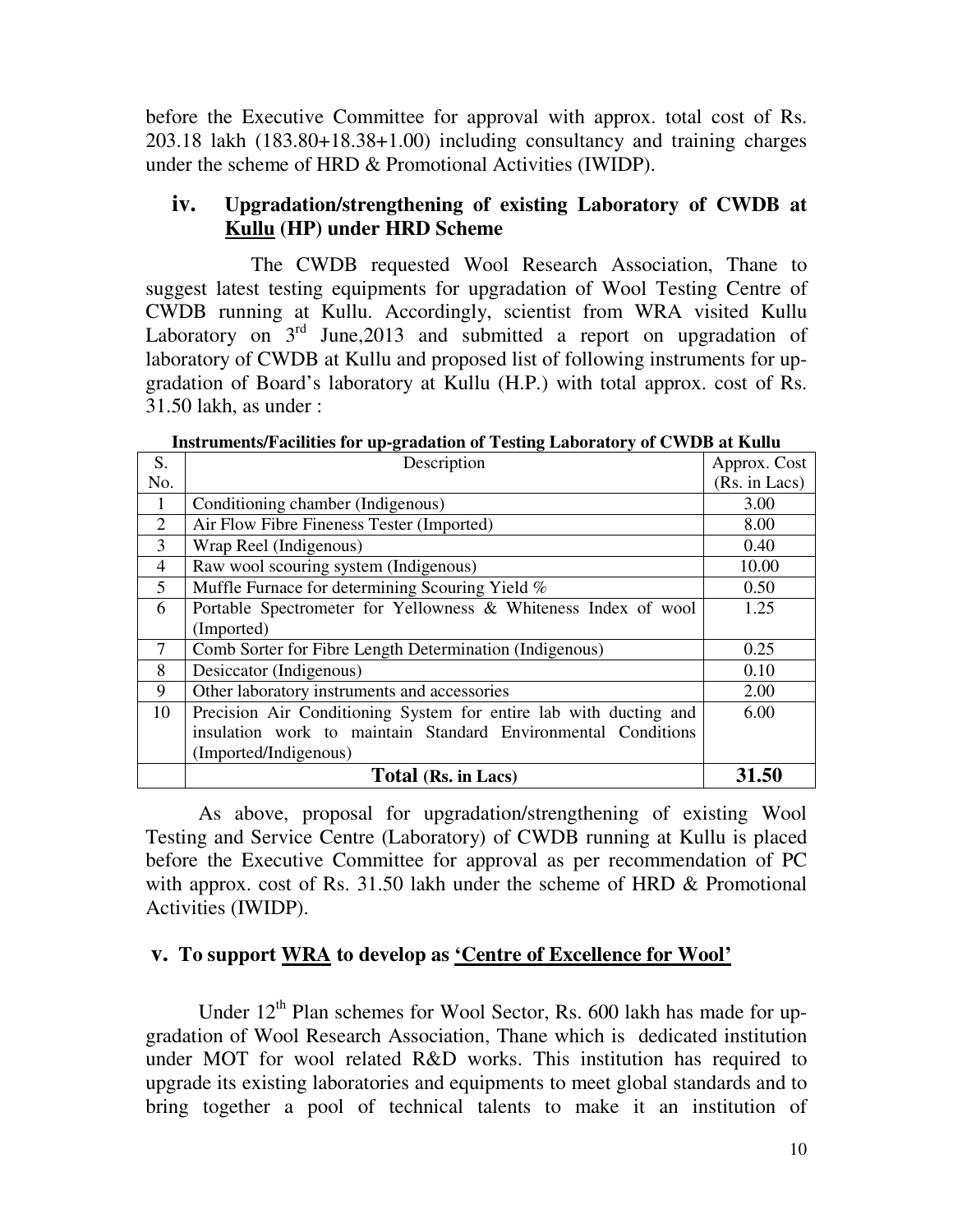before the Executive Committee for approval with approx. total cost of Rs. 203.18 lakh (183.80+18.38+1.00) including consultancy and training charges under the scheme of HRD & Promotional Activities (IWIDP).

### iv. Upgradation/strengthening of existing Laboratory of CWDB at Kullu (HP) under HRD Scheme

The CWDB requested Wool Research Association, Thane to suggest latest testing equipments for upgradation of Wool Testing Centre of CWDB running at Kullu. Accordingly, scientist from WRA visited Kullu Laboratory on 3rd June,2013 and submitted a report on upgradation of laboratory of CWDB at Kullu and proposed list of following instruments for up-gradation of Board's laboratory at Kullu (H.P.) with total approx. cost of Rs. 31.50 lakh, as under :

**Instruments/Facilities for up-gradation of Testing Laboratory of CWDB at Kullu**

| S. No. | Description | Approx. Cost (Rs. in Lacs) |
|---|---|---|
| 1 | Conditioning chamber (Indigenous) | 3.00 |
| 2 | Air Flow Fibre Fineness Tester (Imported) | 8.00 |
| 3 | Wrap Reel (Indigenous) | 0.40 |
| 4 | Raw wool scouring system (Indigenous) | 10.00 |
| 5 | Muffle Furnace for determining Scouring Yield % | 0.50 |
| 6 | Portable Spectrometer for Yellowness & Whiteness Index of wool (Imported) | 1.25 |
| 7 | Comb Sorter for Fibre Length Determination (Indigenous) | 0.25 |
| 8 | Desiccator (Indigenous) | 0.10 |
| 9 | Other laboratory instruments and accessories | 2.00 |
| 10 | Precision Air Conditioning System for entire lab with ducting and insulation work to maintain Standard Environmental Conditions (Imported/Indigenous) | 6.00 |
| | **Total (Rs. in Lacs)** | **31.50** |

As above, proposal for upgradation/strengthening of existing Wool Testing and Service Centre (Laboratory) of CWDB running at Kullu is placed before the Executive Committee for approval as per recommendation of PC with approx. cost of Rs. 31.50 lakh under the scheme of HRD & Promotional Activities (IWIDP).

### v. To support WRA to develop as 'Centre of Excellence for Wool'

Under 12th Plan schemes for Wool Sector, Rs. 600 lakh has made for up-gradation of Wool Research Association, Thane which is dedicated institution under MOT for wool related R&D works. This institution has required to upgrade its existing laboratories and equipments to meet global standards and to bring together a pool of technical talents to make it an institution of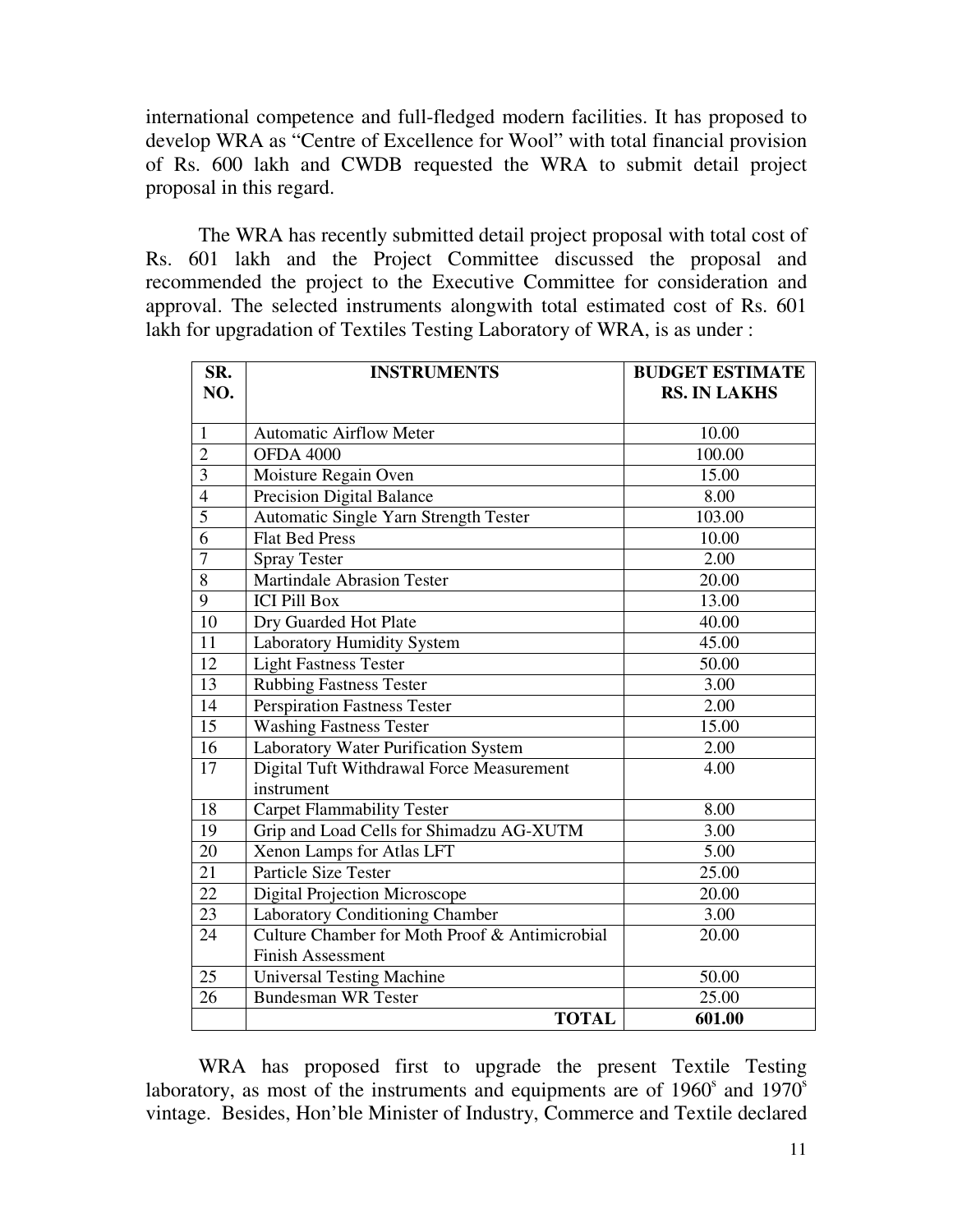international competence and full-fledged modern facilities. It has proposed to develop WRA as "Centre of Excellence for Wool" with total financial provision of Rs. 600 lakh and CWDB requested the WRA to submit detail project proposal in this regard.

The WRA has recently submitted detail project proposal with total cost of Rs. 601 lakh and the Project Committee discussed the proposal and recommended the project to the Executive Committee for consideration and approval. The selected instruments alongwith total estimated cost of Rs. 601 lakh for upgradation of Textiles Testing Laboratory of WRA, is as under :

| SR. NO. | INSTRUMENTS | BUDGET ESTIMATE RS. IN LAKHS |
|---|---|---|
| 1 | Automatic Airflow Meter | 10.00 |
| 2 | OFDA 4000 | 100.00 |
| 3 | Moisture Regain Oven | 15.00 |
| 4 | Precision Digital Balance | 8.00 |
| 5 | Automatic Single Yarn Strength Tester | 103.00 |
| 6 | Flat Bed Press | 10.00 |
| 7 | Spray Tester | 2.00 |
| 8 | Martindale Abrasion Tester | 20.00 |
| 9 | ICI Pill Box | 13.00 |
| 10 | Dry Guarded Hot Plate | 40.00 |
| 11 | Laboratory Humidity System | 45.00 |
| 12 | Light Fastness Tester | 50.00 |
| 13 | Rubbing Fastness Tester | 3.00 |
| 14 | Perspiration Fastness Tester | 2.00 |
| 15 | Washing Fastness Tester | 15.00 |
| 16 | Laboratory Water Purification System | 2.00 |
| 17 | Digital Tuft Withdrawal Force Measurement instrument | 4.00 |
| 18 | Carpet Flammability Tester | 8.00 |
| 19 | Grip and Load Cells for Shimadzu AG-XUTM | 3.00 |
| 20 | Xenon Lamps for Atlas LFT | 5.00 |
| 21 | Particle Size Tester | 25.00 |
| 22 | Digital Projection Microscope | 20.00 |
| 23 | Laboratory Conditioning Chamber | 3.00 |
| 24 | Culture Chamber for Moth Proof & Antimicrobial Finish Assessment | 20.00 |
| 25 | Universal Testing Machine | 50.00 |
| 26 | Bundesman WR Tester | 25.00 |
| | **TOTAL** | **601.00** |

WRA has proposed first to upgrade the present Textile Testing laboratory, as most of the instruments and equipments are of 1960's and 1970's vintage. Besides, Hon'ble Minister of Industry, Commerce and Textile declared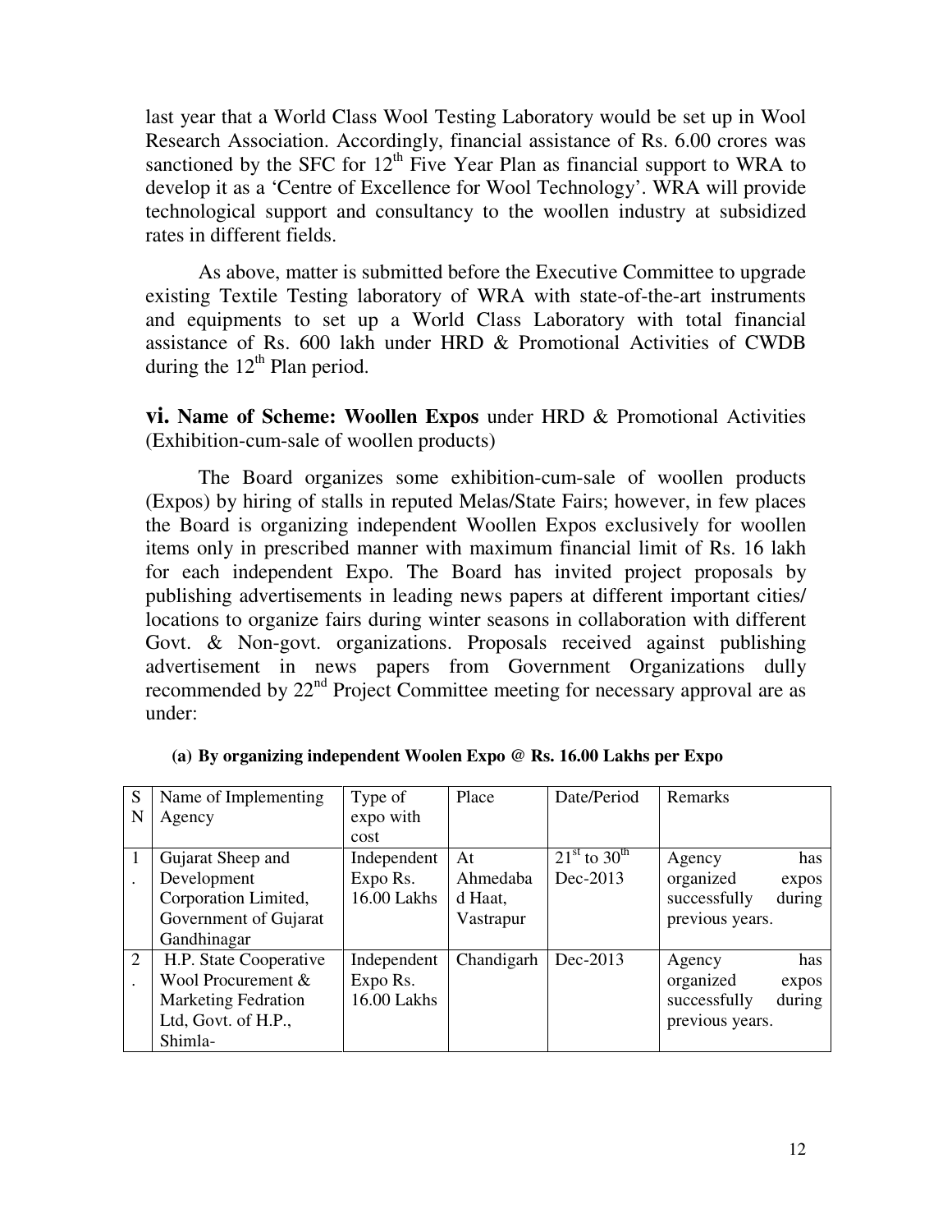last year that a World Class Wool Testing Laboratory would be set up in Wool Research Association. Accordingly, financial assistance of Rs. 6.00 crores was sanctioned by the SFC for 12th Five Year Plan as financial support to WRA to develop it as a 'Centre of Excellence for Wool Technology'. WRA will provide technological support and consultancy to the woollen industry at subsidized rates in different fields.

As above, matter is submitted before the Executive Committee to upgrade existing Textile Testing laboratory of WRA with state-of-the-art instruments and equipments to set up a World Class Laboratory with total financial assistance of Rs. 600 lakh under HRD & Promotional Activities of CWDB during the 12th Plan period.

**vi. Name of Scheme: Woollen Expos** under HRD & Promotional Activities (Exhibition-cum-sale of woollen products)

The Board organizes some exhibition-cum-sale of woollen products (Expos) by hiring of stalls in reputed Melas/State Fairs; however, in few places the Board is organizing independent Woollen Expos exclusively for woollen items only in prescribed manner with maximum financial limit of Rs. 16 lakh for each independent Expo. The Board has invited project proposals by publishing advertisements in leading news papers at different important cities/ locations to organize fairs during winter seasons in collaboration with different Govt. & Non-govt. organizations. Proposals received against publishing advertisement in news papers from Government Organizations dully recommended by 22nd Project Committee meeting for necessary approval are as under:

**(a) By organizing independent Woolen Expo @ Rs. 16.00 Lakhs per Expo**

| SN | Name of Implementing Agency | Type of expo with cost | Place | Date/Period | Remarks |
|---|---|---|---|---|---|
| 1. | Gujarat Sheep and Development Corporation Limited, Government of Gujarat Gandhinagar | Independent Expo Rs. 16.00 Lakhs | At Ahmedabad Haat, Vastrapur | 21st to 30th Dec-2013 | Agency has organized expos successfully during previous years. |
| 2. | H.P. State Cooperative Wool Procurement & Marketing Fedration Ltd, Govt. of H.P., Shimla- | Independent Expo Rs. 16.00 Lakhs | Chandigarh | Dec-2013 | Agency has organized expos successfully during previous years. |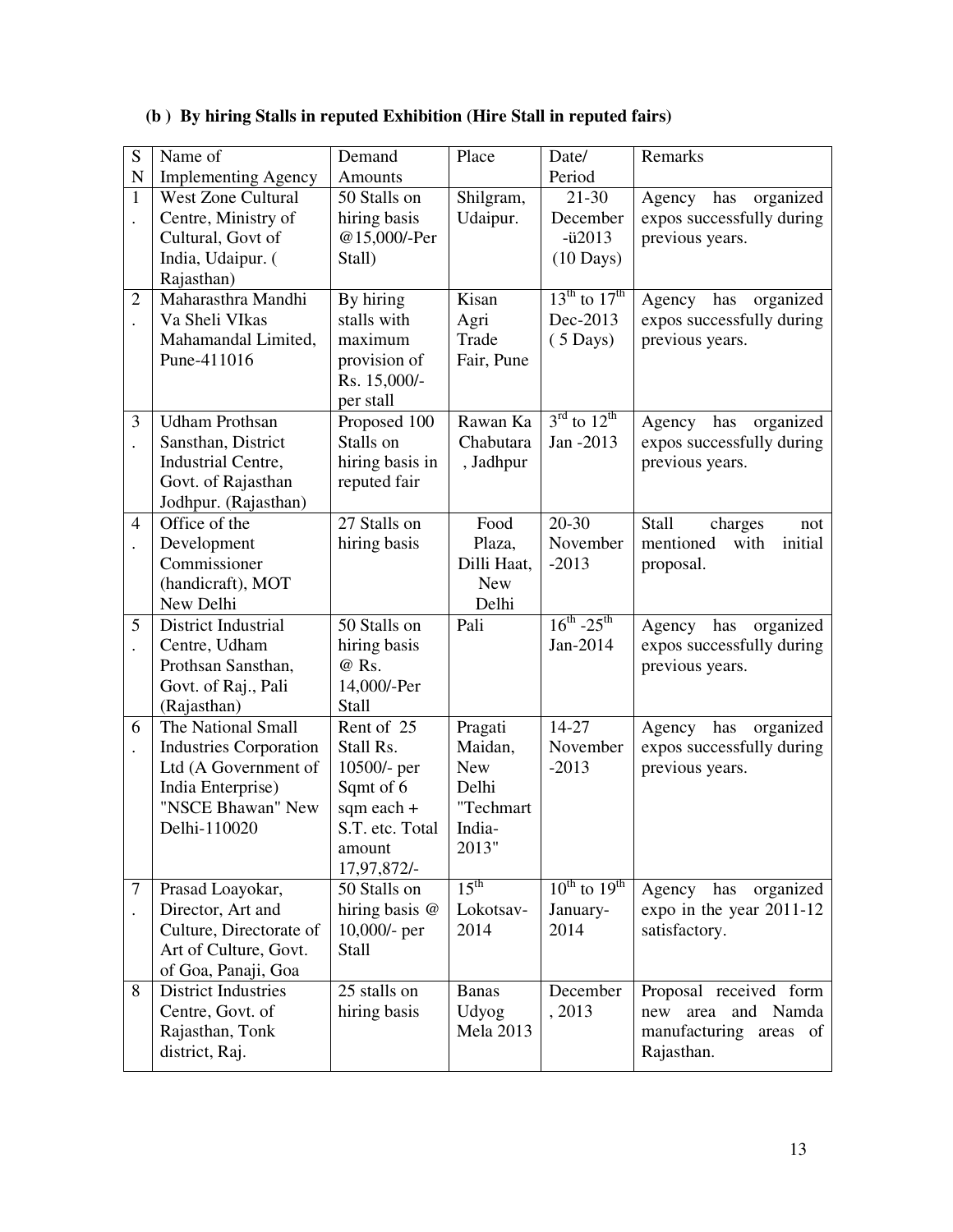**(b ) By hiring Stalls in reputed Exhibition (Hire Stall in reputed fairs)**

| SN | Name of Implementing Agency | Demand Amounts | Place | Date/ Period | Remarks |
|---|---|---|---|---|---|
| 1. | West Zone Cultural Centre, Ministry of Cultural, Govt of India, Udaipur. ( Rajasthan) | 50 Stalls on hiring basis @15,000/-Per Stall) | Shilgram, Udaipur. | 21-30 December -ü2013 (10 Days) | Agency has organized expos successfully during previous years. |
| 2. | Maharasthra Mandhi Va Sheli VIkas Mahamandal Limited, Pune-411016 | By hiring stalls with maximum provision of Rs. 15,000/- per stall | Kisan Agri Trade Fair, Pune | 13th to 17th Dec-2013 ( 5 Days) | Agency has organized expos successfully during previous years. |
| 3. | Udham Prothsan Sansthan, District Industrial Centre, Govt. of Rajasthan Jodhpur. (Rajasthan) | Proposed 100 Stalls on hiring basis in reputed fair | Rawan Ka Chabutara , Jadhpur | 3rd to 12th Jan -2013 | Agency has organized expos successfully during previous years. |
| 4. | Office of the Development Commissioner (handicraft), MOT New Delhi | 27 Stalls on hiring basis | Food Plaza, Dilli Haat, New Delhi | 20-30 November -2013 | Stall charges not mentioned with initial proposal. |
| 5. | District Industrial Centre, Udham Prothsan Sansthan, Govt. of Raj., Pali (Rajasthan) | 50 Stalls on hiring basis @ Rs. 14,000/-Per Stall | Pali | 16th -25th Jan-2014 | Agency has organized expos successfully during previous years. |
| 6. | The National Small Industries Corporation Ltd (A Government of India Enterprise) "NSCE Bhawan" New Delhi-110020 | Rent of 25 Stall Rs. 10500/- per Sqmt of 6 sqm each + S.T. etc. Total amount 17,97,872/- | Pragati Maidan, New Delhi "Techmart India-2013" | 14-27 November -2013 | Agency has organized expos successfully during previous years. |
| 7. | Prasad Loayokar, Director, Art and Culture, Directorate of Art of Culture, Govt. of Goa, Panaji, Goa | 50 Stalls on hiring basis @ 10,000/- per Stall | 15th Lokotsav-2014 | 10th to 19th January-2014 | Agency has organized expo in the year 2011-12 satisfactory. |
| 8 | District Industries Centre, Govt. of Rajasthan, Tonk district, Raj. | 25 stalls on hiring basis | Banas Udyog Mela 2013 | December , 2013 | Proposal received form new area and Namda manufacturing areas of Rajasthan. |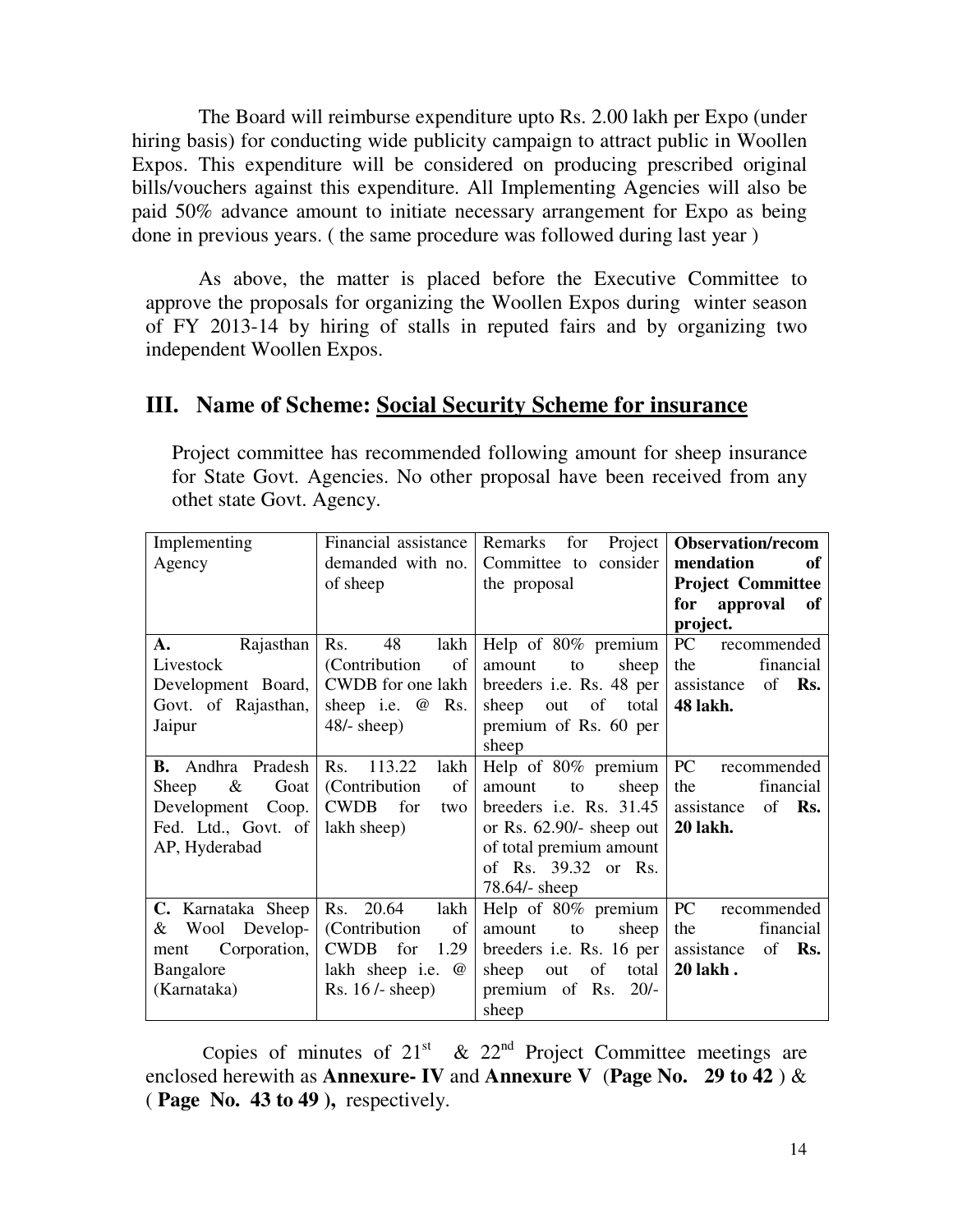The Board will reimburse expenditure upto Rs. 2.00 lakh per Expo (under hiring basis) for conducting wide publicity campaign to attract public in Woollen Expos. This expenditure will be considered on producing prescribed original bills/vouchers against this expenditure. All Implementing Agencies will also be paid 50% advance amount to initiate necessary arrangement for Expo as being done in previous years. ( the same procedure was followed during last year )

As above, the matter is placed before the Executive Committee to approve the proposals for organizing the Woollen Expos during winter season of FY 2013-14 by hiring of stalls in reputed fairs and by organizing two independent Woollen Expos.

## III. Name of Scheme: <u>Social Security Scheme for insurance</u>

Project committee has recommended following amount for sheep insurance for State Govt. Agencies. No other proposal have been received from any othet state Govt. Agency.

| Implementing Agency | Financial assistance demanded with no. of sheep | Remarks for Project Committee to consider the proposal | **Observation/recommendation of Project Committee for approval of project.** |
|---|---|---|---|
| **A.** Rajasthan Livestock Development Board, Govt. of Rajasthan, Jaipur | Rs. 48 lakh (Contribution of CWDB for one lakh sheep i.e. @ Rs. 48/- sheep) | Help of 80% premium amount to sheep breeders i.e. Rs. 48 per sheep out of total premium of Rs. 60 per sheep | PC recommended the financial assistance of **Rs. 48 lakh.** |
| **B.** Andhra Pradesh Sheep & Goat Development Coop. Fed. Ltd., Govt. of AP, Hyderabad | Rs. 113.22 lakh (Contribution of CWDB for two lakh sheep) | Help of 80% premium amount to sheep breeders i.e. Rs. 31.45 or Rs. 62.90/- sheep out of total premium amount of Rs. 39.32 or Rs. 78.64/- sheep | PC recommended the financial assistance of **Rs. 20 lakh.** |
| **C.** Karnataka Sheep & Wool Development Corporation, Bangalore (Karnataka) | Rs. 20.64 lakh (Contribution of CWDB for 1.29 lakh sheep i.e. @ Rs. 16 /- sheep) | Help of 80% premium amount to sheep breeders i.e. Rs. 16 per sheep out of total premium of Rs. 20/- sheep | PC recommended the financial assistance of **Rs. 20 lakh .** |

Copies of minutes of 21st & 22nd Project Committee meetings are enclosed herewith as **Annexure- IV** and **Annexure V** (**Page No. 29 to 42** ) & ( **Page No. 43 to 49 ),** respectively.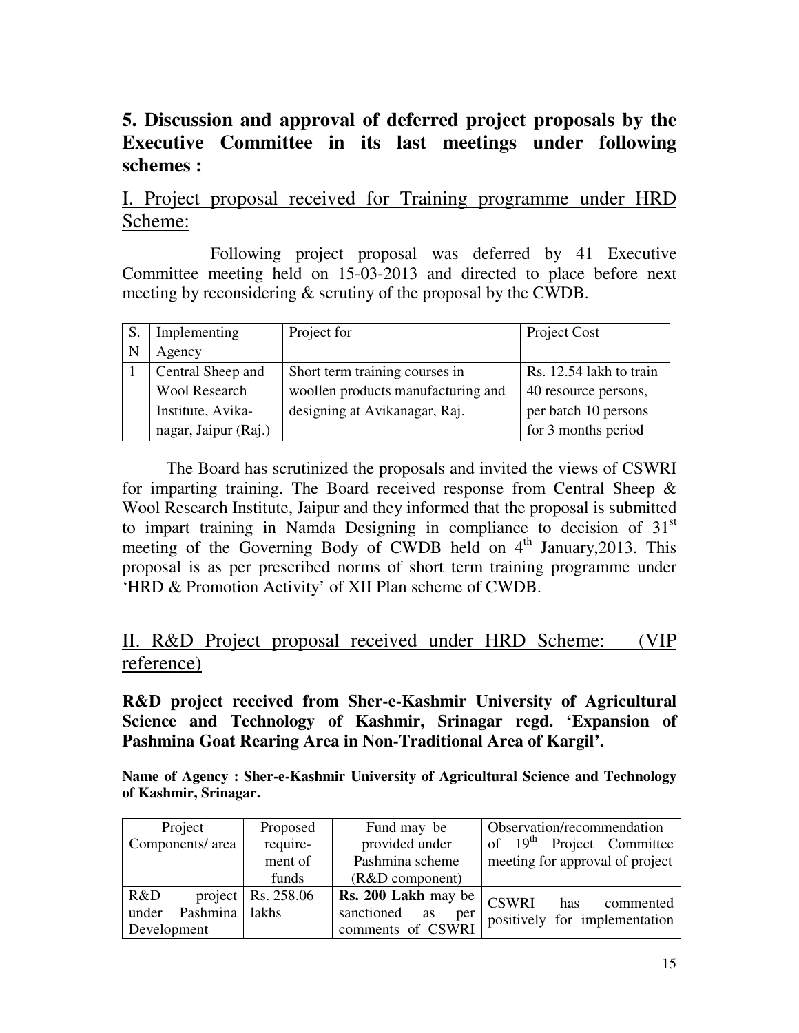## 5. Discussion and approval of deferred project proposals by the Executive Committee in its last meetings under following schemes :

### I. Project proposal received for Training programme under HRD Scheme:

Following project proposal was deferred by 41 Executive Committee meeting held on 15-03-2013 and directed to place before next meeting by reconsidering & scrutiny of the proposal by the CWDB.

| S. N | Implementing Agency | Project for | Project Cost |
|---|---|---|---|
| 1 | Central Sheep and Wool Research Institute, Avika-nagar, Jaipur (Raj.) | Short term training courses in woollen products manufacturing and designing at Avikanagar, Raj. | Rs. 12.54 lakh to train 40 resource persons, per batch 10 persons for 3 months period |

The Board has scrutinized the proposals and invited the views of CSWRI for imparting training. The Board received response from Central Sheep & Wool Research Institute, Jaipur and they informed that the proposal is submitted to impart training in Namda Designing in compliance to decision of 31st meeting of the Governing Body of CWDB held on 4th January,2013. This proposal is as per prescribed norms of short term training programme under 'HRD & Promotion Activity' of XII Plan scheme of CWDB.

### II. R&D Project proposal received under HRD Scheme: (VIP reference)

**R&D project received from Sher-e-Kashmir University of Agricultural Science and Technology of Kashmir, Srinagar regd. 'Expansion of Pashmina Goat Rearing Area in Non-Traditional Area of Kargil'.**

**Name of Agency : Sher-e-Kashmir University of Agricultural Science and Technology of Kashmir, Srinagar.**

| Project Components/ area | Proposed require-ment of funds | Fund may be provided under Pashmina scheme (R&D component) | Observation/recommendation of 19th Project Committee meeting for approval of project |
|---|---|---|---|
| R&D project under Pashmina Development | Rs. 258.06 lakhs | **Rs. 200 Lakh** may be sanctioned as per comments of CSWRI | CSWRI has commented positively for implementation |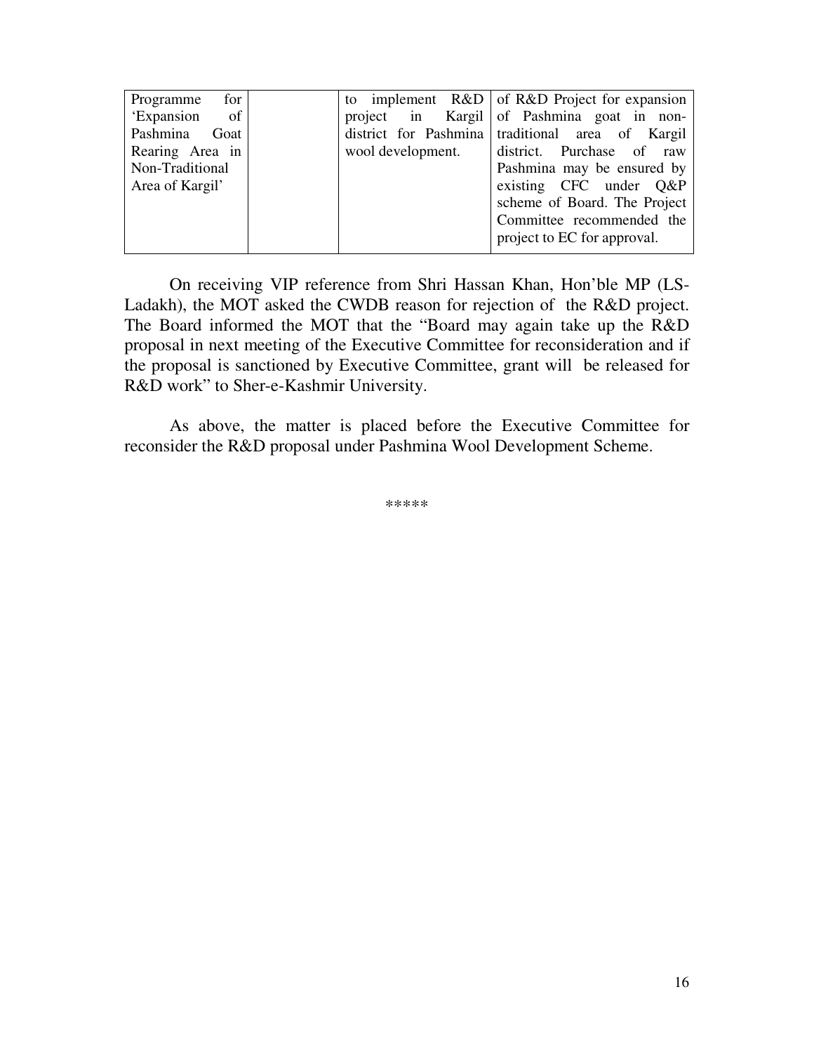| | | | |
|---|---|---|---|
| Programme for 'Expansion of Pashmina Goat Rearing Area in Non-Traditional Area of Kargil' | | to implement R&D project in Kargil district for Pashmina wool development. | of R&D Project for expansion of Pashmina goat in non-traditional area of Kargil district. Purchase of raw Pashmina may be ensured by existing CFC under Q&P scheme of Board. The Project Committee recommended the project to EC for approval. |

On receiving VIP reference from Shri Hassan Khan, Hon'ble MP (LS-Ladakh), the MOT asked the CWDB reason for rejection of the R&D project. The Board informed the MOT that the "Board may again take up the R&D proposal in next meeting of the Executive Committee for reconsideration and if the proposal is sanctioned by Executive Committee, grant will be released for R&D work" to Sher-e-Kashmir University.

As above, the matter is placed before the Executive Committee for reconsider the R&D proposal under Pashmina Wool Development Scheme.

*****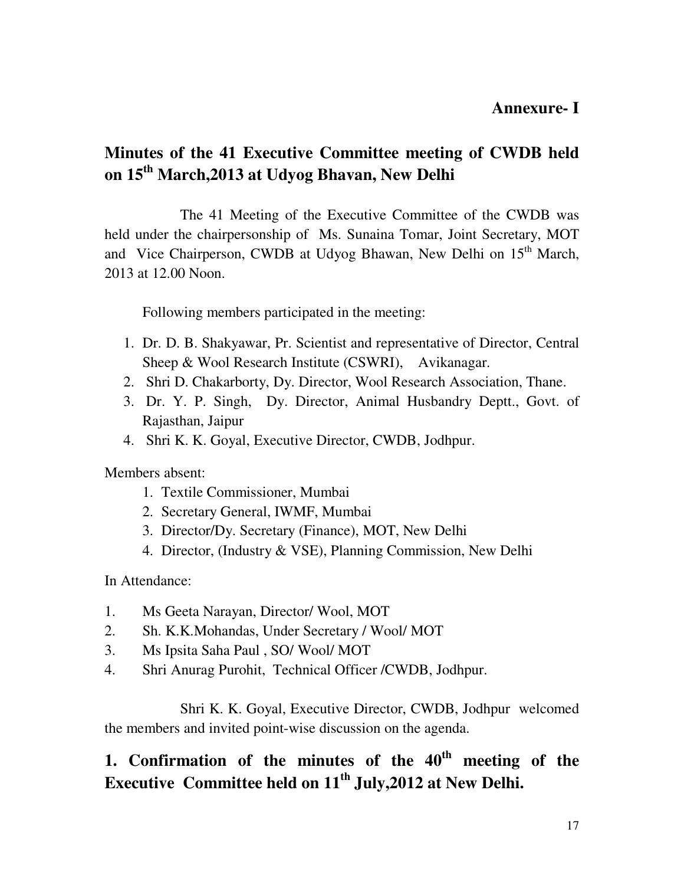**Annexure- I**

## Minutes of the 41 Executive Committee meeting of CWDB held on 15th March,2013 at Udyog Bhavan, New Delhi

The 41 Meeting of the Executive Committee of the CWDB was held under the chairpersonship of Ms. Sunaina Tomar, Joint Secretary, MOT and Vice Chairperson, CWDB at Udyog Bhawan, New Delhi on 15th March, 2013 at 12.00 Noon.

Following members participated in the meeting:

1. Dr. D. B. Shakyawar, Pr. Scientist and representative of Director, Central Sheep & Wool Research Institute (CSWRI), Avikanagar.
2. Shri D. Chakarborty, Dy. Director, Wool Research Association, Thane.
3. Dr. Y. P. Singh, Dy. Director, Animal Husbandry Deptt., Govt. of Rajasthan, Jaipur
4. Shri K. K. Goyal, Executive Director, CWDB, Jodhpur.

Members absent:

1. Textile Commissioner, Mumbai
2. Secretary General, IWMF, Mumbai
3. Director/Dy. Secretary (Finance), MOT, New Delhi
4. Director, (Industry & VSE), Planning Commission, New Delhi

In Attendance:

1. Ms Geeta Narayan, Director/ Wool, MOT
2. Sh. K.K.Mohandas, Under Secretary / Wool/ MOT
3. Ms Ipsita Saha Paul , SO/ Wool/ MOT
4. Shri Anurag Purohit, Technical Officer /CWDB, Jodhpur.

Shri K. K. Goyal, Executive Director, CWDB, Jodhpur welcomed the members and invited point-wise discussion on the agenda.

## 1. Confirmation of the minutes of the 40th meeting of the Executive Committee held on 11th July,2012 at New Delhi.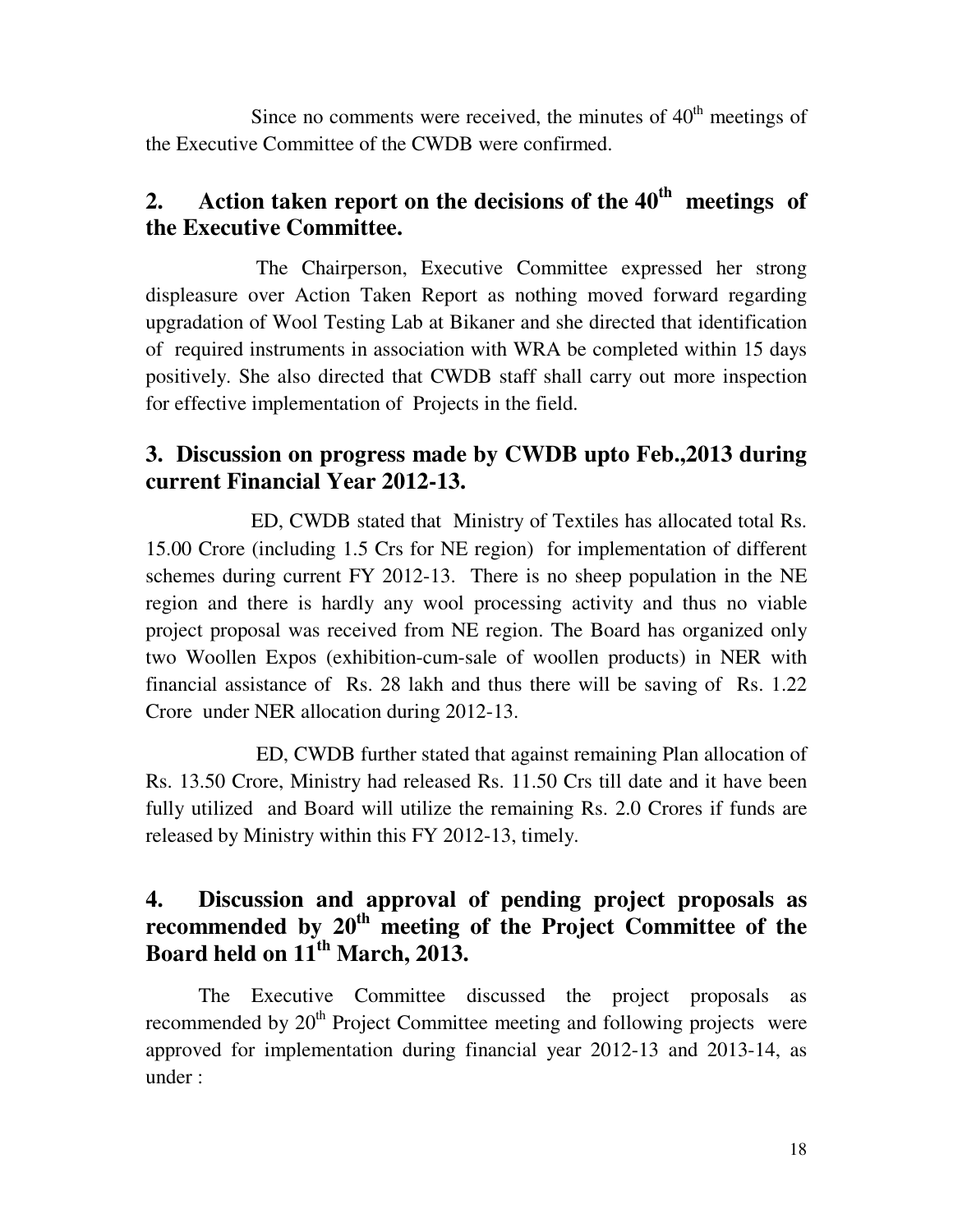Since no comments were received, the minutes of 40th meetings of the Executive Committee of the CWDB were confirmed.

## 2. Action taken report on the decisions of the 40th meetings of the Executive Committee.

The Chairperson, Executive Committee expressed her strong displeasure over Action Taken Report as nothing moved forward regarding upgradation of Wool Testing Lab at Bikaner and she directed that identification of required instruments in association with WRA be completed within 15 days positively. She also directed that CWDB staff shall carry out more inspection for effective implementation of Projects in the field.

## 3. Discussion on progress made by CWDB upto Feb.,2013 during current Financial Year 2012-13.

ED, CWDB stated that Ministry of Textiles has allocated total Rs. 15.00 Crore (including 1.5 Crs for NE region) for implementation of different schemes during current FY 2012-13. There is no sheep population in the NE region and there is hardly any wool processing activity and thus no viable project proposal was received from NE region. The Board has organized only two Woollen Expos (exhibition-cum-sale of woollen products) in NER with financial assistance of Rs. 28 lakh and thus there will be saving of Rs. 1.22 Crore under NER allocation during 2012-13.

ED, CWDB further stated that against remaining Plan allocation of Rs. 13.50 Crore, Ministry had released Rs. 11.50 Crs till date and it have been fully utilized and Board will utilize the remaining Rs. 2.0 Crores if funds are released by Ministry within this FY 2012-13, timely.

## 4. Discussion and approval of pending project proposals as recommended by 20th meeting of the Project Committee of the Board held on 11th March, 2013.

The Executive Committee discussed the project proposals as recommended by 20th Project Committee meeting and following projects were approved for implementation during financial year 2012-13 and 2013-14, as under :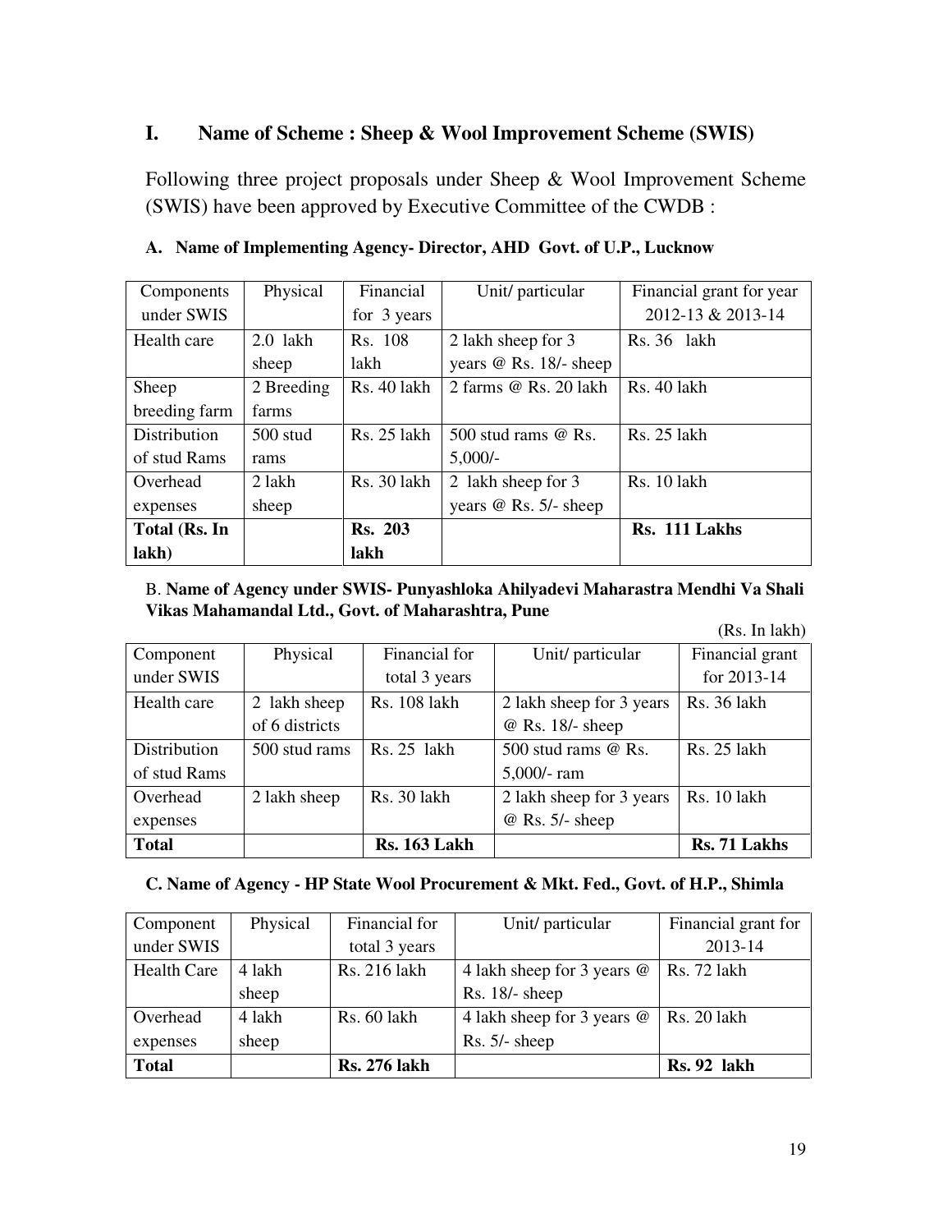## I. Name of Scheme : Sheep & Wool Improvement Scheme (SWIS)

Following three project proposals under Sheep & Wool Improvement Scheme (SWIS) have been approved by Executive Committee of the CWDB :

### A. Name of Implementing Agency- Director, AHD Govt. of U.P., Lucknow

| Components under SWIS | Physical | Financial for 3 years | Unit/ particular | Financial grant for year 2012-13 & 2013-14 |
|---|---|---|---|---|
| Health care | 2.0 lakh sheep | Rs. 108 lakh | 2 lakh sheep for 3 years @ Rs. 18/- sheep | Rs. 36 lakh |
| Sheep breeding farm | 2 Breeding farms | Rs. 40 lakh | 2 farms @ Rs. 20 lakh | Rs. 40 lakh |
| Distribution of stud Rams | 500 stud rams | Rs. 25 lakh | 500 stud rams @ Rs. 5,000/- | Rs. 25 lakh |
| Overhead expenses | 2 lakh sheep | Rs. 30 lakh | 2 lakh sheep for 3 years @ Rs. 5/- sheep | Rs. 10 lakh |
| **Total (Rs. In lakh)** | | **Rs. 203 lakh** | | **Rs. 111 Lakhs** |

### B. Name of Agency under SWIS- Punyashloka Ahilyadevi Maharastra Mendhi Va Shali Vikas Mahamandal Ltd., Govt. of Maharashtra, Pune

(Rs. In lakh)

| Component under SWIS | Physical | Financial for total 3 years | Unit/ particular | Financial grant for 2013-14 |
|---|---|---|---|---|
| Health care | 2 lakh sheep of 6 districts | Rs. 108 lakh | 2 lakh sheep for 3 years @ Rs. 18/- sheep | Rs. 36 lakh |
| Distribution of stud Rams | 500 stud rams | Rs. 25 lakh | 500 stud rams @ Rs. 5,000/- ram | Rs. 25 lakh |
| Overhead expenses | 2 lakh sheep | Rs. 30 lakh | 2 lakh sheep for 3 years @ Rs. 5/- sheep | Rs. 10 lakh |
| **Total** | | **Rs. 163 Lakh** | | **Rs. 71 Lakhs** |

### C. Name of Agency - HP State Wool Procurement & Mkt. Fed., Govt. of H.P., Shimla

| Component under SWIS | Physical | Financial for total 3 years | Unit/ particular | Financial grant for 2013-14 |
|---|---|---|---|---|
| Health Care | 4 lakh sheep | Rs. 216 lakh | 4 lakh sheep for 3 years @ Rs. 18/- sheep | Rs. 72 lakh |
| Overhead expenses | 4 lakh sheep | Rs. 60 lakh | 4 lakh sheep for 3 years @ Rs. 5/- sheep | Rs. 20 lakh |
| **Total** | | **Rs. 276 lakh** | | **Rs. 92 lakh** |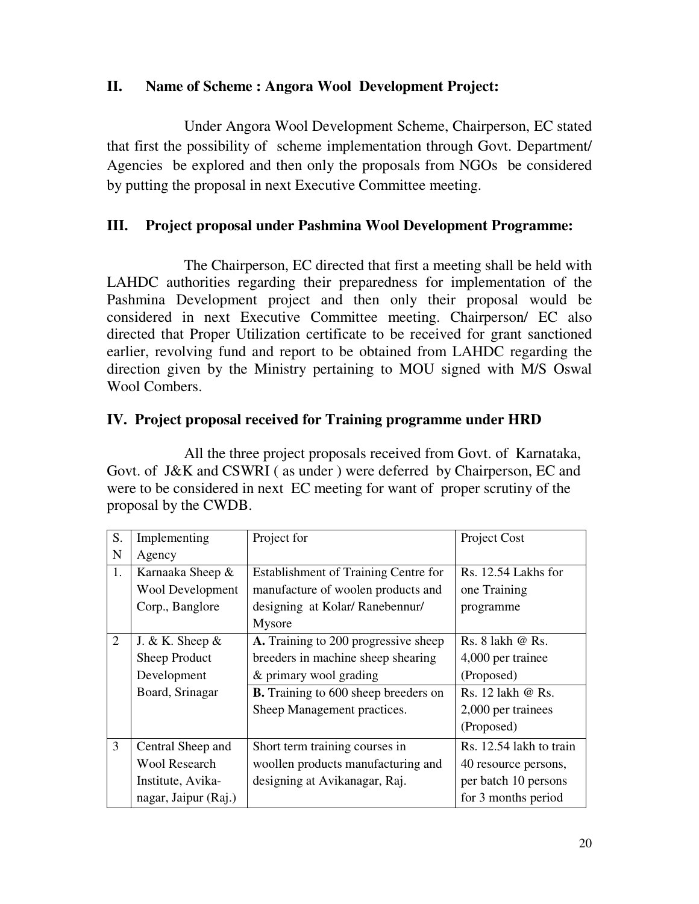## II. Name of Scheme : Angora Wool Development Project:

Under Angora Wool Development Scheme, Chairperson, EC stated that first the possibility of scheme implementation through Govt. Department/ Agencies be explored and then only the proposals from NGOs be considered by putting the proposal in next Executive Committee meeting.

## III. Project proposal under Pashmina Wool Development Programme:

The Chairperson, EC directed that first a meeting shall be held with LAHDC authorities regarding their preparedness for implementation of the Pashmina Development project and then only their proposal would be considered in next Executive Committee meeting. Chairperson/ EC also directed that Proper Utilization certificate to be received for grant sanctioned earlier, revolving fund and report to be obtained from LAHDC regarding the direction given by the Ministry pertaining to MOU signed with M/S Oswal Wool Combers.

## IV. Project proposal received for Training programme under HRD

All the three project proposals received from Govt. of Karnataka, Govt. of J&K and CSWRI ( as under ) were deferred by Chairperson, EC and were to be considered in next EC meeting for want of proper scrutiny of the proposal by the CWDB.

| S. N | Implementing Agency | Project for | Project Cost |
|---|---|---|---|
| 1. | Karnaaka Sheep & Wool Development Corp., Banglore | Establishment of Training Centre for manufacture of woolen products and designing at Kolar/ Ranebennur/ Mysore | Rs. 12.54 Lakhs for one Training programme |
| 2 | J. & K. Sheep & Sheep Product Development Board, Srinagar | **A.** Training to 200 progressive sheep breeders in machine sheep shearing & primary wool grading | Rs. 8 lakh @ Rs. 4,000 per trainee (Proposed) |
| | | **B.** Training to 600 sheep breeders on Sheep Management practices. | Rs. 12 lakh @ Rs. 2,000 per trainees (Proposed) |
| 3 | Central Sheep and Wool Research Institute, Avika-nagar, Jaipur (Raj.) | Short term training courses in woollen products manufacturing and designing at Avikanagar, Raj. | Rs. 12.54 lakh to train 40 resource persons, per batch 10 persons for 3 months period |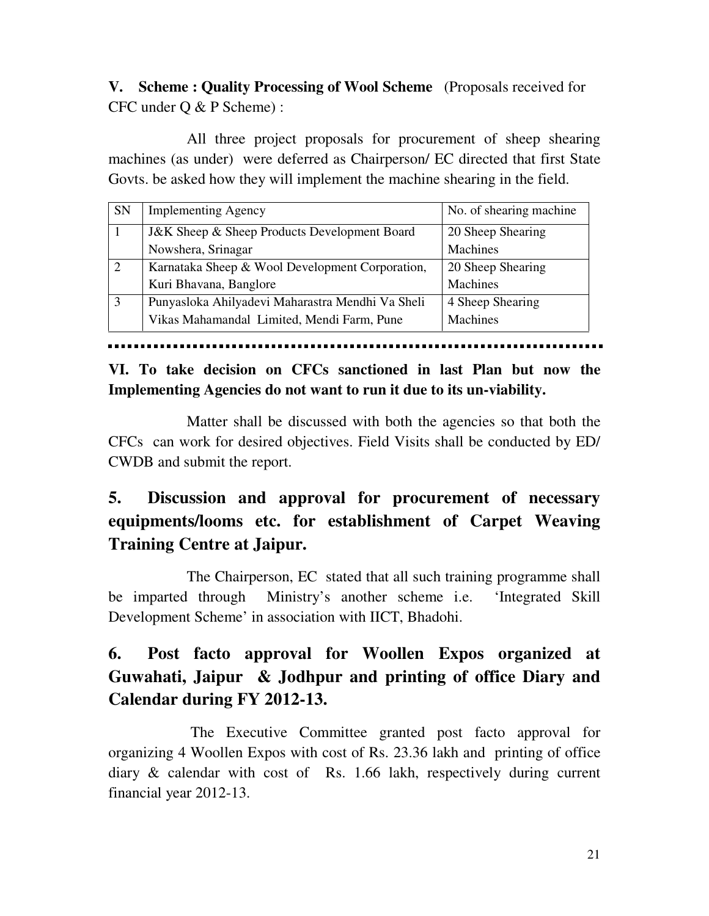**V. Scheme : Quality Processing of Wool Scheme** (Proposals received for CFC under Q & P Scheme) :

All three project proposals for procurement of sheep shearing machines (as under) were deferred as Chairperson/ EC directed that first State Govts. be asked how they will implement the machine shearing in the field.

| SN | Implementing Agency | No. of shearing machine |
|---|---|---|
| 1 | J&K Sheep & Sheep Products Development Board Nowshera, Srinagar | 20 Sheep Shearing Machines |
| 2 | Karnataka Sheep & Wool Development Corporation, Kuri Bhavana, Banglore | 20 Sheep Shearing Machines |
| 3 | Punyasloka Ahilyadevi Maharastra Mendhi Va Sheli Vikas Mahamandal Limited, Mendi Farm, Pune | 4 Sheep Shearing Machines |

**VI. To take decision on CFCs sanctioned in last Plan but now the Implementing Agencies do not want to run it due to its un-viability.**

Matter shall be discussed with both the agencies so that both the CFCs can work for desired objectives. Field Visits shall be conducted by ED/ CWDB and submit the report.

## 5. Discussion and approval for procurement of necessary equipments/looms etc. for establishment of Carpet Weaving Training Centre at Jaipur.

The Chairperson, EC stated that all such training programme shall be imparted through Ministry's another scheme i.e. 'Integrated Skill Development Scheme' in association with IICT, Bhadohi.

## 6. Post facto approval for Woollen Expos organized at Guwahati, Jaipur & Jodhpur and printing of office Diary and Calendar during FY 2012-13.

The Executive Committee granted post facto approval for organizing 4 Woollen Expos with cost of Rs. 23.36 lakh and printing of office diary & calendar with cost of Rs. 1.66 lakh, respectively during current financial year 2012-13.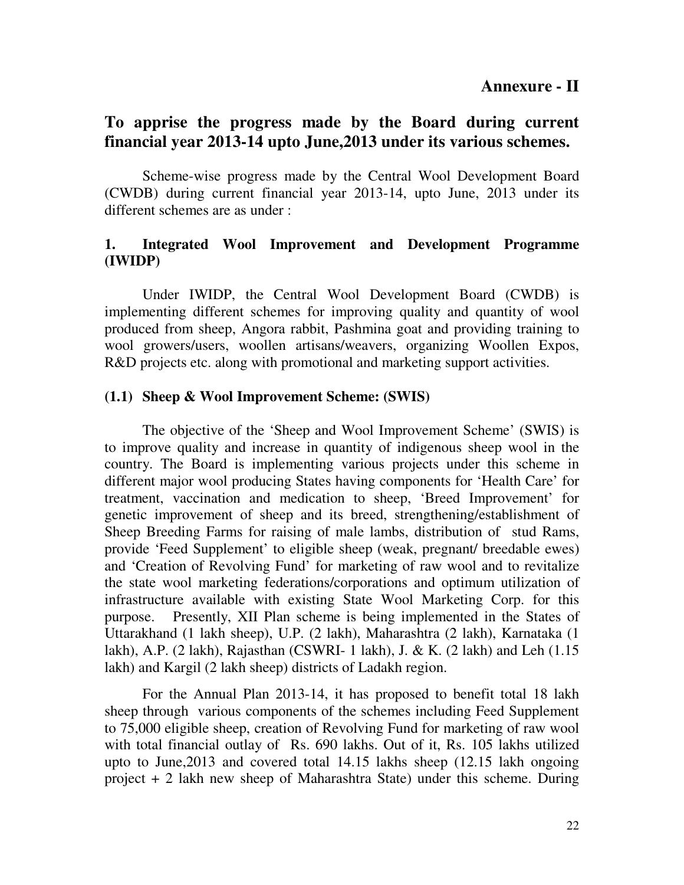**Annexure - II**

## To apprise the progress made by the Board during current financial year 2013-14 upto June,2013 under its various schemes.

Scheme-wise progress made by the Central Wool Development Board (CWDB) during current financial year 2013-14, upto June, 2013 under its different schemes are as under :

### 1. Integrated Wool Improvement and Development Programme (IWIDP)

Under IWIDP, the Central Wool Development Board (CWDB) is implementing different schemes for improving quality and quantity of wool produced from sheep, Angora rabbit, Pashmina goat and providing training to wool growers/users, woollen artisans/weavers, organizing Woollen Expos, R&D projects etc. along with promotional and marketing support activities.

#### (1.1) Sheep & Wool Improvement Scheme: (SWIS)

The objective of the 'Sheep and Wool Improvement Scheme' (SWIS) is to improve quality and increase in quantity of indigenous sheep wool in the country. The Board is implementing various projects under this scheme in different major wool producing States having components for 'Health Care' for treatment, vaccination and medication to sheep, 'Breed Improvement' for genetic improvement of sheep and its breed, strengthening/establishment of Sheep Breeding Farms for raising of male lambs, distribution of stud Rams, provide 'Feed Supplement' to eligible sheep (weak, pregnant/ breedable ewes) and 'Creation of Revolving Fund' for marketing of raw wool and to revitalize the state wool marketing federations/corporations and optimum utilization of infrastructure available with existing State Wool Marketing Corp. for this purpose. Presently, XII Plan scheme is being implemented in the States of Uttarakhand (1 lakh sheep), U.P. (2 lakh), Maharashtra (2 lakh), Karnataka (1 lakh), A.P. (2 lakh), Rajasthan (CSWRI- 1 lakh), J. & K. (2 lakh) and Leh (1.15 lakh) and Kargil (2 lakh sheep) districts of Ladakh region.

For the Annual Plan 2013-14, it has proposed to benefit total 18 lakh sheep through various components of the schemes including Feed Supplement to 75,000 eligible sheep, creation of Revolving Fund for marketing of raw wool with total financial outlay of Rs. 690 lakhs. Out of it, Rs. 105 lakhs utilized upto to June,2013 and covered total 14.15 lakhs sheep (12.15 lakh ongoing project + 2 lakh new sheep of Maharashtra State) under this scheme. During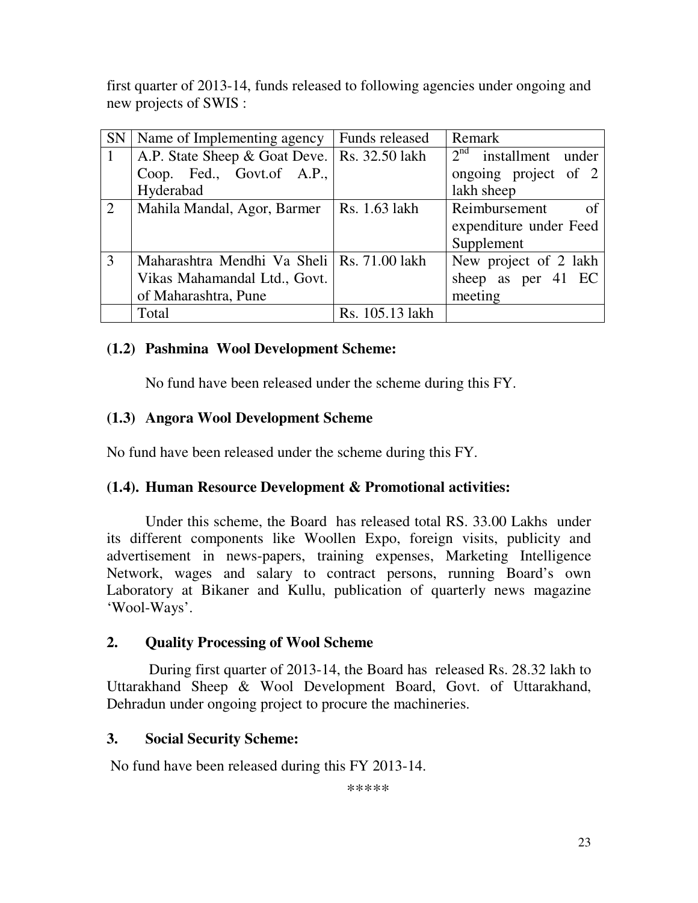first quarter of 2013-14, funds released to following agencies under ongoing and new projects of SWIS :

| SN | Name of Implementing agency | Funds released | Remark |
|---|---|---|---|
| 1 | A.P. State Sheep & Goat Deve. Coop. Fed., Govt.of A.P., Hyderabad | Rs. 32.50 lakh | 2nd installment under ongoing project of 2 lakh sheep |
| 2 | Mahila Mandal, Agor, Barmer | Rs. 1.63 lakh | Reimbursement of expenditure under Feed Supplement |
| 3 | Maharashtra Mendhi Va Sheli Vikas Mahamandal Ltd., Govt. of Maharashtra, Pune | Rs. 71.00 lakh | New project of 2 lakh sheep as per 41 EC meeting |
| | Total | Rs. 105.13 lakh | |

### (1.2) Pashmina Wool Development Scheme:

No fund have been released under the scheme during this FY.

### (1.3) Angora Wool Development Scheme

No fund have been released under the scheme during this FY.

### (1.4). Human Resource Development & Promotional activities:

Under this scheme, the Board has released total RS. 33.00 Lakhs under its different components like Woollen Expo, foreign visits, publicity and advertisement in news-papers, training expenses, Marketing Intelligence Network, wages and salary to contract persons, running Board's own Laboratory at Bikaner and Kullu, publication of quarterly news magazine 'Wool-Ways'.

### 2. Quality Processing of Wool Scheme

During first quarter of 2013-14, the Board has released Rs. 28.32 lakh to Uttarakhand Sheep & Wool Development Board, Govt. of Uttarakhand, Dehradun under ongoing project to procure the machineries.

### 3. Social Security Scheme:

No fund have been released during this FY 2013-14.

*****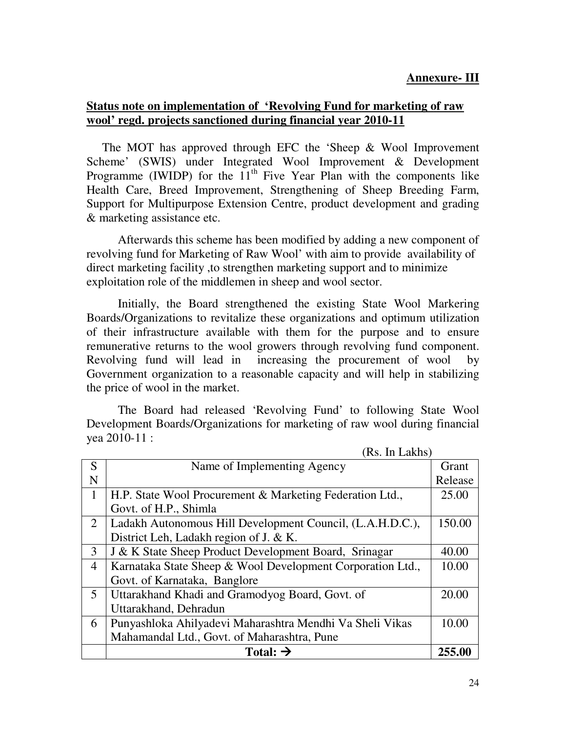**Annexure- III**

**Status note on implementation of 'Revolving Fund for marketing of raw wool' regd. projects sanctioned during financial year 2010-11**

The MOT has approved through EFC the 'Sheep & Wool Improvement Scheme' (SWIS) under Integrated Wool Improvement & Development Programme (IWIDP) for the 11th Five Year Plan with the components like Health Care, Breed Improvement, Strengthening of Sheep Breeding Farm, Support for Multipurpose Extension Centre, product development and grading & marketing assistance etc.

Afterwards this scheme has been modified by adding a new component of revolving fund for Marketing of Raw Wool' with aim to provide availability of direct marketing facility ,to strengthen marketing support and to minimize exploitation role of the middlemen in sheep and wool sector.

Initially, the Board strengthened the existing State Wool Markering Boards/Organizations to revitalize these organizations and optimum utilization of their infrastructure available with them for the purpose and to ensure remunerative returns to the wool growers through revolving fund component. Revolving fund will lead in increasing the procurement of wool by Government organization to a reasonable capacity and will help in stabilizing the price of wool in the market.

The Board had released 'Revolving Fund' to following State Wool Development Boards/Organizations for marketing of raw wool during financial yea 2010-11 :

(Rs. In Lakhs)

| SN | Name of Implementing Agency | Grant Release |
|---|---|---|
| 1 | H.P. State Wool Procurement & Marketing Federation Ltd., Govt. of H.P., Shimla | 25.00 |
| 2 | Ladakh Autonomous Hill Development Council, (L.A.H.D.C.), District Leh, Ladakh region of J. & K. | 150.00 |
| 3 | J & K State Sheep Product Development Board, Srinagar | 40.00 |
| 4 | Karnataka State Sheep & Wool Development Corporation Ltd., Govt. of Karnataka, Banglore | 10.00 |
| 5 | Uttarakhand Khadi and Gramodyog Board, Govt. of Uttarakhand, Dehradun | 20.00 |
| 6 | Punyashloka Ahilyadevi Maharashtra Mendhi Va Sheli Vikas Mahamandal Ltd., Govt. of Maharashtra, Pune | 10.00 |
| | **Total: →** | **255.00** |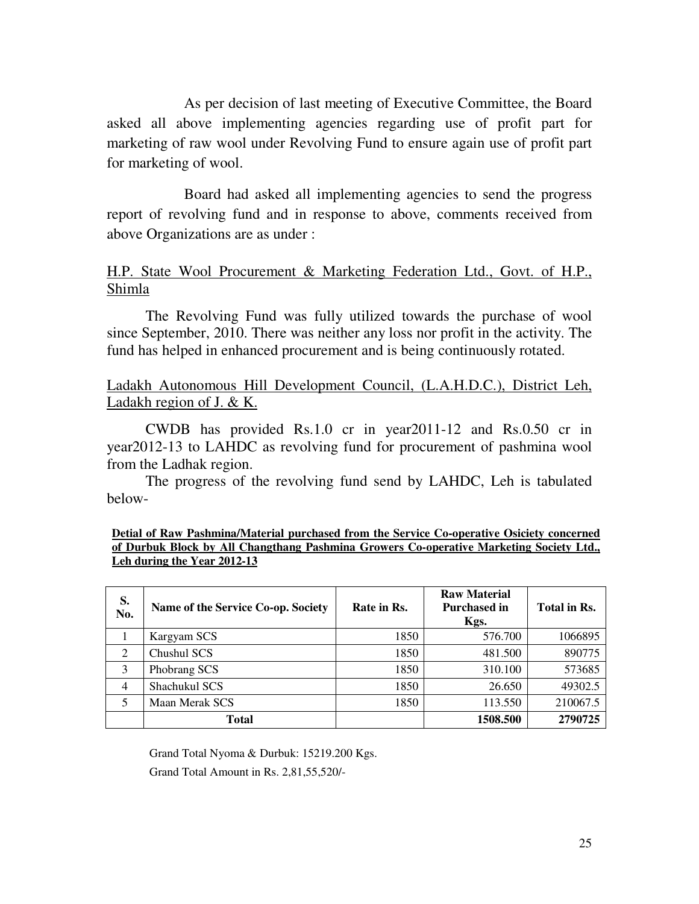As per decision of last meeting of Executive Committee, the Board asked all above implementing agencies regarding use of profit part for marketing of raw wool under Revolving Fund to ensure again use of profit part for marketing of wool.

Board had asked all implementing agencies to send the progress report of revolving fund and in response to above, comments received from above Organizations are as under :

<u>H.P. State Wool Procurement & Marketing Federation Ltd., Govt. of H.P., Shimla</u>

The Revolving Fund was fully utilized towards the purchase of wool since September, 2010. There was neither any loss nor profit in the activity. The fund has helped in enhanced procurement and is being continuously rotated.

<u>Ladakh Autonomous Hill Development Council, (L.A.H.D.C.), District Leh, Ladakh region of J. & K.</u>

CWDB has provided Rs.1.0 cr in year2011-12 and Rs.0.50 cr in year2012-13 to LAHDC as revolving fund for procurement of pashmina wool from the Ladhak region.

The progress of the revolving fund send by LAHDC, Leh is tabulated below-

**Detial of Raw Pashmina/Material purchased from the Service Co-operative Osiciety concerned of Durbuk Block by All Changthang Pashmina Growers Co-operative Marketing Society Ltd., Leh during the Year 2012-13**

| S. No. | Name of the Service Co-op. Society | Rate in Rs. | Raw Material Purchased in Kgs. | Total in Rs. |
|---|---|---|---|---|
| 1 | Kargyam SCS | 1850 | 576.700 | 1066895 |
| 2 | Chushul SCS | 1850 | 481.500 | 890775 |
| 3 | Phobrang SCS | 1850 | 310.100 | 573685 |
| 4 | Shachukul SCS | 1850 | 26.650 | 49302.5 |
| 5 | Maan Merak SCS | 1850 | 113.550 | 210067.5 |
| | **Total** | | **1508.500** | **2790725** |

Grand Total Nyoma & Durbuk: 15219.200 Kgs.

Grand Total Amount in Rs. 2,81,55,520/-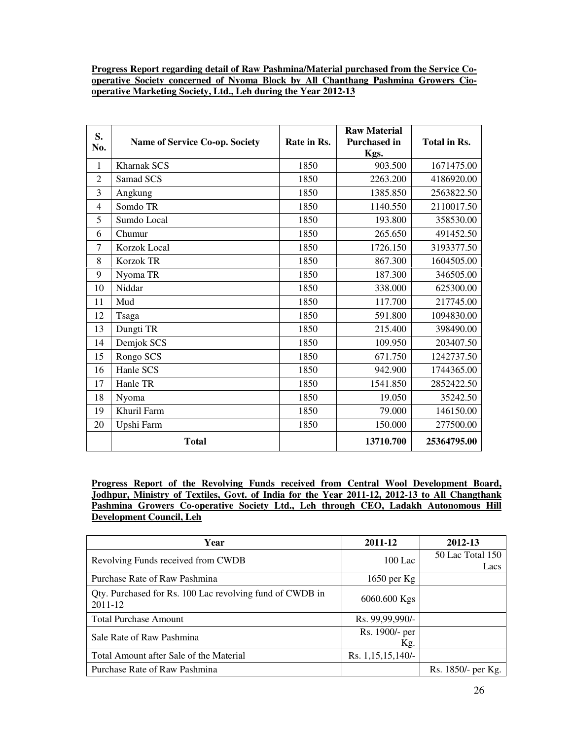**Progress Report regarding detail of Raw Pashmina/Material purchased from the Service Co-operative Society concerned of Nyoma Block by All Chanthang Pashmina Growers Cio-operative Marketing Society, Ltd., Leh during the Year 2012-13**

| S. No. | Name of Service Co-op. Society | Rate in Rs. | Raw Material Purchased in Kgs. | Total in Rs. |
|---|---|---|---|---|
| 1 | Kharnak SCS | 1850 | 903.500 | 1671475.00 |
| 2 | Samad SCS | 1850 | 2263.200 | 4186920.00 |
| 3 | Angkung | 1850 | 1385.850 | 2563822.50 |
| 4 | Somdo TR | 1850 | 1140.550 | 2110017.50 |
| 5 | Sumdo Local | 1850 | 193.800 | 358530.00 |
| 6 | Chumur | 1850 | 265.650 | 491452.50 |
| 7 | Korzok Local | 1850 | 1726.150 | 3193377.50 |
| 8 | Korzok TR | 1850 | 867.300 | 1604505.00 |
| 9 | Nyoma TR | 1850 | 187.300 | 346505.00 |
| 10 | Niddar | 1850 | 338.000 | 625300.00 |
| 11 | Mud | 1850 | 117.700 | 217745.00 |
| 12 | Tsaga | 1850 | 591.800 | 1094830.00 |
| 13 | Dungti TR | 1850 | 215.400 | 398490.00 |
| 14 | Demjok SCS | 1850 | 109.950 | 203407.50 |
| 15 | Rongo SCS | 1850 | 671.750 | 1242737.50 |
| 16 | Hanle SCS | 1850 | 942.900 | 1744365.00 |
| 17 | Hanle TR | 1850 | 1541.850 | 2852422.50 |
| 18 | Nyoma | 1850 | 19.050 | 35242.50 |
| 19 | Khuril Farm | 1850 | 79.000 | 146150.00 |
| 20 | Upshi Farm | 1850 | 150.000 | 277500.00 |
| | **Total** | | **13710.700** | **25364795.00** |

**Progress Report of the Revolving Funds received from Central Wool Development Board, Jodhpur, Ministry of Textiles, Govt. of India for the Year 2011-12, 2012-13 to All Changthank Pashmina Growers Co-operative Society Ltd., Leh through CEO, Ladakh Autonomous Hill Development Council, Leh**

| Year | 2011-12 | 2012-13 |
|---|---|---|
| Revolving Funds received from CWDB | 100 Lac | 50 Lac Total 150 Lacs |
| Purchase Rate of Raw Pashmina | 1650 per Kg | |
| Qty. Purchased for Rs. 100 Lac revolving fund of CWDB in 2011-12 | 6060.600 Kgs | |
| Total Purchase Amount | Rs. 99,99,990/- | |
| Sale Rate of Raw Pashmina | Rs. 1900/- per Kg. | |
| Total Amount after Sale of the Material | Rs. 1,15,15,140/- | |
| Purchase Rate of Raw Pashmina | | Rs. 1850/- per Kg. |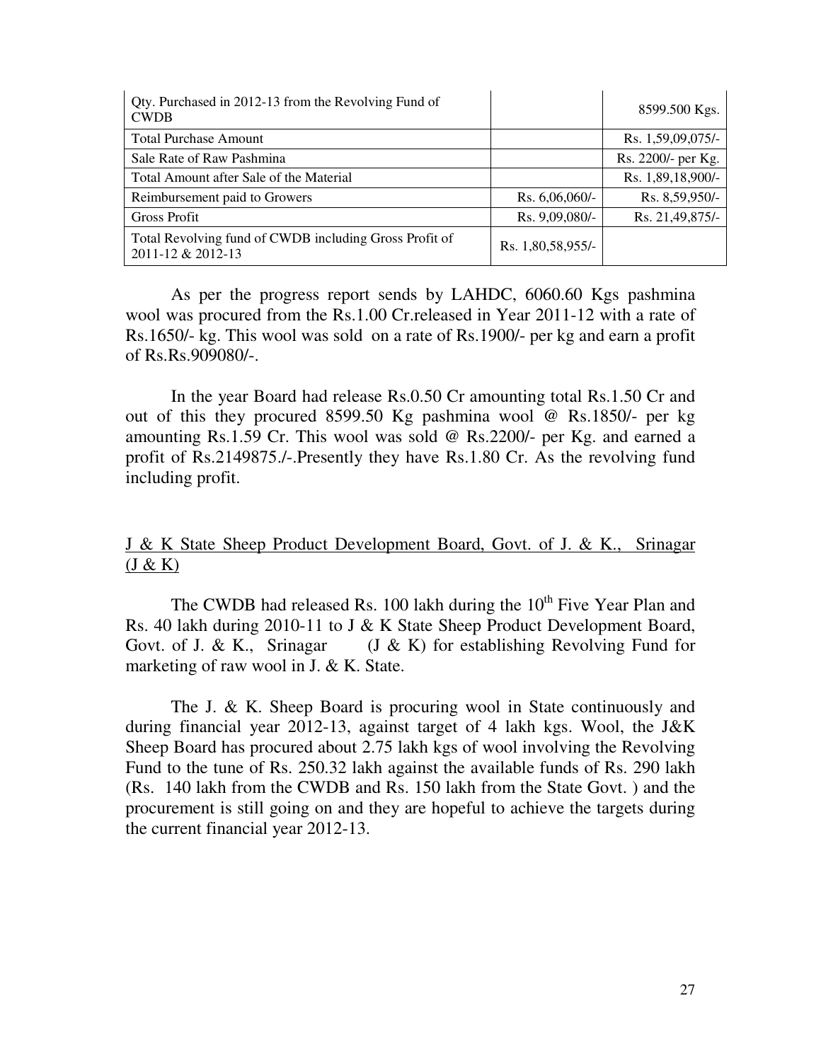| | | |
|---|---|---|
| Qty. Purchased in 2012-13 from the Revolving Fund of CWDB | | 8599.500 Kgs. |
| Total Purchase Amount | | Rs. 1,59,09,075/- |
| Sale Rate of Raw Pashmina | | Rs. 2200/- per Kg. |
| Total Amount after Sale of the Material | | Rs. 1,89,18,900/- |
| Reimbursement paid to Growers | Rs. 6,06,060/- | Rs. 8,59,950/- |
| Gross Profit | Rs. 9,09,080/- | Rs. 21,49,875/- |
| Total Revolving fund of CWDB including Gross Profit of 2011-12 & 2012-13 | Rs. 1,80,58,955/- | |

As per the progress report sends by LAHDC, 6060.60 Kgs pashmina wool was procured from the Rs.1.00 Cr.released in Year 2011-12 with a rate of Rs.1650/- kg. This wool was sold on a rate of Rs.1900/- per kg and earn a profit of Rs.Rs.909080/-.

In the year Board had release Rs.0.50 Cr amounting total Rs.1.50 Cr and out of this they procured 8599.50 Kg pashmina wool @ Rs.1850/- per kg amounting Rs.1.59 Cr. This wool was sold @ Rs.2200/- per Kg. and earned a profit of Rs.2149875./-.Presently they have Rs.1.80 Cr. As the revolving fund including profit.

<u>J & K State Sheep Product Development Board, Govt. of J. & K., Srinagar (J & K)</u>

The CWDB had released Rs. 100 lakh during the 10th Five Year Plan and Rs. 40 lakh during 2010-11 to J & K State Sheep Product Development Board, Govt. of J. & K., Srinagar (J & K) for establishing Revolving Fund for marketing of raw wool in J. & K. State.

The J. & K. Sheep Board is procuring wool in State continuously and during financial year 2012-13, against target of 4 lakh kgs. Wool, the J&K Sheep Board has procured about 2.75 lakh kgs of wool involving the Revolving Fund to the tune of Rs. 250.32 lakh against the available funds of Rs. 290 lakh (Rs. 140 lakh from the CWDB and Rs. 150 lakh from the State Govt. ) and the procurement is still going on and they are hopeful to achieve the targets during the current financial year 2012-13.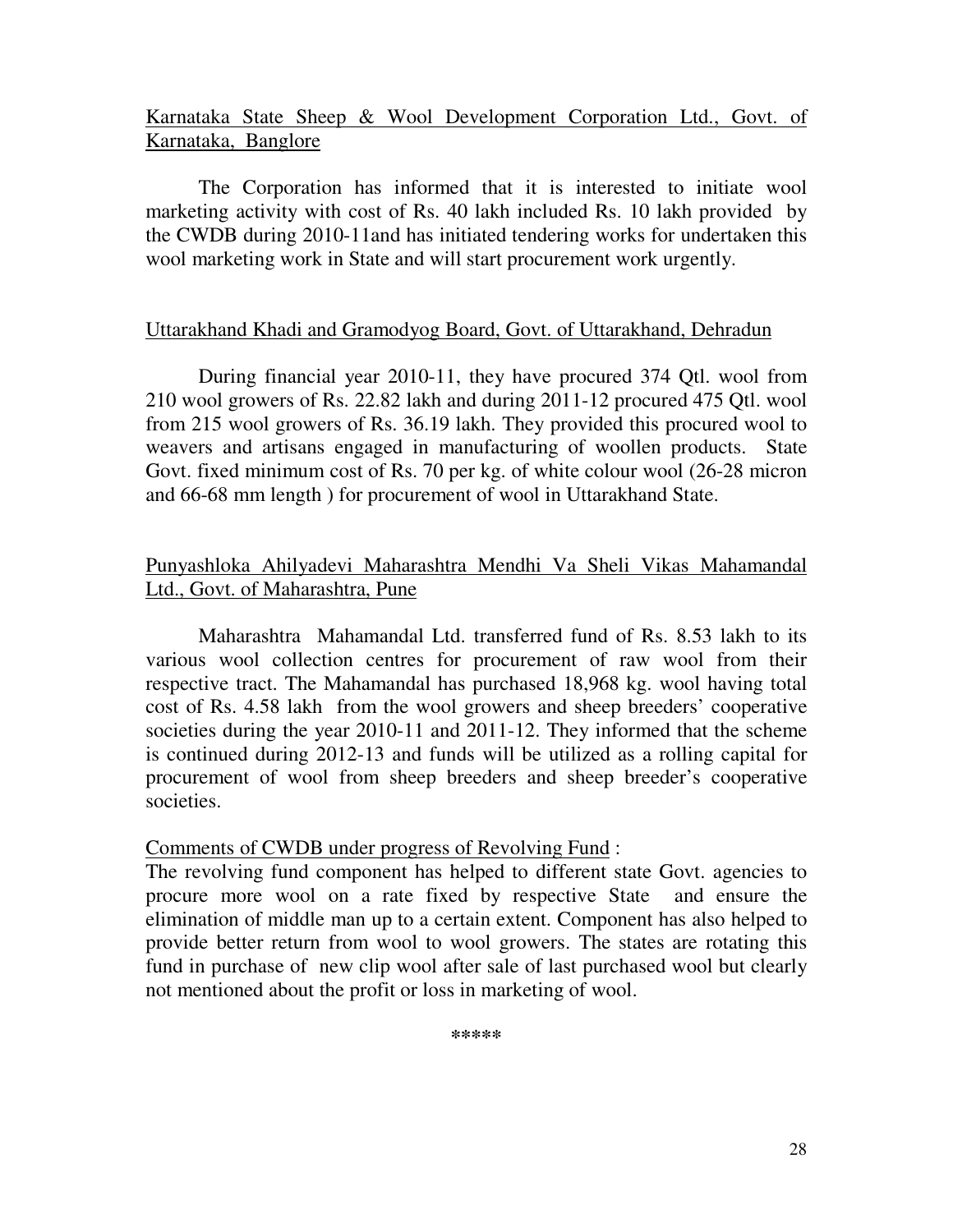<u>Karnataka State Sheep & Wool Development Corporation Ltd., Govt. of Karnataka, Banglore</u>

The Corporation has informed that it is interested to initiate wool marketing activity with cost of Rs. 40 lakh included Rs. 10 lakh provided by the CWDB during 2010-11and has initiated tendering works for undertaken this wool marketing work in State and will start procurement work urgently.

<u>Uttarakhand Khadi and Gramodyog Board, Govt. of Uttarakhand, Dehradun</u>

During financial year 2010-11, they have procured 374 Qtl. wool from 210 wool growers of Rs. 22.82 lakh and during 2011-12 procured 475 Qtl. wool from 215 wool growers of Rs. 36.19 lakh. They provided this procured wool to weavers and artisans engaged in manufacturing of woollen products. State Govt. fixed minimum cost of Rs. 70 per kg. of white colour wool (26-28 micron and 66-68 mm length ) for procurement of wool in Uttarakhand State.

<u>Punyashloka Ahilyadevi Maharashtra Mendhi Va Sheli Vikas Mahamandal Ltd., Govt. of Maharashtra, Pune</u>

Maharashtra Mahamandal Ltd. transferred fund of Rs. 8.53 lakh to its various wool collection centres for procurement of raw wool from their respective tract. The Mahamandal has purchased 18,968 kg. wool having total cost of Rs. 4.58 lakh from the wool growers and sheep breeders' cooperative societies during the year 2010-11 and 2011-12. They informed that the scheme is continued during 2012-13 and funds will be utilized as a rolling capital for procurement of wool from sheep breeders and sheep breeder's cooperative societies.

<u>Comments of CWDB under progress of Revolving Fund</u> :

The revolving fund component has helped to different state Govt. agencies to procure more wool on a rate fixed by respective State and ensure the elimination of middle man up to a certain extent. Component has also helped to provide better return from wool to wool growers. The states are rotating this fund in purchase of new clip wool after sale of last purchased wool but clearly not mentioned about the profit or loss in marketing of wool.

*****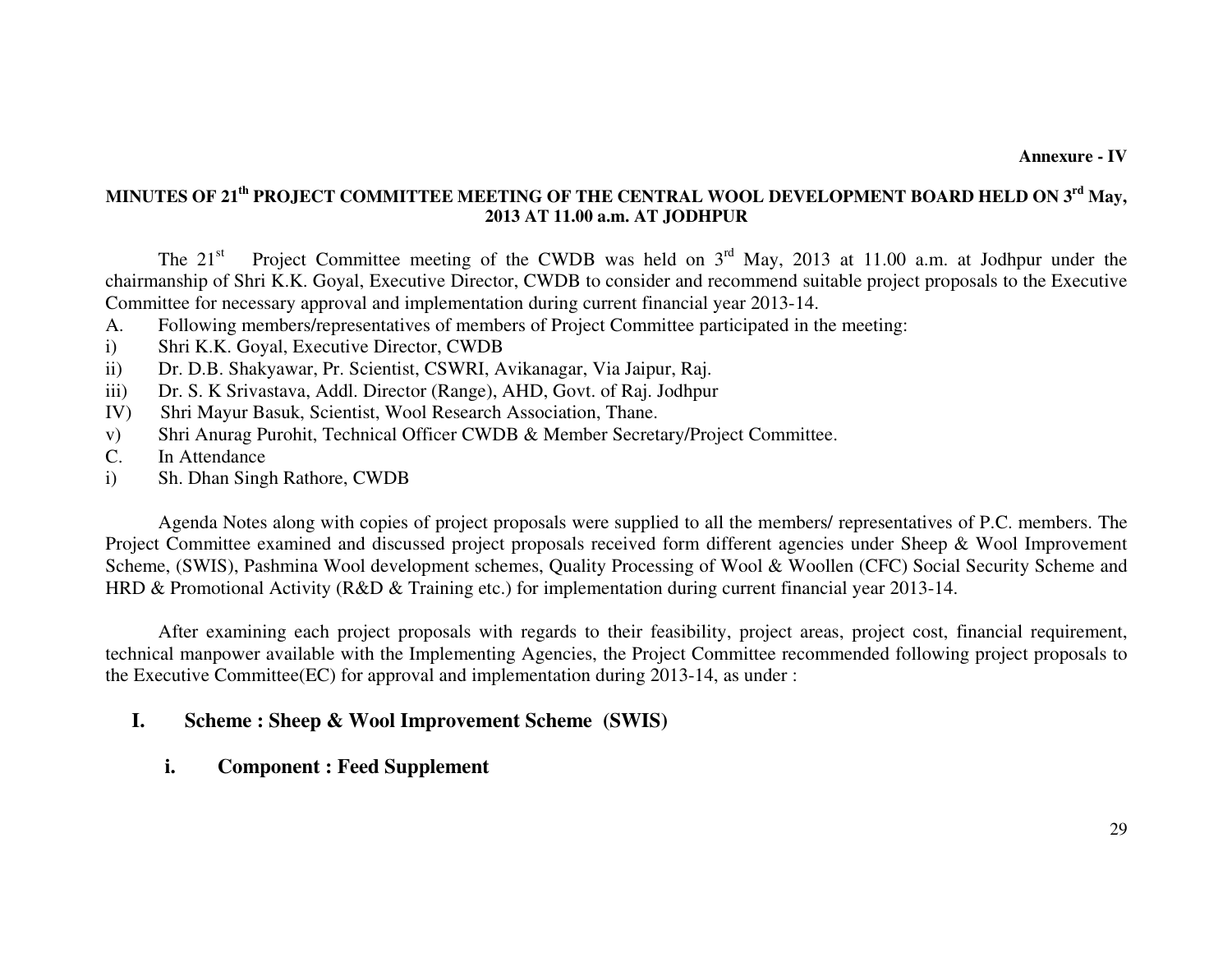**Annexure - IV**

**MINUTES OF 21th PROJECT COMMITTEE MEETING OF THE CENTRAL WOOL DEVELOPMENT BOARD HELD ON 3rd May, 2013 AT 11.00 a.m. AT JODHPUR**

The 21st Project Committee meeting of the CWDB was held on 3rd May, 2013 at 11.00 a.m. at Jodhpur under the chairmanship of Shri K.K. Goyal, Executive Director, CWDB to consider and recommend suitable project proposals to the Executive Committee for necessary approval and implementation during current financial year 2013-14.

A. Following members/representatives of members of Project Committee participated in the meeting:

i) Shri K.K. Goyal, Executive Director, CWDB
ii) Dr. D.B. Shakyawar, Pr. Scientist, CSWRI, Avikanagar, Via Jaipur, Raj.
iii) Dr. S. K Srivastava, Addl. Director (Range), AHD, Govt. of Raj. Jodhpur
IV) Shri Mayur Basuk, Scientist, Wool Research Association, Thane.
v) Shri Anurag Purohit, Technical Officer CWDB & Member Secretary/Project Committee.

C. In Attendance

i) Sh. Dhan Singh Rathore, CWDB

Agenda Notes along with copies of project proposals were supplied to all the members/ representatives of P.C. members. The Project Committee examined and discussed project proposals received form different agencies under Sheep & Wool Improvement Scheme, (SWIS), Pashmina Wool development schemes, Quality Processing of Wool & Woollen (CFC) Social Security Scheme and HRD & Promotional Activity (R&D & Training etc.) for implementation during current financial year 2013-14.

After examining each project proposals with regards to their feasibility, project areas, project cost, financial requirement, technical manpower available with the Implementing Agencies, the Project Committee recommended following project proposals to the Executive Committee(EC) for approval and implementation during 2013-14, as under :

## I. Scheme : Sheep & Wool Improvement Scheme (SWIS)

### i. Component : Feed Supplement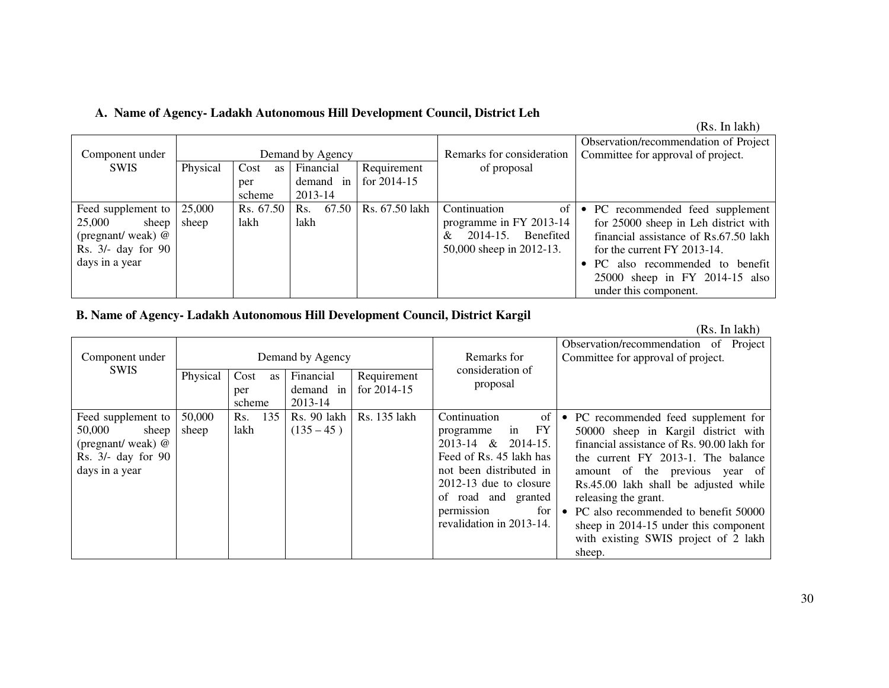**A. Name of Agency- Ladakh Autonomous Hill Development Council, District Leh**

(Rs. In lakh)

| Component under SWIS | Demand by Agency | | | | Remarks for consideration of proposal | Observation/recommendation of Project Committee for approval of project. |
|---|---|---|---|---|---|---|
| | Physical | Cost as per scheme | Financial demand in 2013-14 | Requirement for 2014-15 | | |
| Feed supplement to 25,000 sheep (pregnant/ weak) @ Rs. 3/- day for 90 days in a year | 25,000 sheep | Rs. 67.50 lakh | Rs. 67.50 lakh | Rs. 67.50 lakh | Continuation of programme in FY 2013-14 & 2014-15. Benefited 50,000 sheep in 2012-13. | • PC recommended feed supplement for 25000 sheep in Leh district with financial assistance of Rs.67.50 lakh for the current FY 2013-14.<br>• PC also recommended to benefit 25000 sheep in FY 2014-15 also under this component. |

**B. Name of Agency- Ladakh Autonomous Hill Development Council, District Kargil**

(Rs. In lakh)

| Component under SWIS | Demand by Agency | | | | Remarks for consideration of proposal | Observation/recommendation of Project Committee for approval of project. |
|---|---|---|---|---|---|---|
| | Physical | Cost as per scheme | Financial demand in 2013-14 | Requirement for 2014-15 | | |
| Feed supplement to 50,000 sheep (pregnant/ weak) @ Rs. 3/- day for 90 days in a year | 50,000 sheep | Rs. 135 lakh | Rs. 90 lakh (135 – 45 ) | Rs. 135 lakh | Continuation of programme in FY 2013-14 & 2014-15. Feed of Rs. 45 lakh has not been distributed in 2012-13 due to closure of road and granted permission for revalidation in 2013-14. | • PC recommended feed supplement for 50000 sheep in Kargil district with financial assistance of Rs. 90.00 lakh for the current FY 2013-1. The balance amount of the previous year of Rs.45.00 lakh shall be adjusted while releasing the grant.<br>• PC also recommended to benefit 50000 sheep in 2014-15 under this component with existing SWIS project of 2 lakh sheep. |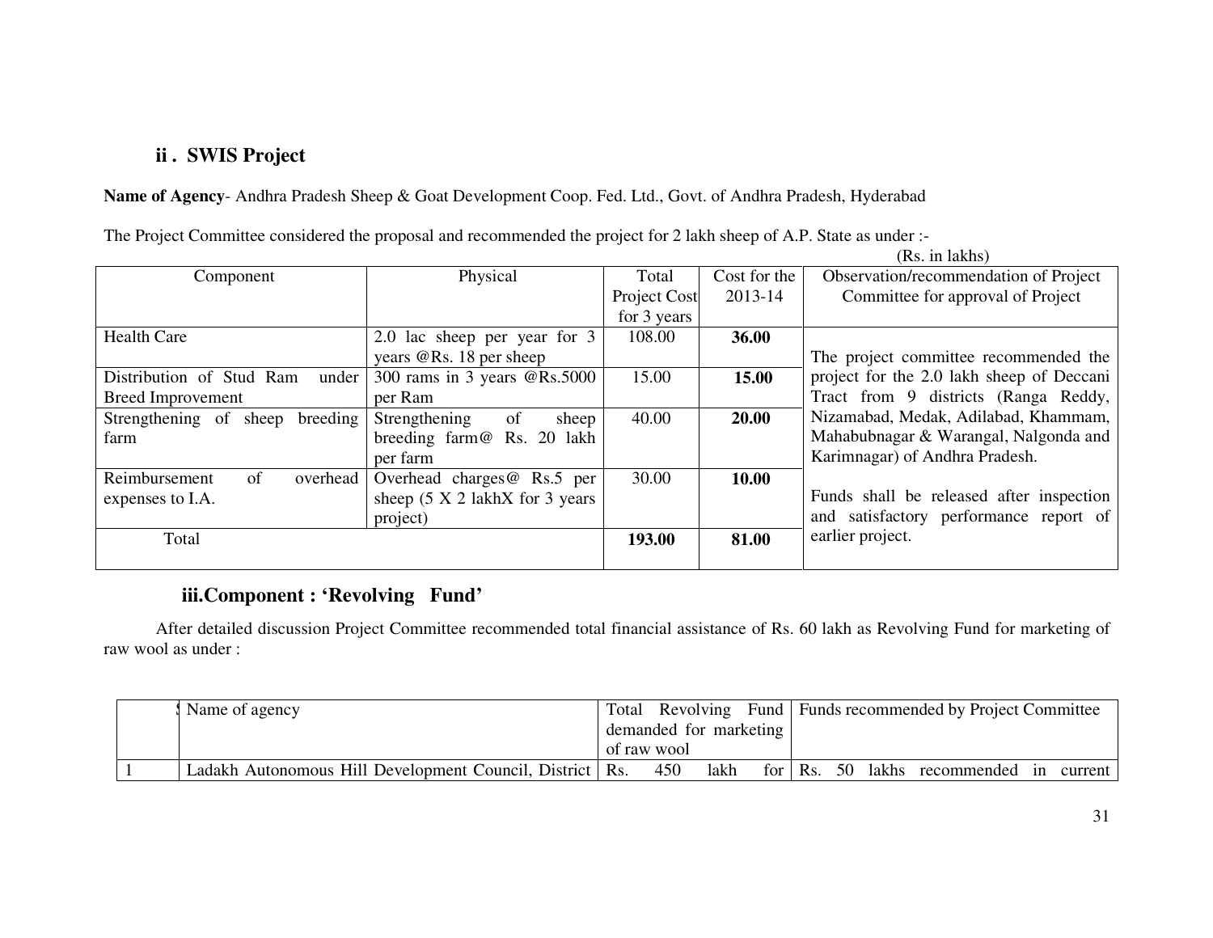### ii . SWIS Project

**Name of Agency**- Andhra Pradesh Sheep & Goat Development Coop. Fed. Ltd., Govt. of Andhra Pradesh, Hyderabad

The Project Committee considered the proposal and recommended the project for 2 lakh sheep of A.P. State as under :-

(Rs. in lakhs)

| Component | Physical | Total Project Cost for 3 years | Cost for the 2013-14 | Observation/recommendation of Project Committee for approval of Project |
|---|---|---|---|---|
| Health Care | 2.0 lac sheep per year for 3 years @Rs. 18 per sheep | 108.00 | **36.00** | The project committee recommended the project for the 2.0 lakh sheep of Deccani Tract from 9 districts (Ranga Reddy, Nizamabad, Medak, Adilabad, Khammam, Mahabubnagar & Warangal, Nalgonda and Karimnagar) of Andhra Pradesh.<br><br>Funds shall be released after inspection and satisfactory performance report of earlier project. |
| Distribution of Stud Ram under Breed Improvement | 300 rams in 3 years @Rs.5000 per Ram | 15.00 | **15.00** | |
| Strengthening of sheep breeding farm | Strengthening of sheep breeding farm@ Rs. 20 lakh per farm | 40.00 | **20.00** | |
| Reimbursement of overhead expenses to I.A. | Overhead charges@ Rs.5 per sheep (5 X 2 lakhX for 3 years project) | 30.00 | **10.00** | |
| Total | | **193.00** | **81.00** | |

### iii.Component : 'Revolving Fund'

After detailed discussion Project Committee recommended total financial assistance of Rs. 60 lakh as Revolving Fund for marketing of raw wool as under :

| S | Name of agency | Total Revolving Fund demanded for marketing of raw wool | Funds recommended by Project Committee |
|---|---|---|---|
| 1 | Ladakh Autonomous Hill Development Council, District | Rs. 450 lakh for | Rs. 50 lakhs recommended in current |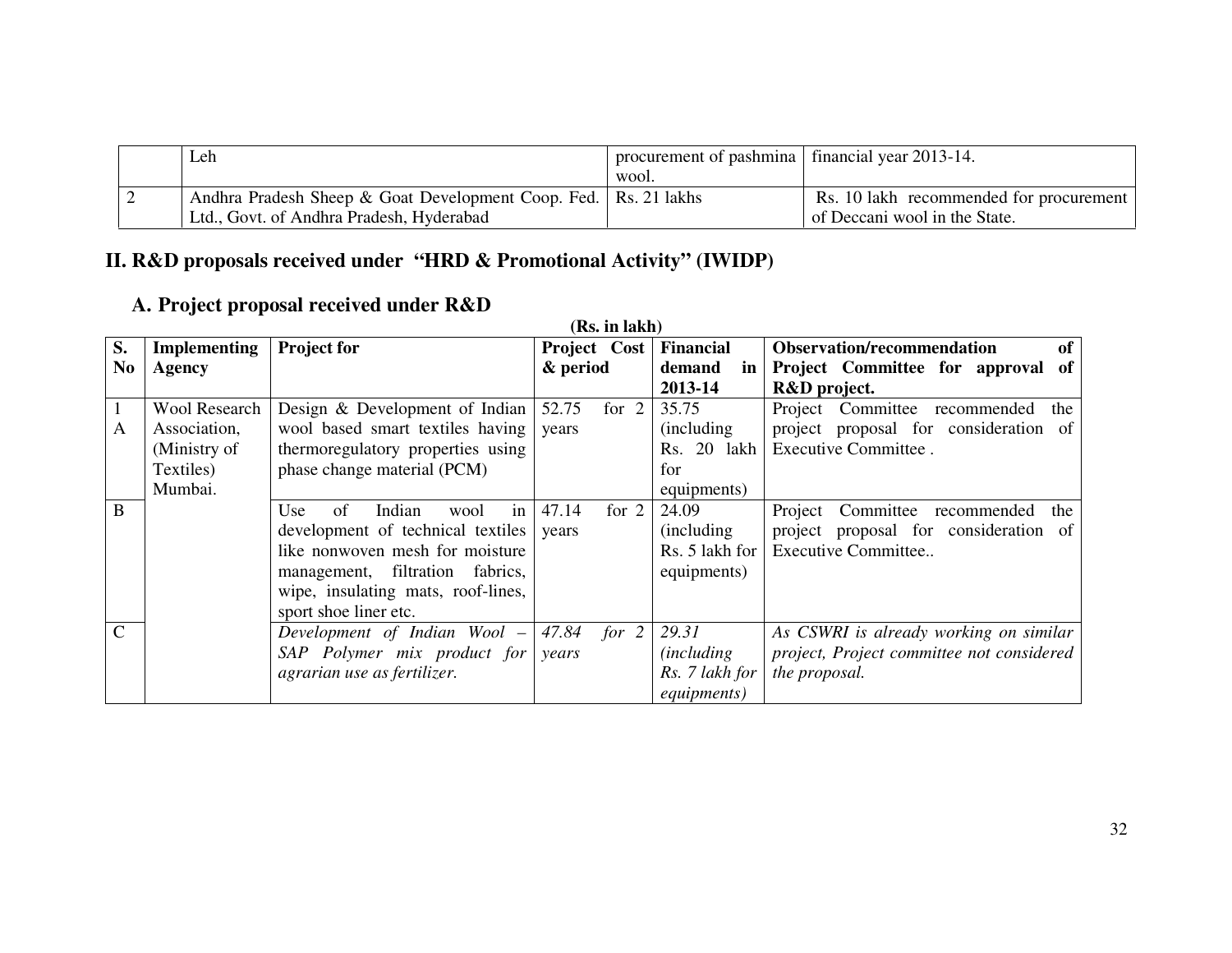|  | Leh | procurement of pashmina wool. | financial year 2013-14. |
|---|---|---|---|
| 2 | Andhra Pradesh Sheep & Goat Development Coop. Fed. Ltd., Govt. of Andhra Pradesh, Hyderabad | Rs. 21 lakhs | Rs. 10 lakh recommended for procurement of Deccani wool in the State. |

## II. R&D proposals received under "HRD & Promotional Activity" (IWIDP)

### A. Project proposal received under R&D

**(Rs. in lakh)**

| S. No | Implementing Agency | Project for | Project Cost & period | Financial demand in 2013-14 | Observation/recommendation of Project Committee for approval of R&D project. |
|---|---|---|---|---|---|
| 1 A | Wool Research Association, (Ministry of Textiles) Mumbai. | Design & Development of Indian wool based smart textiles having thermoregulatory properties using phase change material (PCM) | 52.75 for 2 years | 35.75 (including Rs. 20 lakh for equipments) | Project Committee recommended the project proposal for consideration of Executive Committee . |
| B |  | Use of Indian wool in development of technical textiles like nonwoven mesh for moisture management, filtration fabrics, wipe, insulating mats, roof-lines, sport shoe liner etc. | 47.14 for 2 years | 24.09 (including Rs. 5 lakh for equipments) | Project Committee recommended the project proposal for consideration of Executive Committee.. |
| C |  | *Development of Indian Wool – SAP Polymer mix product for agrarian use as fertilizer.* | *47.84 for 2 years* | *29.31 (including Rs. 7 lakh for equipments)* | *As CSWRI is already working on similar project, Project committee not considered the proposal.* |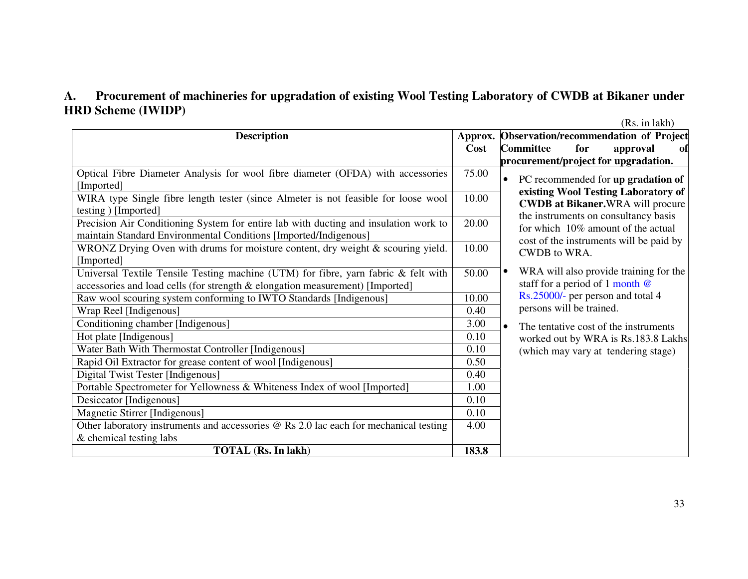## A. Procurement of machineries for upgradation of existing Wool Testing Laboratory of CWDB at Bikaner under HRD Scheme (IWIDP)

(Rs. in lakh)

| Description | Approx. Cost | Observation/recommendation of Project Committee for approval of procurement/project for upgradation. |
|---|---|---|
| Optical Fibre Diameter Analysis for wool fibre diameter (OFDA) with accessories [Imported] | 75.00 | • PC recommended for **up gradation of existing Wool Testing Laboratory of CWDB at Bikaner.** WRA will procure the instruments on consultancy basis for which 10% amount of the actual cost of the instruments will be paid by CWDB to WRA.<br>• WRA will also provide training for the staff for a period of 1 month @ Rs.25000/- per person and total 4 persons will be trained.<br>• The tentative cost of the instruments worked out by WRA is Rs.183.8 Lakhs (which may vary at tendering stage) |
| WIRA type Single fibre length tester (since Almeter is not feasible for loose wool testing ) [Imported] | 10.00 | |
| Precision Air Conditioning System for entire lab with ducting and insulation work to maintain Standard Environmental Conditions [Imported/Indigenous] | 20.00 | |
| WRONZ Drying Oven with drums for moisture content, dry weight & scouring yield. [Imported] | 10.00 | |
| Universal Textile Tensile Testing machine (UTM) for fibre, yarn fabric & felt with accessories and load cells (for strength & elongation measurement) [Imported] | 50.00 | |
| Raw wool scouring system conforming to IWTO Standards [Indigenous] | 10.00 | |
| Wrap Reel [Indigenous] | 0.40 | |
| Conditioning chamber [Indigenous] | 3.00 | |
| Hot plate [Indigenous] | 0.10 | |
| Water Bath With Thermostat Controller [Indigenous] | 0.10 | |
| Rapid Oil Extractor for grease content of wool [Indigenous] | 0.50 | |
| Digital Twist Tester [Indigenous] | 0.40 | |
| Portable Spectrometer for Yellowness & Whiteness Index of wool [Imported] | 1.00 | |
| Desiccator [Indigenous] | 0.10 | |
| Magnetic Stirrer [Indigenous] | 0.10 | |
| Other laboratory instruments and accessories @ Rs 2.0 lac each for mechanical testing & chemical testing labs | 4.00 | |
| **TOTAL (Rs. In lakh)** | **183.8** | |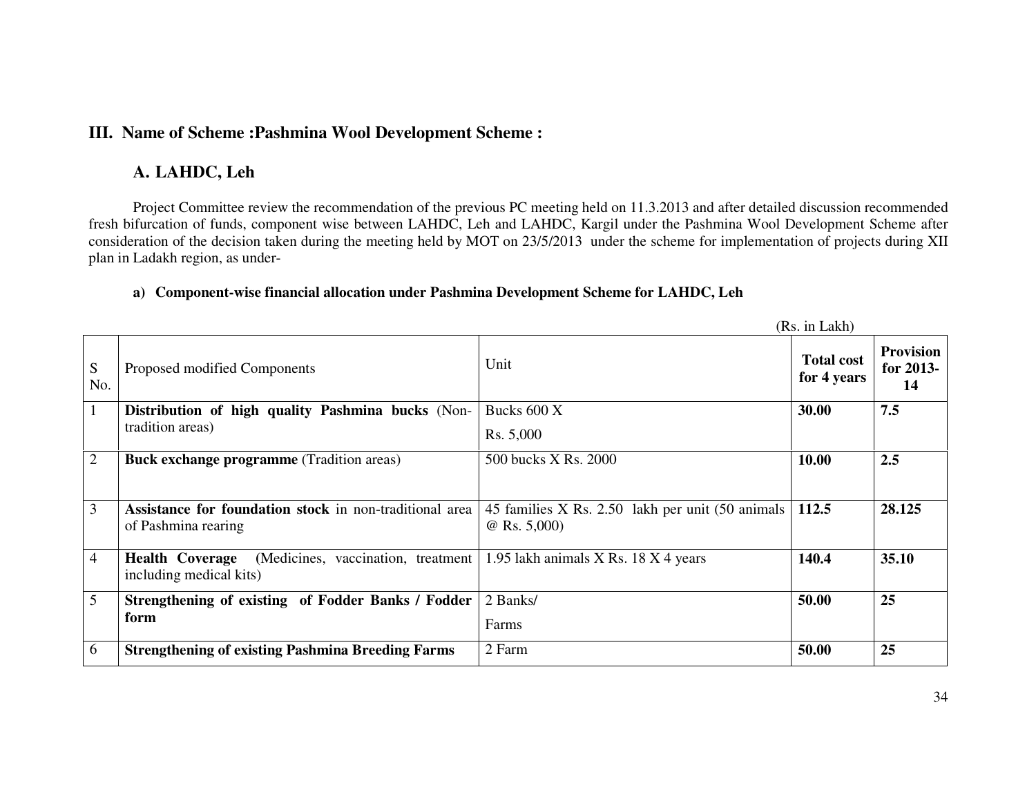## III. Name of Scheme :Pashmina Wool Development Scheme :

### A. LAHDC, Leh

Project Committee review the recommendation of the previous PC meeting held on 11.3.2013 and after detailed discussion recommended fresh bifurcation of funds, component wise between LAHDC, Leh and LAHDC, Kargil under the Pashmina Wool Development Scheme after consideration of the decision taken during the meeting held by MOT on 23/5/2013 under the scheme for implementation of projects during XII plan in Ladakh region, as under-

#### a) Component-wise financial allocation under Pashmina Development Scheme for LAHDC, Leh

(Rs. in Lakh)

| S No. | Proposed modified Components | Unit | **Total cost for 4 years** | **Provision for 2013-14** |
|---|---|---|---|---|
| 1 | **Distribution of high quality Pashmina bucks** (Non-tradition areas) | Bucks 600 X Rs. 5,000 | **30.00** | **7.5** |
| 2 | **Buck exchange programme** (Tradition areas) | 500 bucks X Rs. 2000 | **10.00** | **2.5** |
| 3 | **Assistance for foundation stock** in non-traditional area of Pashmina rearing | 45 families X Rs. 2.50 lakh per unit (50 animals @ Rs. 5,000) | **112.5** | **28.125** |
| 4 | **Health Coverage** (Medicines, vaccination, treatment including medical kits) | 1.95 lakh animals X Rs. 18 X 4 years | **140.4** | **35.10** |
| 5 | **Strengthening of existing of Fodder Banks / Fodder form** | 2 Banks/ Farms | **50.00** | **25** |
| 6 | **Strengthening of existing Pashmina Breeding Farms** | 2 Farm | **50.00** | **25** |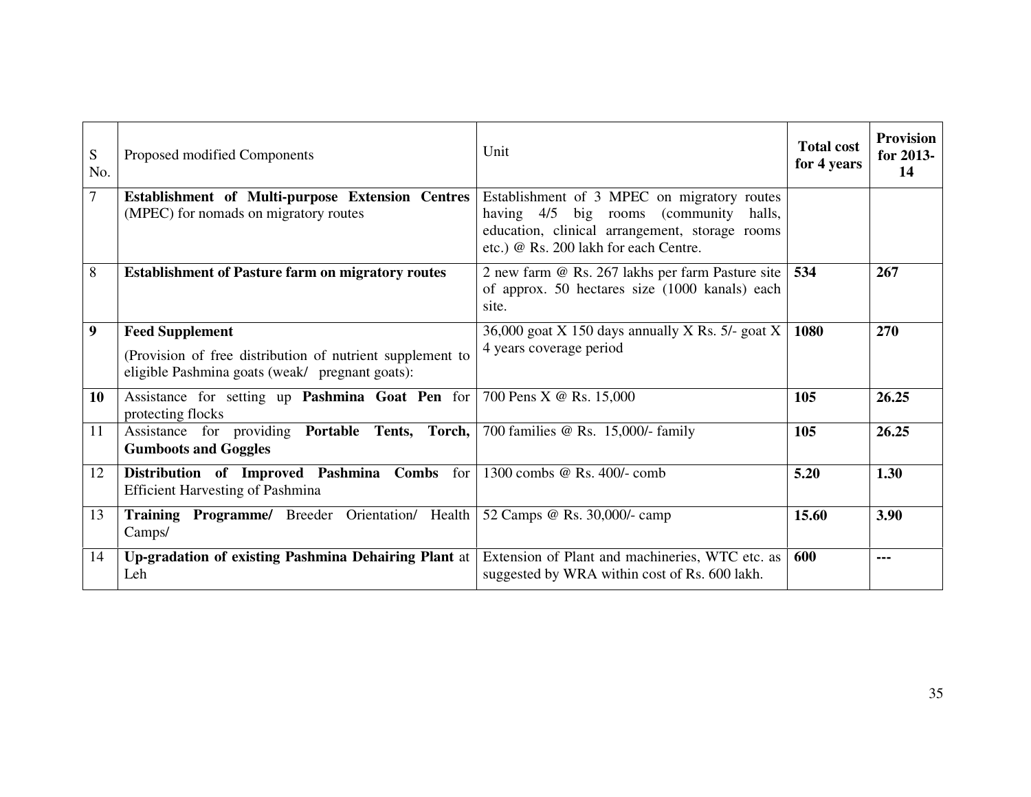| S No. | Proposed modified Components | Unit | **Total cost for 4 years** | **Provision for 2013-14** |
|---|---|---|---|---|
| 7 | **Establishment of Multi-purpose Extension Centres** (MPEC) for nomads on migratory routes | Establishment of 3 MPEC on migratory routes having 4/5 big rooms (community halls, education, clinical arrangement, storage rooms etc.) @ Rs. 200 lakh for each Centre. | | |
| 8 | **Establishment of Pasture farm on migratory routes** | 2 new farm @ Rs. 267 lakhs per farm Pasture site of approx. 50 hectares size (1000 kanals) each site. | **534** | **267** |
| **9** | **Feed Supplement** (Provision of free distribution of nutrient supplement to eligible Pashmina goats (weak/ pregnant goats): | 36,000 goat X 150 days annually X Rs. 5/- goat X 4 years coverage period | **1080** | **270** |
| **10** | Assistance for setting up **Pashmina Goat Pen** for protecting flocks | 700 Pens X @ Rs. 15,000 | **105** | **26.25** |
| 11 | Assistance for providing **Portable Tents, Torch, Gumboots and Goggles** | 700 families @ Rs. 15,000/- family | **105** | **26.25** |
| 12 | **Distribution of Improved Pashmina Combs** for Efficient Harvesting of Pashmina | 1300 combs @ Rs. 400/- comb | **5.20** | **1.30** |
| 13 | **Training Programme/** Breeder Orientation/ Health Camps/ | 52 Camps @ Rs. 30,000/- camp | **15.60** | **3.90** |
| 14 | **Up-gradation of existing Pashmina Dehairing Plant** at Leh | Extension of Plant and machineries, WTC etc. as suggested by WRA within cost of Rs. 600 lakh. | **600** | **---** |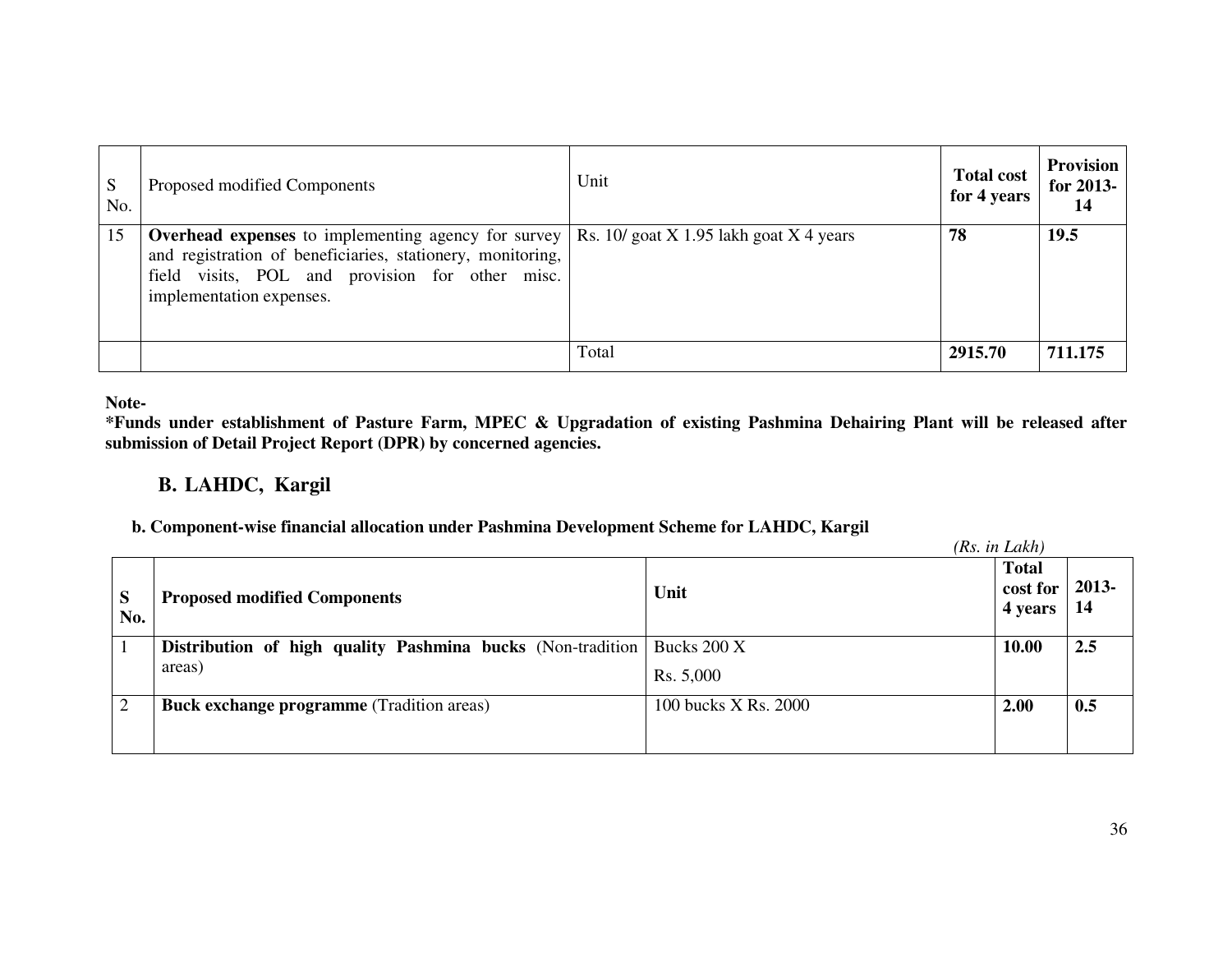| S No. | Proposed modified Components | Unit | Total cost for 4 years | Provision for 2013-14 |
|---|---|---|---|---|
| 15 | **Overhead expenses** to implementing agency for survey and registration of beneficiaries, stationery, monitoring, field visits, POL and provision for other misc. implementation expenses. | Rs. 10/ goat X 1.95 lakh goat X 4 years | **78** | **19.5** |
| | | Total | **2915.70** | **711.175** |

**Note-**

**\*Funds under establishment of Pasture Farm, MPEC & Upgradation of existing Pashmina Dehairing Plant will be released after submission of Detail Project Report (DPR) by concerned agencies.**

## B. LAHDC, Kargil

### b. Component-wise financial allocation under Pashmina Development Scheme for LAHDC, Kargil

*(Rs. in Lakh)*

| S No. | Proposed modified Components | Unit | Total cost for 4 years | 2013-14 |
|---|---|---|---|---|
| 1 | **Distribution of high quality Pashmina bucks** (Non-tradition areas) | Bucks 200 X Rs. 5,000 | **10.00** | **2.5** |
| 2 | **Buck exchange programme** (Tradition areas) | 100 bucks X Rs. 2000 | **2.00** | **0.5** |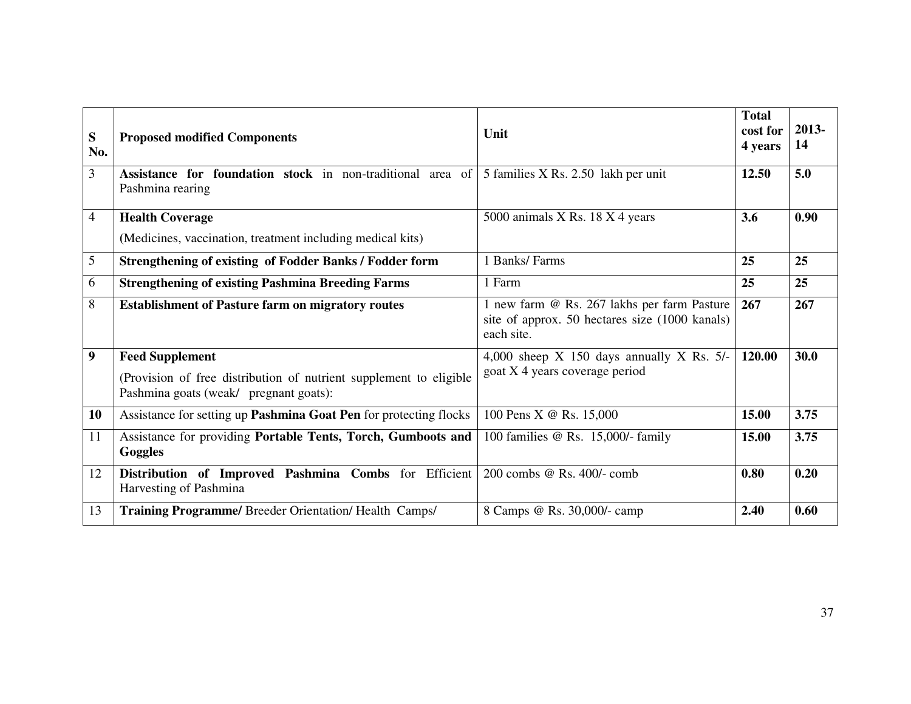| S No. | Proposed modified Components | Unit | Total cost for 4 years | 2013-14 |
|---|---|---|---|---|
| 3 | **Assistance for foundation stock** in non-traditional area of Pashmina rearing | 5 families X Rs. 2.50 lakh per unit | **12.50** | **5.0** |
| 4 | **Health Coverage** (Medicines, vaccination, treatment including medical kits) | 5000 animals X Rs. 18 X 4 years | **3.6** | **0.90** |
| 5 | **Strengthening of existing of Fodder Banks / Fodder form** | 1 Banks/ Farms | **25** | **25** |
| 6 | **Strengthening of existing Pashmina Breeding Farms** | 1 Farm | **25** | **25** |
| 8 | **Establishment of Pasture farm on migratory routes** | 1 new farm @ Rs. 267 lakhs per farm Pasture site of approx. 50 hectares size (1000 kanals) each site. | **267** | **267** |
| **9** | **Feed Supplement** (Provision of free distribution of nutrient supplement to eligible Pashmina goats (weak/ pregnant goats): | 4,000 sheep X 150 days annually X Rs. 5/- goat X 4 years coverage period | **120.00** | **30.0** |
| **10** | Assistance for setting up **Pashmina Goat Pen** for protecting flocks | 100 Pens X @ Rs. 15,000 | **15.00** | **3.75** |
| 11 | Assistance for providing **Portable Tents, Torch, Gumboots and Goggles** | 100 families @ Rs. 15,000/- family | **15.00** | **3.75** |
| 12 | **Distribution of Improved Pashmina Combs** for Efficient Harvesting of Pashmina | 200 combs @ Rs. 400/- comb | **0.80** | **0.20** |
| 13 | **Training Programme/** Breeder Orientation/ Health Camps/ | 8 Camps @ Rs. 30,000/- camp | **2.40** | **0.60** |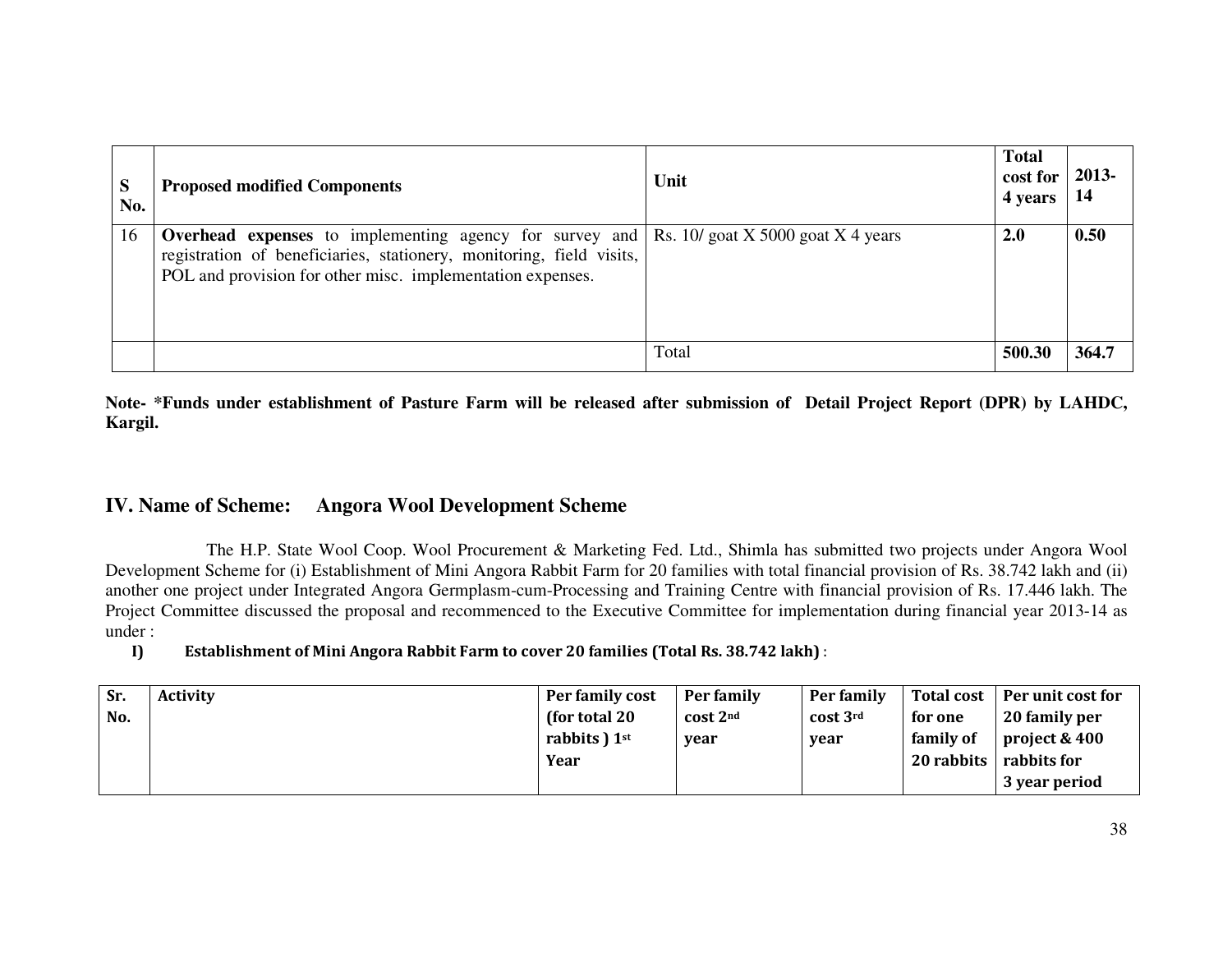| S No. | Proposed modified Components | Unit | Total cost for 4 years | 2013-14 |
| --- | --- | --- | --- | --- |
| 16 | **Overhead expenses** to implementing agency for survey and registration of beneficiaries, stationery, monitoring, field visits, POL and provision for other misc. implementation expenses. | Rs. 10/ goat X 5000 goat X 4 years | **2.0** | **0.50** |
| | | Total | **500.30** | **364.7** |

**Note- *Funds under establishment of Pasture Farm will be released after submission of Detail Project Report (DPR) by LAHDC, Kargil.**

## IV. Name of Scheme: Angora Wool Development Scheme

The H.P. State Wool Coop. Wool Procurement & Marketing Fed. Ltd., Shimla has submitted two projects under Angora Wool Development Scheme for (i) Establishment of Mini Angora Rabbit Farm for 20 families with total financial provision of Rs. 38.742 lakh and (ii) another one project under Integrated Angora Germplasm-cum-Processing and Training Centre with financial provision of Rs. 17.446 lakh. The Project Committee discussed the proposal and recommenced to the Executive Committee for implementation during financial year 2013-14 as under :

**I) Establishment of Mini Angora Rabbit Farm to cover 20 families (Total Rs. 38.742 lakh)** :

| Sr. No. | Activity | Per family cost (for total 20 rabbits ) 1st Year | Per family cost 2nd year | Per family cost 3rd year | Total cost for one family of 20 rabbits | Per unit cost for 20 family per project & 400 rabbits for 3 year period |
| --- | --- | --- | --- | --- | --- | --- |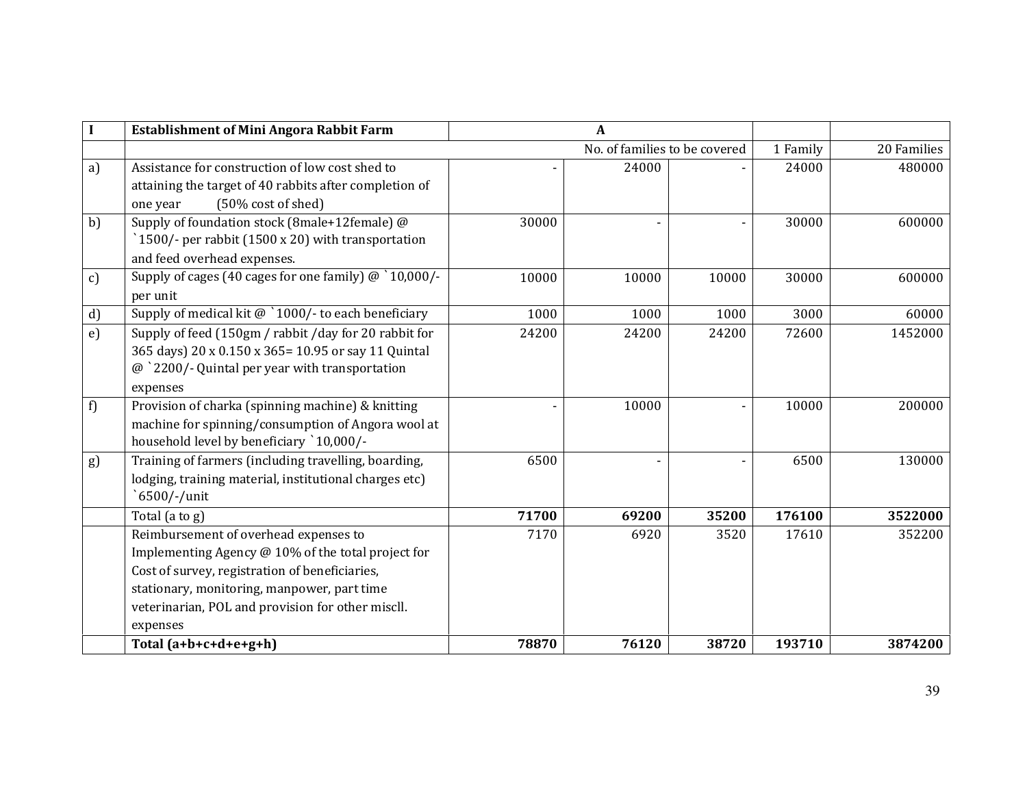| I | Establishment of Mini Angora Rabbit Farm | A | | | | |
|---|---|---|---|---|---|---|
| | | | No. of families to be covered | | 1 Family | 20 Families |
| a) | Assistance for construction of low cost shed to attaining the target of 40 rabbits after completion of one year (50% cost of shed) | - | 24000 | - | 24000 | 480000 |
| b) | Supply of foundation stock (8male+12female) @ `1500/- per rabbit (1500 x 20) with transportation and feed overhead expenses. | 30000 | - | - | 30000 | 600000 |
| c) | Supply of cages (40 cages for one family) @ `10,000/- per unit | 10000 | 10000 | 10000 | 30000 | 600000 |
| d) | Supply of medical kit @ `1000/- to each beneficiary | 1000 | 1000 | 1000 | 3000 | 60000 |
| e) | Supply of feed (150gm / rabbit /day for 20 rabbit for 365 days) 20 x 0.150 x 365= 10.95 or say 11 Quintal @ `2200/- Quintal per year with transportation expenses | 24200 | 24200 | 24200 | 72600 | 1452000 |
| f) | Provision of charka (spinning machine) & knitting machine for spinning/consumption of Angora wool at household level by beneficiary `10,000/- | - | 10000 | - | 10000 | 200000 |
| g) | Training of farmers (including travelling, boarding, lodging, training material, institutional charges etc) `6500/-/unit | 6500 | - | - | 6500 | 130000 |
| | Total (a to g) | **71700** | **69200** | **35200** | **176100** | **3522000** |
| | Reimbursement of overhead expenses to Implementing Agency @ 10% of the total project for Cost of survey, registration of beneficiaries, stationary, monitoring, manpower, part time veterinarian, POL and provision for other miscll. expenses | 7170 | 6920 | 3520 | 17610 | 352200 |
| | **Total (a+b+c+d+e+g+h)** | **78870** | **76120** | **38720** | **193710** | **3874200** |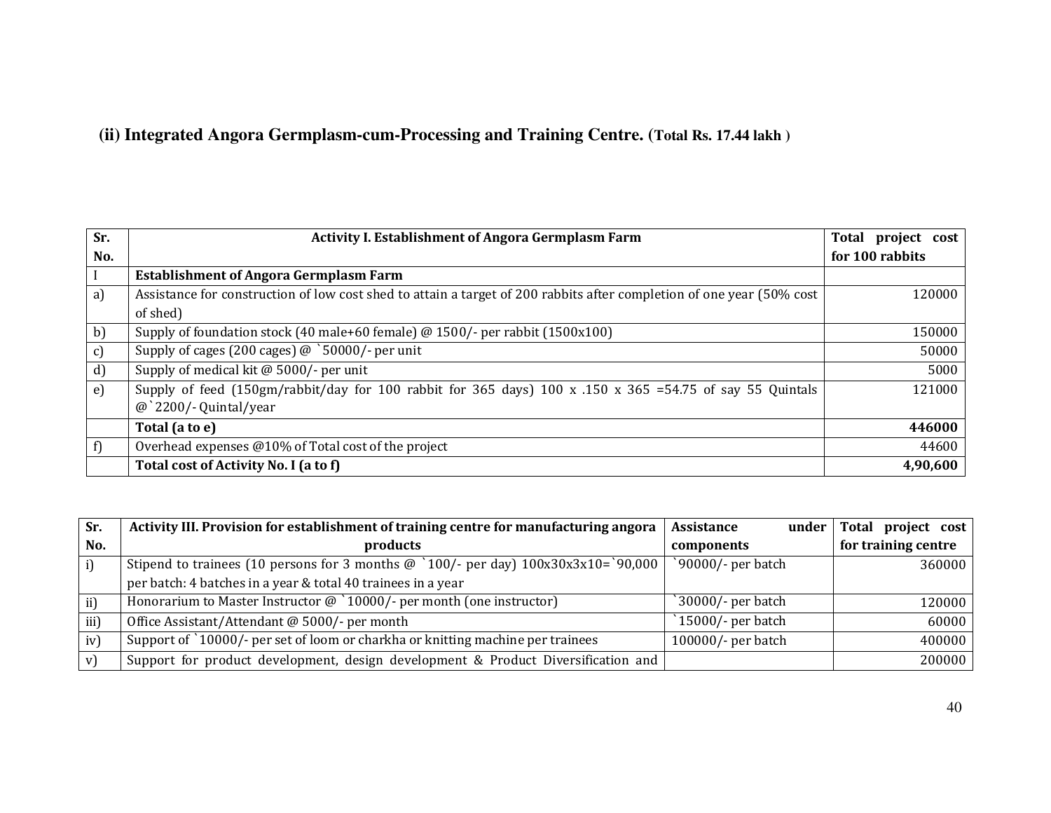### (ii) Integrated Angora Germplasm-cum-Processing and Training Centre. (Total Rs. 17.44 lakh )

| Sr. No. | Activity I. Establishment of Angora Germplasm Farm | Total project cost for 100 rabbits |
|---|---|---|
| I | **Establishment of Angora Germplasm Farm** | |
| a) | Assistance for construction of low cost shed to attain a target of 200 rabbits after completion of one year (50% cost of shed) | 120000 |
| b) | Supply of foundation stock (40 male+60 female) @ 1500/- per rabbit (1500x100) | 150000 |
| c) | Supply of cages (200 cages) @ `50000/- per unit | 50000 |
| d) | Supply of medical kit @ 5000/- per unit | 5000 |
| e) | Supply of feed (150gm/rabbit/day for 100 rabbit for 365 days) 100 x .150 x 365 =54.75 of say 55 Quintals @`2200/- Quintal/year | 121000 |
| | **Total (a to e)** | **446000** |
| f) | Overhead expenses @10% of Total cost of the project | 44600 |
| | **Total cost of Activity No. I (a to f)** | **4,90,600** |

| Sr. No. | Activity III. Provision for establishment of training centre for manufacturing angora products | Assistance under components | Total project cost for training centre |
|---|---|---|---|
| i) | Stipend to trainees (10 persons for 3 months @ `100/- per day) 100x30x3x10=`90,000 per batch: 4 batches in a year & total 40 trainees in a year | `90000/- per batch | 360000 |
| ii) | Honorarium to Master Instructor @ `10000/- per month (one instructor) | `30000/- per batch | 120000 |
| iii) | Office Assistant/Attendant @ 5000/- per month | `15000/- per batch | 60000 |
| iv) | Support of `10000/- per set of loom or charkha or knitting machine per trainees | 100000/- per batch | 400000 |
| v) | Support for product development, design development & Product Diversification and | | 200000 |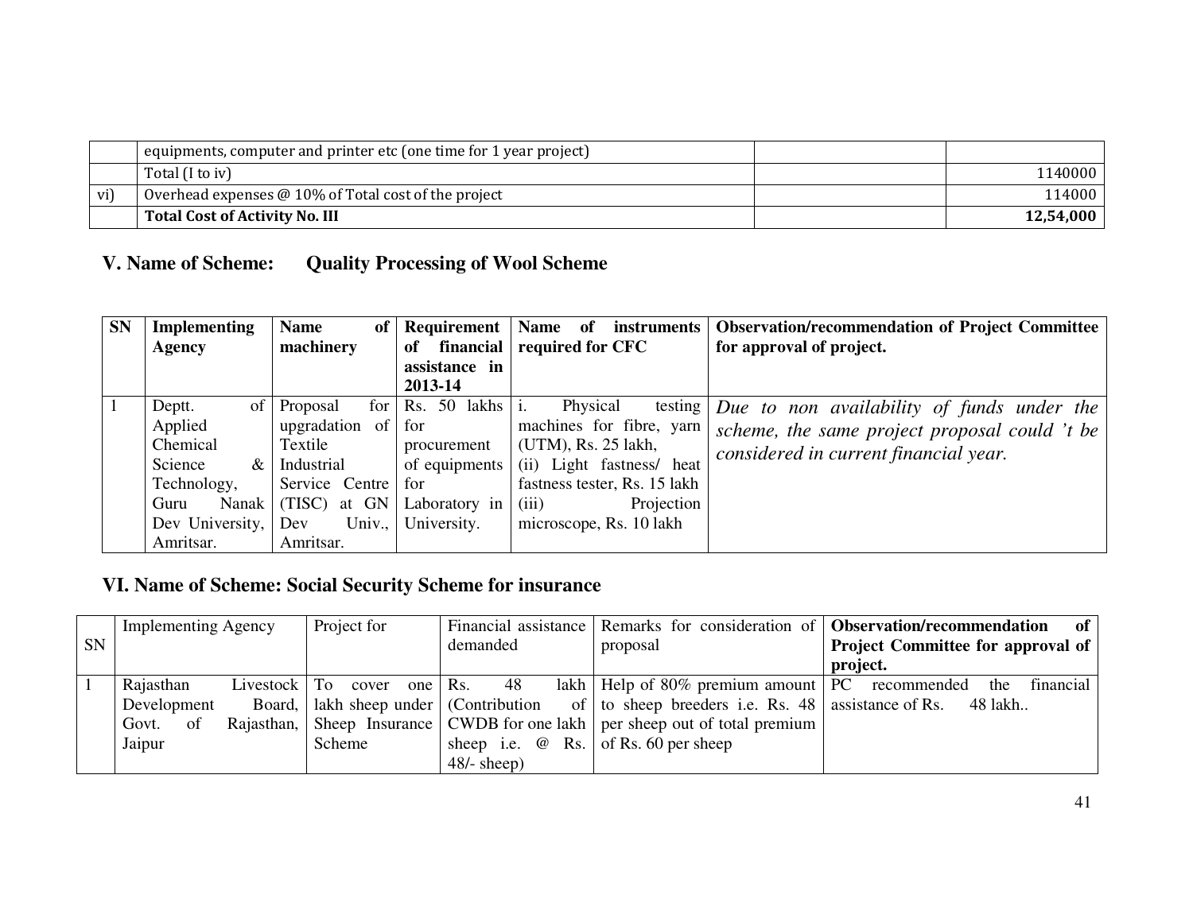|  | equipments, computer and printer etc (one time for 1 year project) |  |  |
| --- | --- | --- | --- |
|  | Total (I to iv) |  | 1140000 |
| vi) | Overhead expenses @ 10% of Total cost of the project |  | 114000 |
|  | **Total Cost of Activity No. III** |  | **12,54,000** |

## V. Name of Scheme: Quality Processing of Wool Scheme

| SN | Implementing Agency | Name of machinery | Requirement of financial assistance in 2013-14 | Name of instruments required for CFC | Observation/recommendation of Project Committee for approval of project. |
| --- | --- | --- | --- | --- | --- |
| 1 | Deptt. of Applied Chemical Science & Technology, Guru Nanak Dev University, Amritsar. | Proposal for upgradation of Textile Industrial Service Centre (TISC) at GN Dev Univ., Amritsar. | Rs. 50 lakhs for procurement of equipments for Laboratory in University. | i. Physical testing machines for fibre, yarn (UTM), Rs. 25 lakh, (ii) Light fastness/ heat fastness tester, Rs. 15 lakh (iii) Projection microscope, Rs. 10 lakh | *Due to non availability of funds under the scheme, the same project proposal could 't be considered in current financial year.* |

## VI. Name of Scheme: Social Security Scheme for insurance

| SN | Implementing Agency | Project for | Financial assistance demanded | Remarks for consideration of proposal | **Observation/recommendation of Project Committee for approval of project.** |
| --- | --- | --- | --- | --- | --- |
| 1 | Rajasthan Livestock Development Board, Govt. of Rajasthan, Jaipur | To cover one lakh sheep under Sheep Insurance Scheme | Rs. 48 lakh (Contribution of CWDB for one lakh sheep i.e. @ Rs. 48/- sheep) | Help of 80% premium amount to sheep breeders i.e. Rs. 48 per sheep out of total premium of Rs. 60 per sheep | PC recommended the financial assistance of Rs. 48 lakh.. |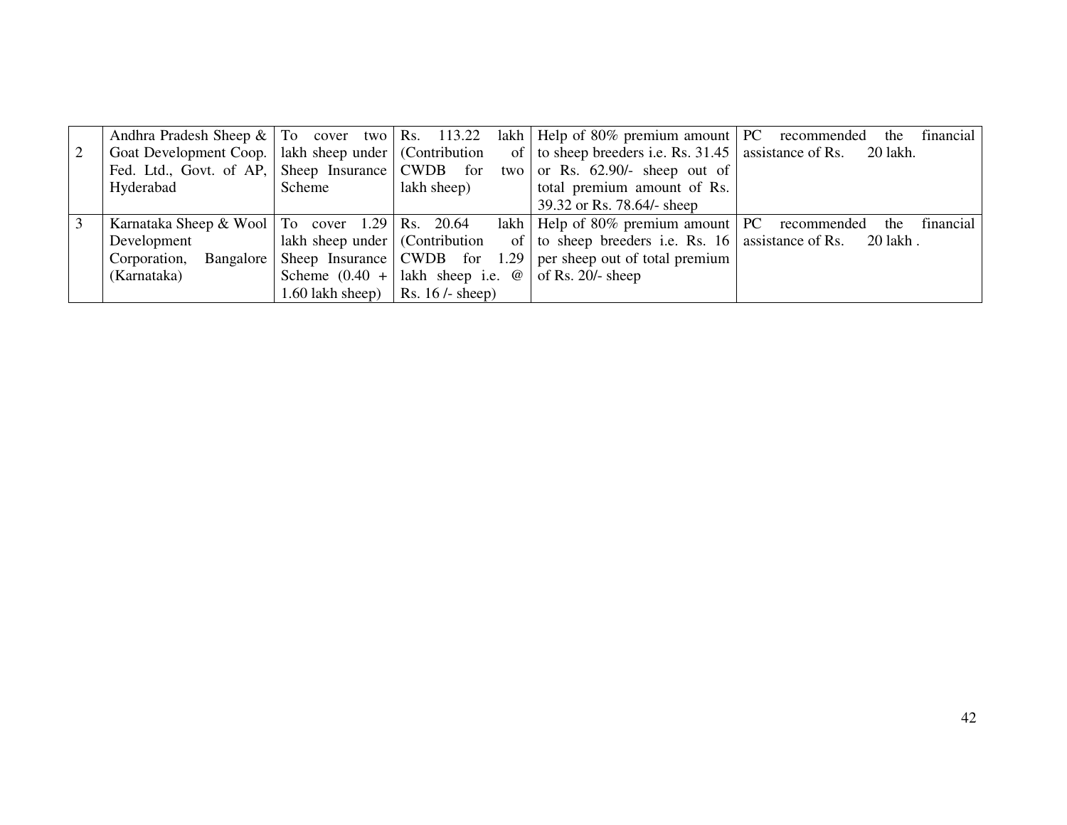| 2 | Andhra Pradesh Sheep & Goat Development Coop. Fed. Ltd., Govt. of AP, Hyderabad | To cover two lakh sheep under Sheep Insurance Scheme | Rs. 113.22 lakh (Contribution of CWDB for two lakh sheep) | Help of 80% premium amount to sheep breeders i.e. Rs. 31.45 or Rs. 62.90/- sheep out of total premium amount of Rs. 39.32 or Rs. 78.64/- sheep | PC recommended the financial assistance of Rs. 20 lakh. |
|---|---|---|---|---|---|
| 3 | Karnataka Sheep & Wool Development Corporation, Bangalore (Karnataka) | To cover 1.29 lakh sheep under Sheep Insurance Scheme (0.40 + 1.60 lakh sheep) | Rs. 20.64 lakh (Contribution of CWDB for 1.29 lakh sheep i.e. @ Rs. 16 /- sheep) | Help of 80% premium amount to sheep breeders i.e. Rs. 16 per sheep out of total premium of Rs. 20/- sheep | PC recommended the financial assistance of Rs. 20 lakh . |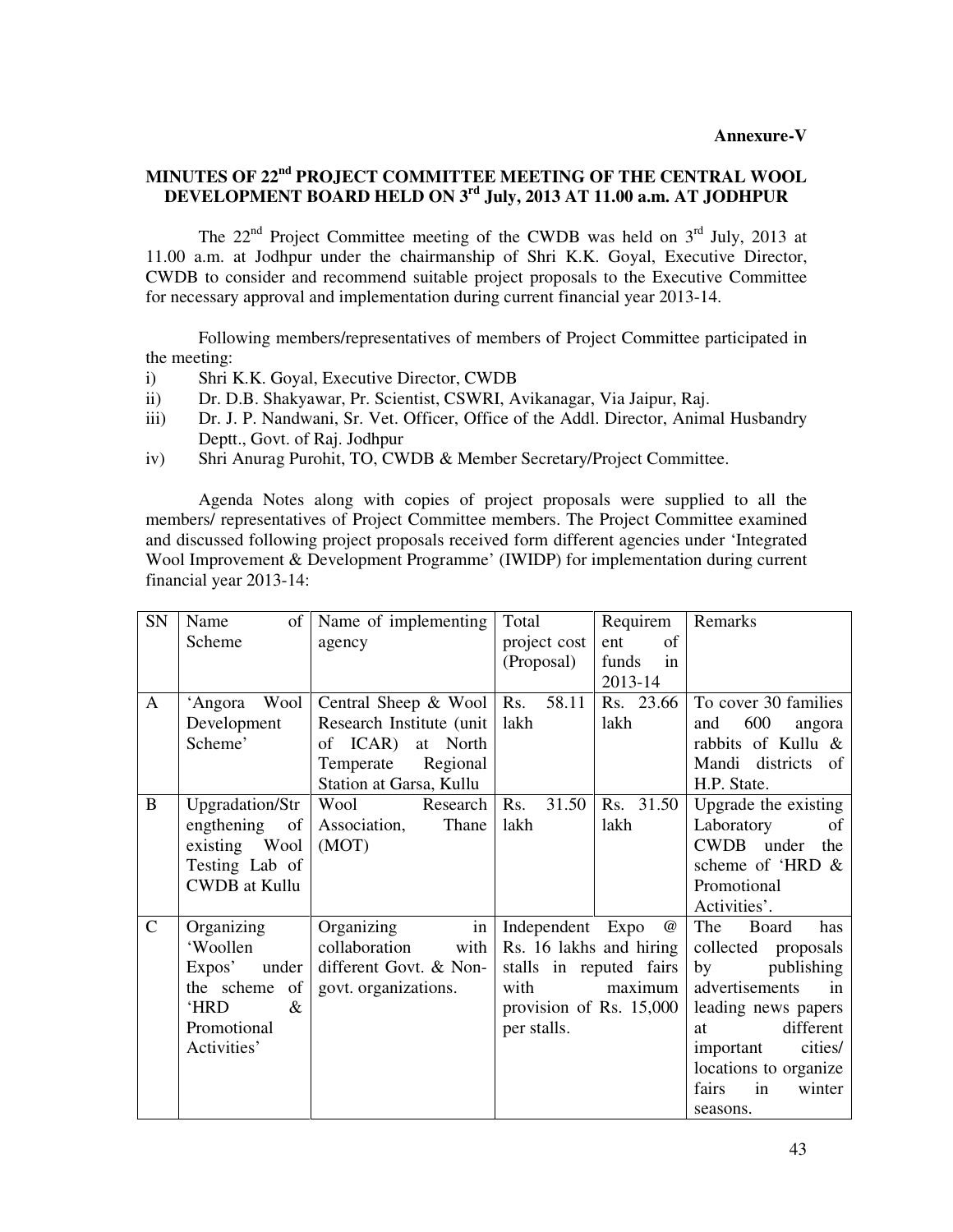**Annexure-V**

## MINUTES OF 22nd PROJECT COMMITTEE MEETING OF THE CENTRAL WOOL DEVELOPMENT BOARD HELD ON 3rd July, 2013 AT 11.00 a.m. AT JODHPUR

The 22nd Project Committee meeting of the CWDB was held on 3rd July, 2013 at 11.00 a.m. at Jodhpur under the chairmanship of Shri K.K. Goyal, Executive Director, CWDB to consider and recommend suitable project proposals to the Executive Committee for necessary approval and implementation during current financial year 2013-14.

Following members/representatives of members of Project Committee participated in the meeting:

i) Shri K.K. Goyal, Executive Director, CWDB
ii) Dr. D.B. Shakyawar, Pr. Scientist, CSWRI, Avikanagar, Via Jaipur, Raj.
iii) Dr. J. P. Nandwani, Sr. Vet. Officer, Office of the Addl. Director, Animal Husbandry Deptt., Govt. of Raj. Jodhpur
iv) Shri Anurag Purohit, TO, CWDB & Member Secretary/Project Committee.

Agenda Notes along with copies of project proposals were supplied to all the members/ representatives of Project Committee members. The Project Committee examined and discussed following project proposals received form different agencies under 'Integrated Wool Improvement & Development Programme' (IWIDP) for implementation during current financial year 2013-14:

| SN | Name of Scheme | Name of implementing agency | Total project cost (Proposal) | Requirement of funds in 2013-14 | Remarks |
|---|---|---|---|---|---|
| A | 'Angora Wool Development Scheme' | Central Sheep & Wool Research Institute (unit of ICAR) at North Temperate Regional Station at Garsa, Kullu | Rs. 58.11 lakh | Rs. 23.66 lakh | To cover 30 families and 600 angora rabbits of Kullu & Mandi districts of H.P. State. |
| B | Upgradation/Strengthening of existing Wool Testing Lab of CWDB at Kullu | Wool Research Association, Thane (MOT) | Rs. 31.50 lakh | Rs. 31.50 lakh | Upgrade the existing Laboratory of CWDB under the scheme of 'HRD & Promotional Activities'. |
| C | Organizing 'Woollen Expos' under the scheme of 'HRD & Promotional Activities' | Organizing in collaboration with different Govt. & Non-govt. organizations. | Independent Expo @ Rs. 16 lakhs and hiring stalls in reputed fairs with maximum provision of Rs. 15,000 per stalls. | | The Board has collected proposals by publishing advertisements in leading news papers at different important cities/ locations to organize fairs in winter seasons. |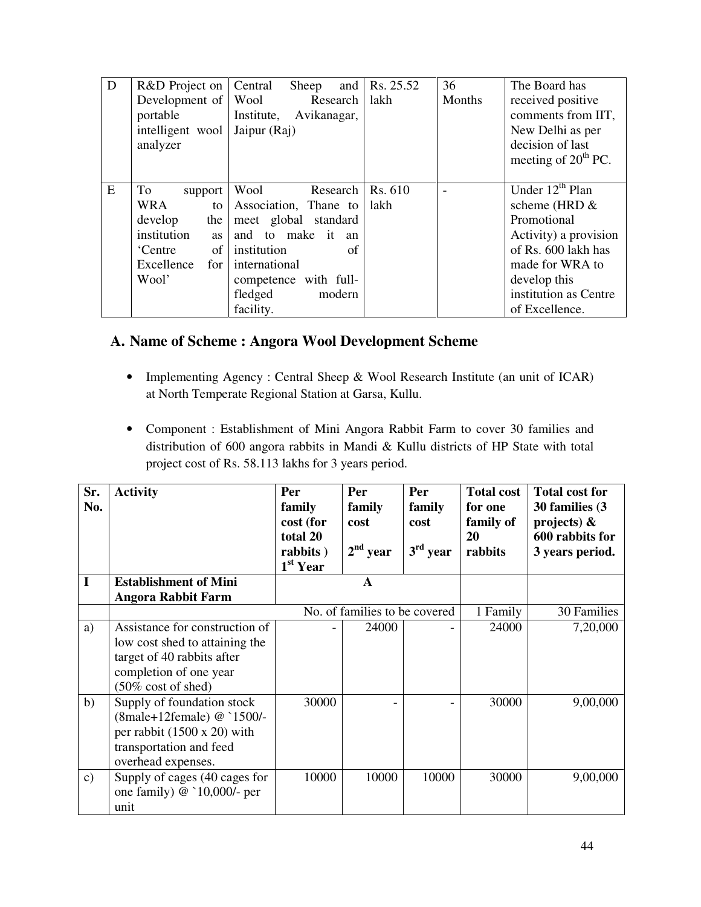| D | R&D Project on Development of portable intelligent wool analyzer | Central Sheep and Wool Research Institute, Avikanagar, Jaipur (Raj) | Rs. 25.52 lakh | 36 Months | The Board has received positive comments from IIT, New Delhi as per decision of last meeting of 20th PC. |
|---|---|---|---|---|---|
| E | To support WRA to develop the institution as 'Centre of Excellence for Wool' | Wool Research Association, Thane to meet global standard and to make it an institution of international competence with full-fledged modern facility. | Rs. 610 lakh | - | Under 12th Plan scheme (HRD & Promotional Activity) a provision of Rs. 600 lakh has made for WRA to develop this institution as Centre of Excellence. |

## A. Name of Scheme : Angora Wool Development Scheme

- Implementing Agency : Central Sheep & Wool Research Institute (an unit of ICAR) at North Temperate Regional Station at Garsa, Kullu.

- Component : Establishment of Mini Angora Rabbit Farm to cover 30 families and distribution of 600 angora rabbits in Mandi & Kullu districts of HP State with total project cost of Rs. 58.113 lakhs for 3 years period.

| Sr. No. | Activity | Per family cost (for total 20 rabbits) 1st Year | Per family cost 2nd year | Per family cost 3rd year | Total cost for one family of 20 rabbits | Total cost for 30 families (3 projects) & 600 rabbits for 3 years period. |
|---|---|---|---|---|---|---|
| **I** | **Establishment of Mini Angora Rabbit Farm** | | **A** | | | |
| | | No. of families to be covered | | | 1 Family | 30 Families |
| a) | Assistance for construction of low cost shed to attaining the target of 40 rabbits after completion of one year (50% cost of shed) | - | 24000 | - | 24000 | 7,20,000 |
| b) | Supply of foundation stock (8male+12female) @ `1500/- per rabbit (1500 x 20) with transportation and feed overhead expenses. | 30000 | - | - | 30000 | 9,00,000 |
| c) | Supply of cages (40 cages for one family) @ `10,000/- per unit | 10000 | 10000 | 10000 | 30000 | 9,00,000 |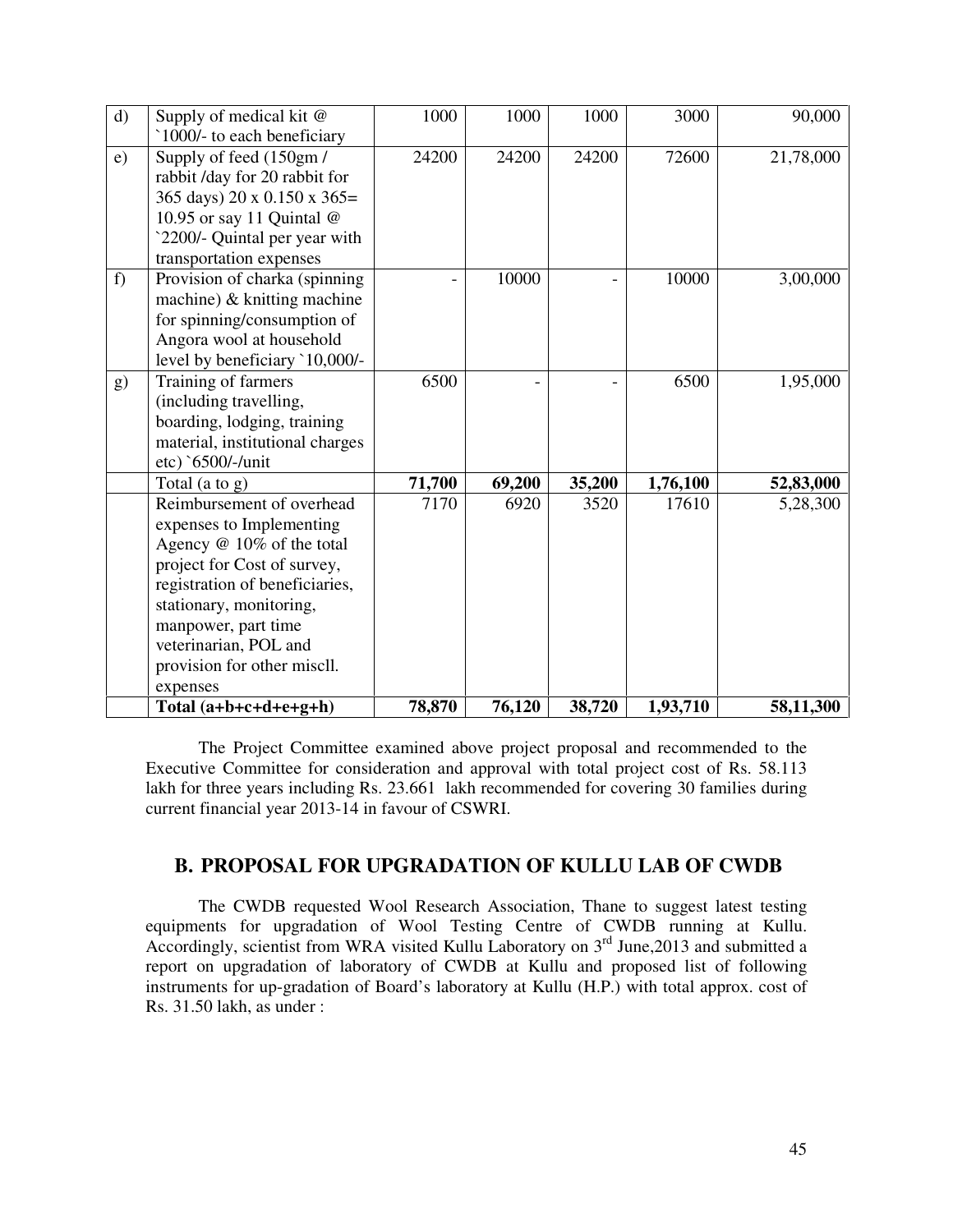| d) | Supply of medical kit @ `1000/- to each beneficiary | 1000 | 1000 | 1000 | 3000 | 90,000 |
|---|---|---|---|---|---|---|
| e) | Supply of feed (150gm / rabbit /day for 20 rabbit for 365 days) 20 x 0.150 x 365= 10.95 or say 11 Quintal @ `2200/- Quintal per year with transportation expenses | 24200 | 24200 | 24200 | 72600 | 21,78,000 |
| f) | Provision of charka (spinning machine) & knitting machine for spinning/consumption of Angora wool at household level by beneficiary `10,000/- | - | 10000 | - | 10000 | 3,00,000 |
| g) | Training of farmers (including travelling, boarding, lodging, training material, institutional charges etc) `6500/-/unit | 6500 | - | - | 6500 | 1,95,000 |
| | Total (a to g) | **71,700** | **69,200** | **35,200** | **1,76,100** | **52,83,000** |
| | Reimbursement of overhead expenses to Implementing Agency @ 10% of the total project for Cost of survey, registration of beneficiaries, stationary, monitoring, manpower, part time veterinarian, POL and provision for other miscll. expenses | 7170 | 6920 | 3520 | 17610 | 5,28,300 |
| | **Total (a+b+c+d+e+g+h)** | **78,870** | **76,120** | **38,720** | **1,93,710** | **58,11,300** |

The Project Committee examined above project proposal and recommended to the Executive Committee for consideration and approval with total project cost of Rs. 58.113 lakh for three years including Rs. 23.661 lakh recommended for covering 30 families during current financial year 2013-14 in favour of CSWRI.

## B. PROPOSAL FOR UPGRADATION OF KULLU LAB OF CWDB

The CWDB requested Wool Research Association, Thane to suggest latest testing equipments for upgradation of Wool Testing Centre of CWDB running at Kullu. Accordingly, scientist from WRA visited Kullu Laboratory on 3rd June,2013 and submitted a report on upgradation of laboratory of CWDB at Kullu and proposed list of following instruments for up-gradation of Board's laboratory at Kullu (H.P.) with total approx. cost of Rs. 31.50 lakh, as under :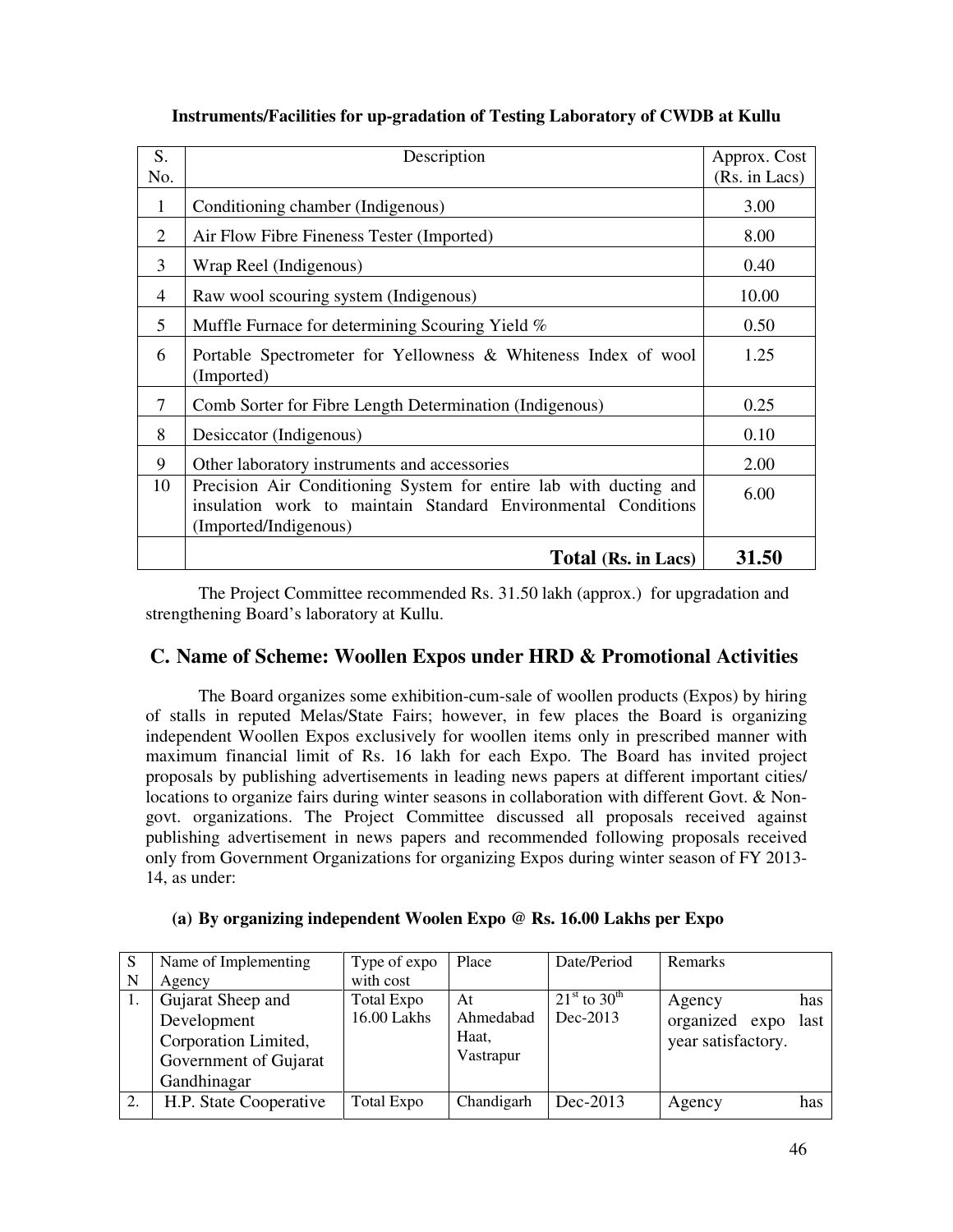**Instruments/Facilities for up-gradation of Testing Laboratory of CWDB at Kullu**

| S. No. | Description | Approx. Cost (Rs. in Lacs) |
|---|---|---|
| 1 | Conditioning chamber (Indigenous) | 3.00 |
| 2 | Air Flow Fibre Fineness Tester (Imported) | 8.00 |
| 3 | Wrap Reel (Indigenous) | 0.40 |
| 4 | Raw wool scouring system (Indigenous) | 10.00 |
| 5 | Muffle Furnace for determining Scouring Yield % | 0.50 |
| 6 | Portable Spectrometer for Yellowness & Whiteness Index of wool (Imported) | 1.25 |
| 7 | Comb Sorter for Fibre Length Determination (Indigenous) | 0.25 |
| 8 | Desiccator (Indigenous) | 0.10 |
| 9 | Other laboratory instruments and accessories | 2.00 |
| 10 | Precision Air Conditioning System for entire lab with ducting and insulation work to maintain Standard Environmental Conditions (Imported/Indigenous) | 6.00 |
| | **Total (Rs. in Lacs)** | **31.50** |

The Project Committee recommended Rs. 31.50 lakh (approx.) for upgradation and strengthening Board's laboratory at Kullu.

## C. Name of Scheme: Woollen Expos under HRD & Promotional Activities

The Board organizes some exhibition-cum-sale of woollen products (Expos) by hiring of stalls in reputed Melas/State Fairs; however, in few places the Board is organizing independent Woollen Expos exclusively for woollen items only in prescribed manner with maximum financial limit of Rs. 16 lakh for each Expo. The Board has invited project proposals by publishing advertisements in leading news papers at different important cities/ locations to organize fairs during winter seasons in collaboration with different Govt. & Non-govt. organizations. The Project Committee discussed all proposals received against publishing advertisement in news papers and recommended following proposals received only from Government Organizations for organizing Expos during winter season of FY 2013-14, as under:

**(a) By organizing independent Woolen Expo @ Rs. 16.00 Lakhs per Expo**

| SN | Name of Implementing Agency | Type of expo with cost | Place | Date/Period | Remarks |
|---|---|---|---|---|---|
| 1. | Gujarat Sheep and Development Corporation Limited, Government of Gujarat Gandhinagar | Total Expo 16.00 Lakhs | At Ahmedabad Haat, Vastrapur | 21st to 30th Dec-2013 | Agency has organized expo last year satisfactory. |
| 2. | H.P. State Cooperative | Total Expo | Chandigarh | Dec-2013 | Agency has |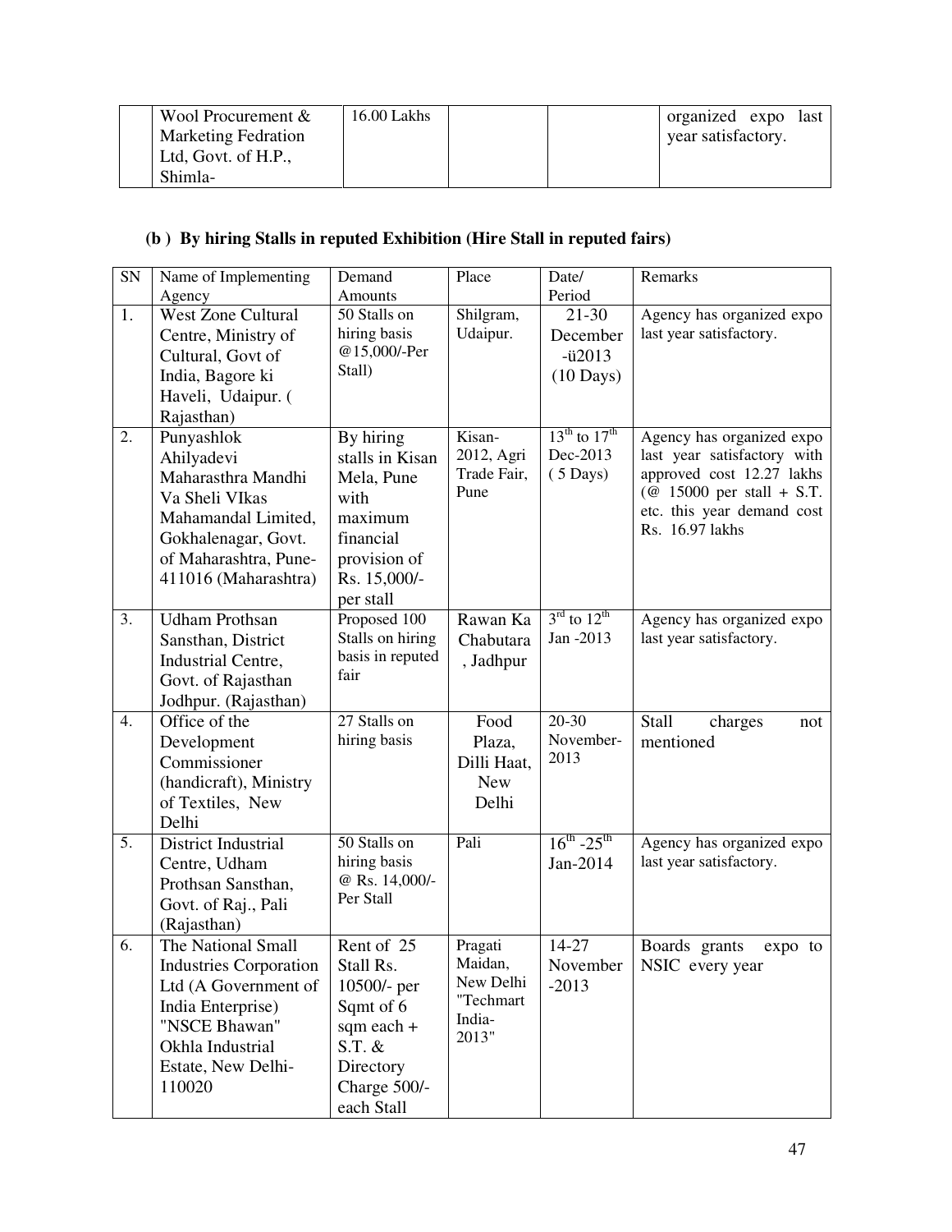| | Wool Procurement & Marketing Fedration Ltd, Govt. of H.P., Shimla- | 16.00 Lakhs | | | organized expo last year satisfactory. |
|---|---|---|---|---|---|

**(b ) By hiring Stalls in reputed Exhibition (Hire Stall in reputed fairs)**

| SN | Name of Implementing Agency | Demand Amounts | Place | Date/ Period | Remarks |
|---|---|---|---|---|---|
| 1. | West Zone Cultural Centre, Ministry of Cultural, Govt of India, Bagore ki Haveli, Udaipur. ( Rajasthan) | 50 Stalls on hiring basis @15,000/-Per Stall) | Shilgram, Udaipur. | 21-30 December -ü2013 (10 Days) | Agency has organized expo last year satisfactory. |
| 2. | Punyashlok Ahilyadevi Maharasthra Mandhi Va Sheli VIkas Mahamandal Limited, Gokhalenagar, Govt. of Maharashtra, Pune-411016 (Maharashtra) | By hiring stalls in Kisan Mela, Pune with maximum financial provision of Rs. 15,000/- per stall | Kisan-2012, Agri Trade Fair, Pune | 13th to 17th Dec-2013 ( 5 Days) | Agency has organized expo last year satisfactory with approved cost 12.27 lakhs (@ 15000 per stall + S.T. etc. this year demand cost Rs. 16.97 lakhs |
| 3. | Udham Prothsan Sansthan, District Industrial Centre, Govt. of Rajasthan Jodhpur. (Rajasthan) | Proposed 100 Stalls on hiring basis in reputed fair | Rawan Ka Chabutara , Jadhpur | 3rd to 12th Jan -2013 | Agency has organized expo last year satisfactory. |
| 4. | Office of the Development Commissioner (handicraft), Ministry of Textiles, New Delhi | 27 Stalls on hiring basis | Food Plaza, Dilli Haat, New Delhi | 20-30 November-2013 | Stall charges not mentioned |
| 5. | District Industrial Centre, Udham Prothsan Sansthan, Govt. of Raj., Pali (Rajasthan) | 50 Stalls on hiring basis @ Rs. 14,000/- Per Stall | Pali | 16th -25th Jan-2014 | Agency has organized expo last year satisfactory. |
| 6. | The National Small Industries Corporation Ltd (A Government of India Enterprise) "NSCE Bhawan" Okhla Industrial Estate, New Delhi-110020 | Rent of 25 Stall Rs. 10500/- per Sqmt of 6 sqm each + S.T. & Directory Charge 500/- each Stall | Pragati Maidan, New Delhi "Techmart India-2013" | 14-27 November -2013 | Boards grants expo to NSIC every year |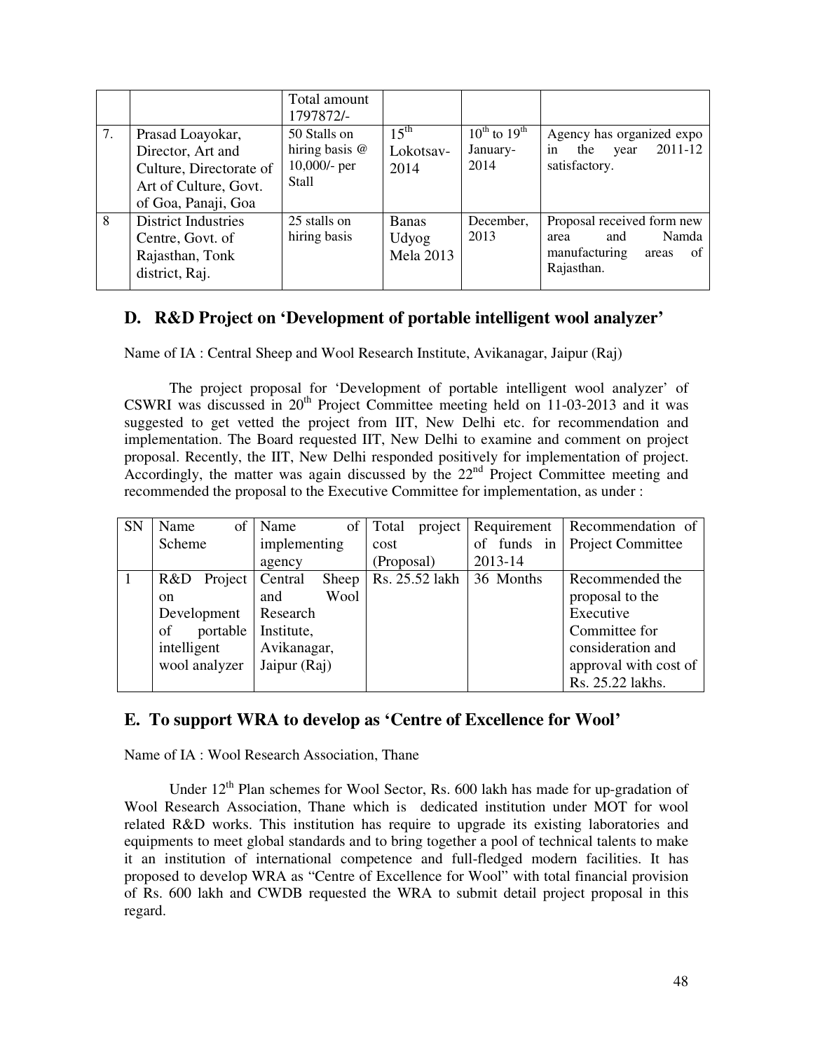| | | Total amount 1797872/- | | | |
|---|---|---|---|---|---|
| 7. | Prasad Loayokar, Director, Art and Culture, Directorate of Art of Culture, Govt. of Goa, Panaji, Goa | 50 Stalls on hiring basis @ 10,000/- per Stall | 15th Lokotsav-2014 | 10th to 19th January-2014 | Agency has organized expo in the year 2011-12 satisfactory. |
| 8 | District Industries Centre, Govt. of Rajasthan, Tonk district, Raj. | 25 stalls on hiring basis | Banas Udyog Mela 2013 | December, 2013 | Proposal received form new area and Namda manufacturing areas of Rajasthan. |

## D. R&D Project on 'Development of portable intelligent wool analyzer'

Name of IA : Central Sheep and Wool Research Institute, Avikanagar, Jaipur (Raj)

The project proposal for 'Development of portable intelligent wool analyzer' of CSWRI was discussed in 20th Project Committee meeting held on 11-03-2013 and it was suggested to get vetted the project from IIT, New Delhi etc. for recommendation and implementation. The Board requested IIT, New Delhi to examine and comment on project proposal. Recently, the IIT, New Delhi responded positively for implementation of project. Accordingly, the matter was again discussed by the 22nd Project Committee meeting and recommended the proposal to the Executive Committee for implementation, as under :

| SN | Name of Scheme | Name of implementing agency | Total project cost (Proposal) | Requirement of funds in 2013-14 | Recommendation of Project Committee |
|---|---|---|---|---|---|
| 1 | R&D Project on Development of portable intelligent wool analyzer | Central Sheep and Wool Research Institute, Avikanagar, Jaipur (Raj) | Rs. 25.52 lakh | 36 Months | Recommended the proposal to the Executive Committee for consideration and approval with cost of Rs. 25.22 lakhs. |

## E. To support WRA to develop as 'Centre of Excellence for Wool'

Name of IA : Wool Research Association, Thane

Under 12th Plan schemes for Wool Sector, Rs. 600 lakh has made for up-gradation of Wool Research Association, Thane which is dedicated institution under MOT for wool related R&D works. This institution has require to upgrade its existing laboratories and equipments to meet global standards and to bring together a pool of technical talents to make it an institution of international competence and full-fledged modern facilities. It has proposed to develop WRA as "Centre of Excellence for Wool" with total financial provision of Rs. 600 lakh and CWDB requested the WRA to submit detail project proposal in this regard.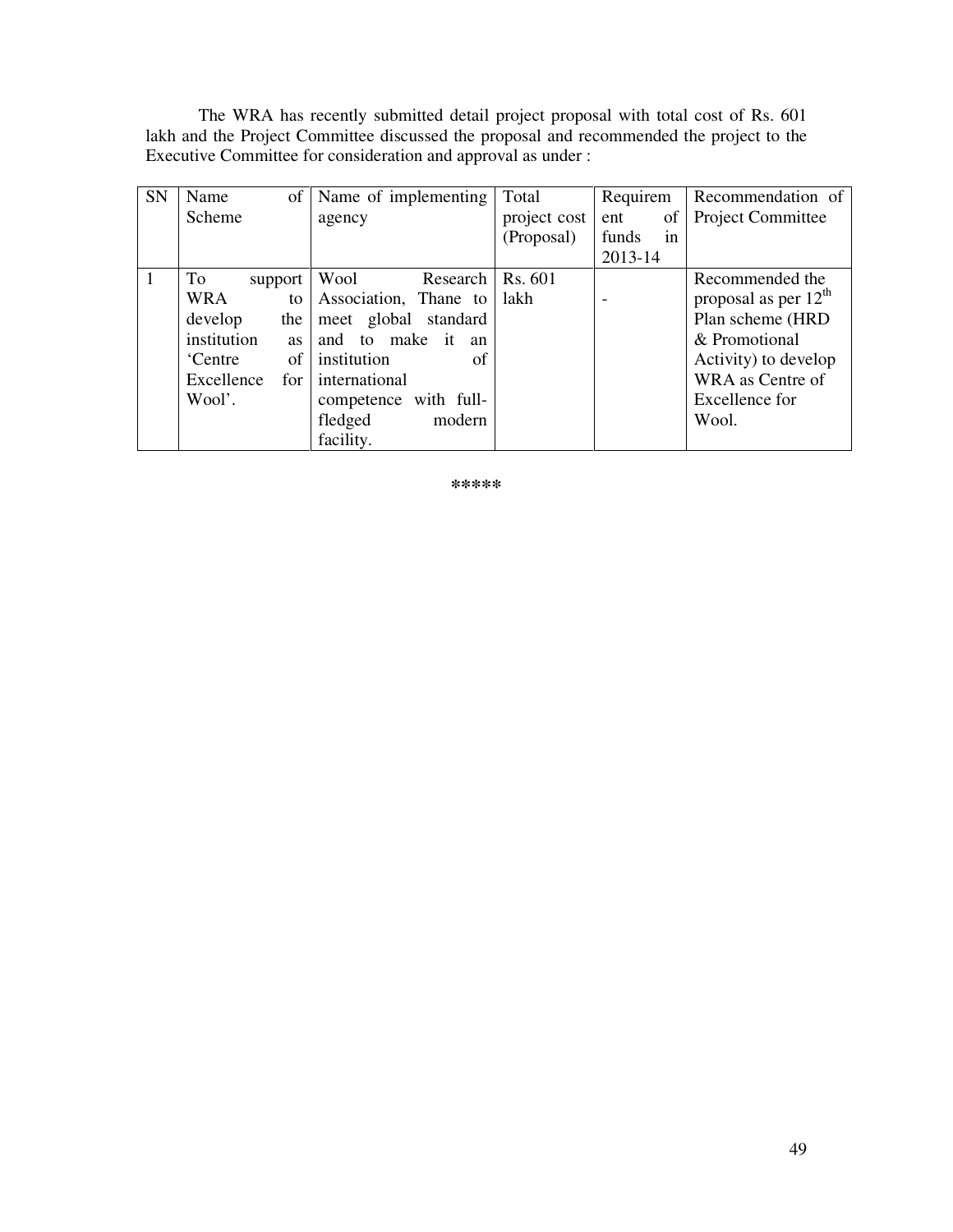The WRA has recently submitted detail project proposal with total cost of Rs. 601 lakh and the Project Committee discussed the proposal and recommended the project to the Executive Committee for consideration and approval as under :

| SN | Name of Scheme | Name of implementing agency | Total project cost (Proposal) | Requirement of funds in 2013-14 | Recommendation of Project Committee |
|---|---|---|---|---|---|
| 1 | To support WRA to develop the institution as 'Centre of Excellence for Wool'. | Wool Research Association, Thane to meet global standard and to make it an institution of international competence with full-fledged modern facility. | Rs. 601 lakh | - | Recommended the proposal as per 12th Plan scheme (HRD & Promotional Activity) to develop WRA as Centre of Excellence for Wool. |

*****